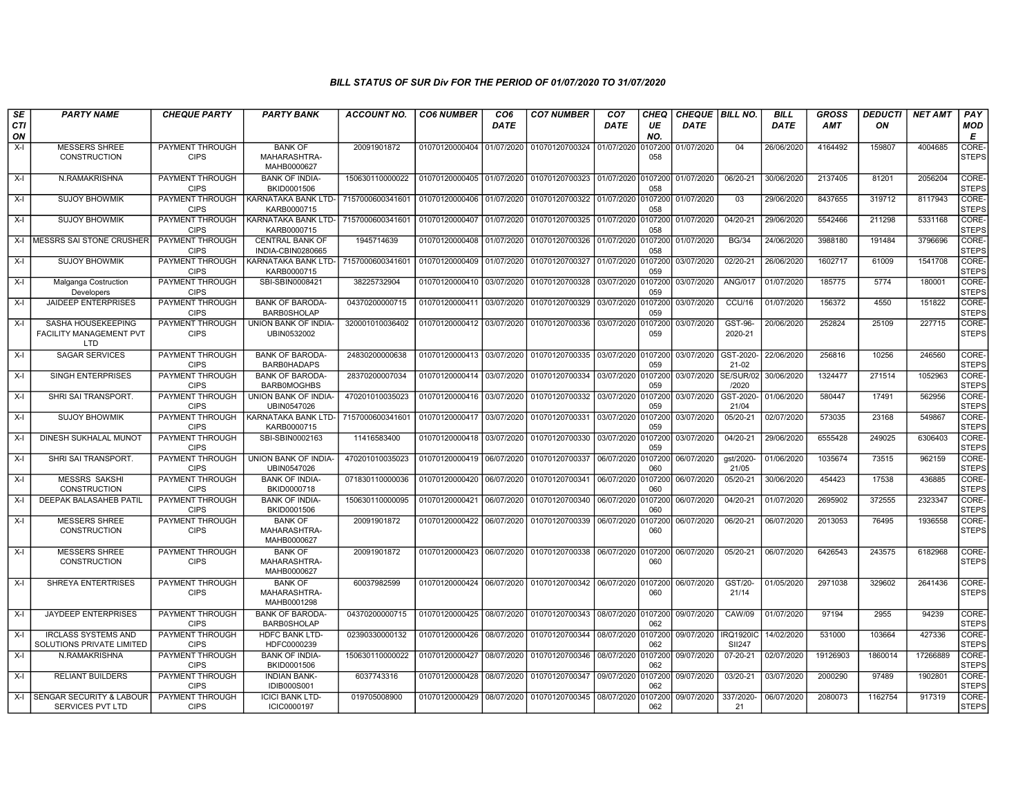# BILL STATUS OF SUR Div FOR THE PERIOD OF 01/07/2020 TO 31/07/2020

| SECTION | PARTY NAME | CHEQUE PARTY | PARTY BANK | ACCOUNT NO. | CO6 NUMBER | CO6 DATE | CO7 NUMBER | CO7 DATE | CHEQUE NO. | CHEQUE DATE | BILL NO. | BILL DATE | GROSS AMT | DEDUCTION | NET AMT | PAY MODE |
|---|---|---|---|---|---|---|---|---|---|---|---|---|---|---|---|---|
| X-I | MESSERS SHREE CONSTRUCTION | PAYMENT THROUGH CIPS | BANK OF MAHARASHTRA-MAHB0000627 | 20091901872 | 01070120000404 | 01/07/2020 | 01070120700324 | 01/07/2020 | 0107200058 | 01/07/2020 | 04 | 26/06/2020 | 4164492 | 159807 | 4004685 | CORE-STEPS |
| X-I | N.RAMAKRISHNA | PAYMENT THROUGH CIPS | BANK OF INDIA-BKID0001506 | 150630110000022 | 01070120000405 | 01/07/2020 | 01070120700323 | 01/07/2020 | 0107200058 | 01/07/2020 | 06/20-21 | 30/06/2020 | 2137405 | 81201 | 2056204 | CORE-STEPS |
| X-I | SUJOY BHOWMIK | PAYMENT THROUGH CIPS | KARNATAKA BANK LTD-KARB0000715 | 7157000600341601 | 01070120000406 | 01/07/2020 | 01070120700322 | 01/07/2020 | 0107200058 | 01/07/2020 | 03 | 29/06/2020 | 8437655 | 319712 | 8117943 | CORE-STEPS |
| X-I | SUJOY BHOWMIK | PAYMENT THROUGH CIPS | KARNATAKA BANK LTD-KARB0000715 | 7157000600341601 | 01070120000407 | 01/07/2020 | 01070120700325 | 01/07/2020 | 0107200058 | 01/07/2020 | 04/20-21 | 29/06/2020 | 5542466 | 211298 | 5331168 | CORE-STEPS |
| X-I | MESSRS SAI STONE CRUSHER | PAYMENT THROUGH CIPS | CENTRAL BANK OF INDIA-CBIN0280665 | 1945714639 | 01070120000408 | 01/07/2020 | 01070120700326 | 01/07/2020 | 0107200058 | 01/07/2020 | BG/34 | 24/06/2020 | 3988180 | 191484 | 3796696 | CORE-STEPS |
| X-I | SUJOY BHOWMIK | PAYMENT THROUGH CIPS | KARNATAKA BANK LTD-KARB0000715 | 7157000600341601 | 01070120000409 | 01/07/2020 | 01070120700327 | 01/07/2020 | 0107200059 | 03/07/2020 | 02/20-21 | 26/06/2020 | 1602717 | 61009 | 1541708 | CORE-STEPS |
| X-I | Malganga Costruction Developers | PAYMENT THROUGH CIPS | SBI-SBIN0008421 | 38225732904 | 01070120000410 | 03/07/2020 | 01070120700328 | 03/07/2020 | 0107200059 | 03/07/2020 | ANG/017 | 01/07/2020 | 185775 | 5774 | 180001 | CORE-STEPS |
| X-I | JAIDEEP ENTERPRISES | PAYMENT THROUGH CIPS | BANK OF BARODA-BARB0SHOLAP | 04370200000715 | 01070120000411 | 03/07/2020 | 01070120700329 | 03/07/2020 | 0107200059 | 03/07/2020 | CCU/16 | 01/07/2020 | 156372 | 4550 | 151822 | CORE-STEPS |
| X-I | SASHA HOUSEKEEPING FACILITY MANAGEMENT PVT LTD | PAYMENT THROUGH CIPS | UNION BANK OF INDIA-UBIN0532002 | 320001010036402 | 01070120000412 | 03/07/2020 | 01070120700336 | 03/07/2020 | 0107200059 | 03/07/2020 | GST-96-2020-21 | 20/06/2020 | 252824 | 25109 | 227715 | CORE-STEPS |
| X-I | SAGAR SERVICES | PAYMENT THROUGH CIPS | BANK OF BARODA-BARB0HADAPS | 24830200000638 | 01070120000413 | 03/07/2020 | 01070120700335 | 03/07/2020 | 0107200059 | 03/07/2020 | GST-2020-21-02 | 22/06/2020 | 256816 | 10256 | 246560 | CORE-STEPS |
| X-I | SINGH ENTERPRISES | PAYMENT THROUGH CIPS | BANK OF BARODA-BARB0MOGHBS | 28370200007034 | 01070120000414 | 03/07/2020 | 01070120700334 | 03/07/2020 | 0107200059 | 03/07/2020 | SE/SUR/02/2020 | 30/06/2020 | 1324477 | 271514 | 1052963 | CORE-STEPS |
| X-I | SHRI SAI TRANSPORT. | PAYMENT THROUGH CIPS | UNION BANK OF INDIA-UBIN0547026 | 470201010035023 | 01070120000416 | 03/07/2020 | 01070120700332 | 03/07/2020 | 0107200059 | 03/07/2020 | GST-2020-21/04 | 01/06/2020 | 580447 | 17491 | 562956 | CORE-STEPS |
| X-I | SUJOY BHOWMIK | PAYMENT THROUGH CIPS | KARNATAKA BANK LTD-KARB0000715 | 7157000600341601 | 01070120000417 | 03/07/2020 | 01070120700331 | 03/07/2020 | 0107200059 | 03/07/2020 | 05/20-21 | 02/07/2020 | 573035 | 23168 | 549867 | CORE-STEPS |
| X-I | DINESH SUKHALAL MUNOT | PAYMENT THROUGH CIPS | SBI-SBIN0002163 | 11416583400 | 01070120000418 | 03/07/2020 | 01070120700330 | 03/07/2020 | 0107200059 | 03/07/2020 | 04/20-21 | 29/06/2020 | 6555428 | 249025 | 6306403 | CORE-STEPS |
| X-I | SHRI SAI TRANSPORT. | PAYMENT THROUGH CIPS | UNION BANK OF INDIA-UBIN0547026 | 470201010035023 | 01070120000419 | 06/07/2020 | 01070120700337 | 06/07/2020 | 0107200060 | 06/07/2020 | gst/2020-21/05 | 01/06/2020 | 1035674 | 73515 | 962159 | CORE-STEPS |
| X-I | MESSRS SAKSHI CONSTRUCTION | PAYMENT THROUGH CIPS | BANK OF INDIA-BKID0000718 | 071830110000036 | 01070120000420 | 06/07/2020 | 01070120700341 | 06/07/2020 | 0107200060 | 06/07/2020 | 05/20-21 | 30/06/2020 | 454423 | 17538 | 436885 | CORE-STEPS |
| X-I | DEEPAK BALASAHEB PATIL | PAYMENT THROUGH CIPS | BANK OF INDIA-BKID0001506 | 150630110000095 | 01070120000421 | 06/07/2020 | 01070120700340 | 06/07/2020 | 0107200060 | 06/07/2020 | 04/20-21 | 01/07/2020 | 2695902 | 372555 | 2323347 | CORE-STEPS |
| X-I | MESSERS SHREE CONSTRUCTION | PAYMENT THROUGH CIPS | BANK OF MAHARASHTRA-MAHB0000627 | 20091901872 | 01070120000422 | 06/07/2020 | 01070120700339 | 06/07/2020 | 0107200060 | 06/07/2020 | 06/20-21 | 06/07/2020 | 2013053 | 76495 | 1936558 | CORE-STEPS |
| X-I | MESSERS SHREE CONSTRUCTION | PAYMENT THROUGH CIPS | BANK OF MAHARASHTRA-MAHB0000627 | 20091901872 | 01070120000423 | 06/07/2020 | 01070120700338 | 06/07/2020 | 0107200060 | 06/07/2020 | 05/20-21 | 06/07/2020 | 6426543 | 243575 | 6182968 | CORE-STEPS |
| X-I | SHREYA ENTERTRISES | PAYMENT THROUGH CIPS | BANK OF MAHARASHTRA-MAHB0001298 | 60037982599 | 01070120000424 | 06/07/2020 | 01070120700342 | 06/07/2020 | 0107200060 | 06/07/2020 | GST/20-21/14 | 01/05/2020 | 2971038 | 329602 | 2641436 | CORE-STEPS |
| X-I | JAYDEEP ENTERPRISES | PAYMENT THROUGH CIPS | BANK OF BARODA-BARB0SHOLAP | 04370200000715 | 01070120000425 | 08/07/2020 | 01070120700343 | 08/07/2020 | 0107200062 | 09/07/2020 | CAW/09 | 01/07/2020 | 97194 | 2955 | 94239 | CORE-STEPS |
| X-I | IRCLASS SYSTEMS AND SOLUTIONS PRIVATE LIMITED | PAYMENT THROUGH CIPS | HDFC BANK LTD-HDFC0000239 | 02390330000132 | 01070120000426 | 08/07/2020 | 01070120700344 | 08/07/2020 | 0107200062 | 09/07/2020 | IRQ1920ICSII247 | 14/02/2020 | 531000 | 103664 | 427336 | CORE-STEPS |
| X-I | N.RAMAKRISHNA | PAYMENT THROUGH CIPS | BANK OF INDIA-BKID0001506 | 150630110000022 | 01070120000427 | 08/07/2020 | 01070120700346 | 08/07/2020 | 0107200062 | 09/07/2020 | 07-20-21 | 02/07/2020 | 19126903 | 1860014 | 17266889 | CORE-STEPS |
| X-I | RELIANT BUILDERS | PAYMENT THROUGH CIPS | INDIAN BANK-IDIB000S001 | 6037743316 | 01070120000428 | 08/07/2020 | 01070120700347 | 09/07/2020 | 0107200062 | 09/07/2020 | 03/20-21 | 03/07/2020 | 2000290 | 97489 | 1902801 | CORE-STEPS |
| X-I | SENGAR SECURITY & LABOUR SERVICES PVT LTD | PAYMENT THROUGH CIPS | ICICI BANK LTD-ICIC0000197 | 019705008900 | 01070120000429 | 08/07/2020 | 01070120700345 | 08/07/2020 | 0107200062 | 09/07/2020 | 337/2020-21 | 06/07/2020 | 2080073 | 1162754 | 917319 | CORE-STEPS |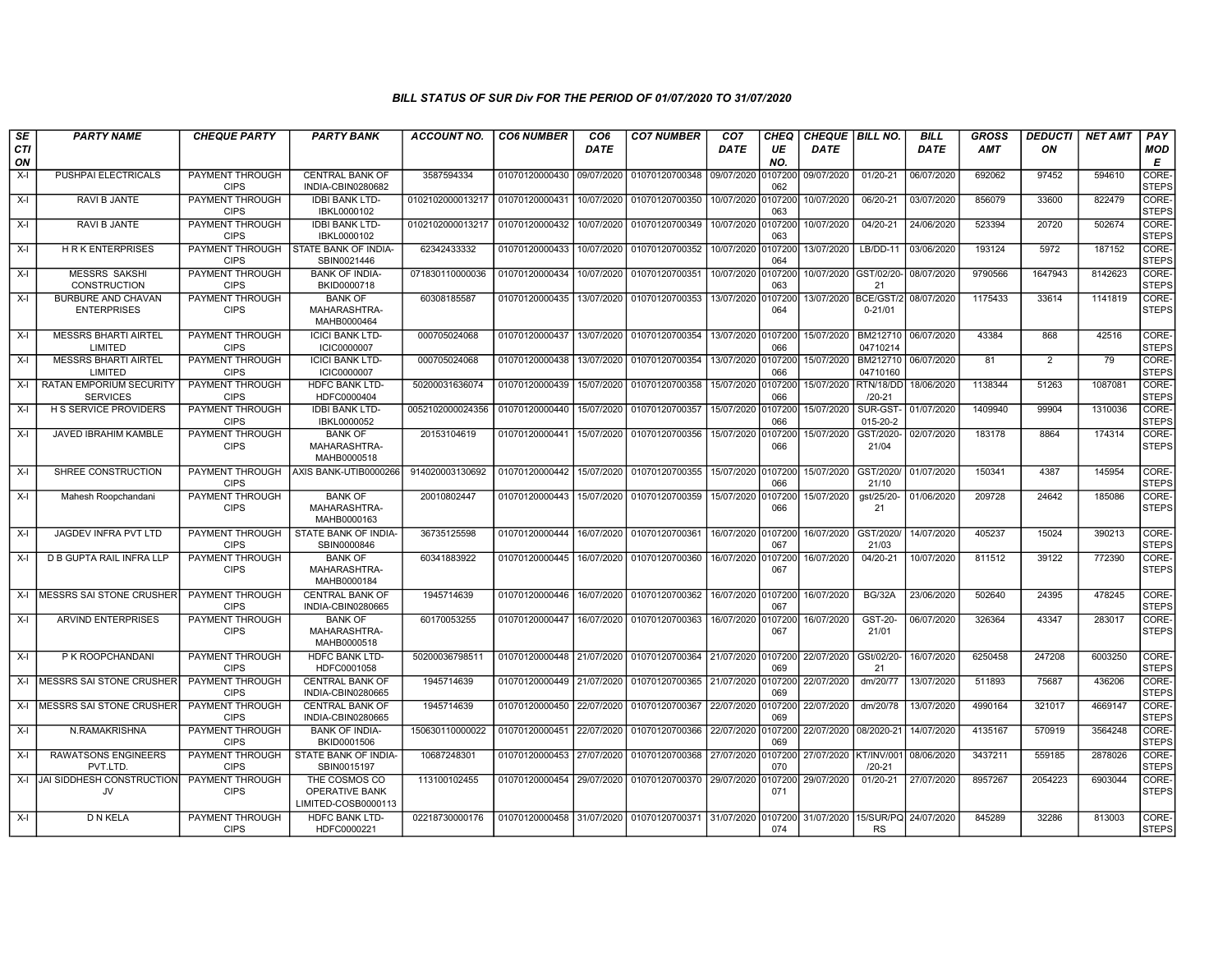## BILL STATUS OF SUR Div FOR THE PERIOD OF 01/07/2020 TO 31/07/2020

| SECTION | PARTY NAME | CHEQUE PARTY | PARTY BANK | ACCOUNT NO. | CO6 NUMBER | CO6 DATE | CO7 NUMBER | CO7 DATE | CHEQUE NO. | CHEQUE DATE | BILL NO. | BILL DATE | GROSS AMT | DEDUCTION | NET AMT | PAY MODE |
|---|---|---|---|---|---|---|---|---|---|---|---|---|---|---|---|---|
| X-I | PUSHPAI ELECTRICALS | PAYMENT THROUGH CIPS | CENTRAL BANK OF INDIA-CBIN0280682 | 3587594334 | 01070120000430 | 09/07/2020 | 01070120700348 | 09/07/2020 | 0107200062 | 09/07/2020 | 01/20-21 | 06/07/2020 | 692062 | 97452 | 594610 | CORE-STEPS |
| X-I | RAVI B JANTE | PAYMENT THROUGH CIPS | IDBI BANK LTD-IBKL0000102 | 0102102000013217 | 01070120000431 | 10/07/2020 | 01070120700350 | 10/07/2020 | 0107200063 | 10/07/2020 | 06/20-21 | 03/07/2020 | 856079 | 33600 | 822479 | CORE-STEPS |
| X-I | RAVI B JANTE | PAYMENT THROUGH CIPS | IDBI BANK LTD-IBKL0000102 | 0102102000013217 | 01070120000432 | 10/07/2020 | 01070120700349 | 10/07/2020 | 0107200063 | 10/07/2020 | 04/20-21 | 24/06/2020 | 523394 | 20720 | 502674 | CORE-STEPS |
| X-I | H R K ENTERPRISES | PAYMENT THROUGH CIPS | STATE BANK OF INDIA-SBIN0021446 | 62342433332 | 01070120000433 | 10/07/2020 | 01070120700352 | 10/07/2020 | 0107200064 | 13/07/2020 | LB/DD-11 | 03/06/2020 | 193124 | 5972 | 187152 | CORE-STEPS |
| X-I | MESSRS SAKSHI CONSTRUCTION | PAYMENT THROUGH CIPS | BANK OF INDIA-BKID0000718 | 071830110000036 | 01070120000434 | 10/07/2020 | 01070120700351 | 10/07/2020 | 0107200063 | 10/07/2020 | GST/02/20-21 | 08/07/2020 | 9790566 | 1647943 | 8142623 | CORE-STEPS |
| X-I | BURBURE AND CHAVAN ENTERPRISES | PAYMENT THROUGH CIPS | BANK OF MAHARASHTRA-MAHB0000464 | 60308185587 | 01070120000435 | 13/07/2020 | 01070120700353 | 13/07/2020 | 0107200064 | 13/07/2020 | BCE/GST/20-21/01 | 08/07/2020 | 1175433 | 33614 | 1141819 | CORE-STEPS |
| X-I | MESSRS BHARTI AIRTEL LIMITED | PAYMENT THROUGH CIPS | ICICI BANK LTD-ICIC0000007 | 000705024068 | 01070120000437 | 13/07/2020 | 01070120700354 | 13/07/2020 | 0107200066 | 15/07/2020 | BM21271004710214 | 06/07/2020 | 43384 | 868 | 42516 | CORE-STEPS |
| X-I | MESSRS BHARTI AIRTEL LIMITED | PAYMENT THROUGH CIPS | ICICI BANK LTD-ICIC0000007 | 000705024068 | 01070120000438 | 13/07/2020 | 01070120700354 | 13/07/2020 | 0107200066 | 15/07/2020 | BM21271004710160 | 06/07/2020 | 81 | 2 | 79 | CORE-STEPS |
| X-I | RATAN EMPORIUM SECURITY SERVICES | PAYMENT THROUGH CIPS | HDFC BANK LTD-HDFC0000404 | 50200031636074 | 01070120000439 | 15/07/2020 | 01070120700358 | 15/07/2020 | 0107200066 | 15/07/2020 | RTN/18/DD/20-21 | 18/06/2020 | 1138344 | 51263 | 1087081 | CORE-STEPS |
| X-I | H S SERVICE PROVIDERS | PAYMENT THROUGH CIPS | IDBI BANK LTD-IBKL0000052 | 0052102000024356 | 01070120000440 | 15/07/2020 | 01070120700357 | 15/07/2020 | 0107200066 | 15/07/2020 | SUR-GST-015-20-2 | 01/07/2020 | 1409940 | 99904 | 1310036 | CORE-STEPS |
| X-I | JAVED IBRAHIM KAMBLE | PAYMENT THROUGH CIPS | BANK OF MAHARASHTRA-MAHB0000518 | 20153104619 | 01070120000441 | 15/07/2020 | 01070120700356 | 15/07/2020 | 0107200066 | 15/07/2020 | GST/2020-21/04 | 02/07/2020 | 183178 | 8864 | 174314 | CORE-STEPS |
| X-I | SHREE CONSTRUCTION | PAYMENT THROUGH CIPS | AXIS BANK-UTIB0000266 | 914020003130692 | 01070120000442 | 15/07/2020 | 01070120700355 | 15/07/2020 | 0107200066 | 15/07/2020 | GST/2020/21/10 | 01/07/2020 | 150341 | 4387 | 145954 | CORE-STEPS |
| X-I | Mahesh Roopchandani | PAYMENT THROUGH CIPS | BANK OF MAHARASHTRA-MAHB0000163 | 20010802447 | 01070120000443 | 15/07/2020 | 01070120700359 | 15/07/2020 | 0107200066 | 15/07/2020 | gst/25/20-21 | 01/06/2020 | 209728 | 24642 | 185086 | CORE-STEPS |
| X-I | JAGDEV INFRA PVT LTD | PAYMENT THROUGH CIPS | STATE BANK OF INDIA-SBIN0000846 | 36735125598 | 01070120000444 | 16/07/2020 | 01070120700361 | 16/07/2020 | 0107200067 | 16/07/2020 | GST/2020/21/03 | 14/07/2020 | 405237 | 15024 | 390213 | CORE-STEPS |
| X-I | D B GUPTA RAIL INFRA LLP | PAYMENT THROUGH CIPS | BANK OF MAHARASHTRA-MAHB0000184 | 60341883922 | 01070120000445 | 16/07/2020 | 01070120700360 | 16/07/2020 | 0107200067 | 16/07/2020 | 04/20-21 | 10/07/2020 | 811512 | 39122 | 772390 | CORE-STEPS |
| X-I | MESSRS SAI STONE CRUSHER | PAYMENT THROUGH CIPS | CENTRAL BANK OF INDIA-CBIN0280665 | 1945714639 | 01070120000446 | 16/07/2020 | 01070120700362 | 16/07/2020 | 0107200067 | 16/07/2020 | BG/32A | 23/06/2020 | 502640 | 24395 | 478245 | CORE-STEPS |
| X-I | ARVIND ENTERPRISES | PAYMENT THROUGH CIPS | BANK OF MAHARASHTRA-MAHB0000518 | 60170053255 | 01070120000447 | 16/07/2020 | 01070120700363 | 16/07/2020 | 0107200067 | 16/07/2020 | GST-20-21/01 | 06/07/2020 | 326364 | 43347 | 283017 | CORE-STEPS |
| X-I | P K ROOPCHANDANI | PAYMENT THROUGH CIPS | HDFC BANK LTD-HDFC0001058 | 50200036798511 | 01070120000448 | 21/07/2020 | 01070120700364 | 21/07/2020 | 0107200069 | 22/07/2020 | GSt/02/20-21 | 16/07/2020 | 6250458 | 247208 | 6003250 | CORE-STEPS |
| X-I | MESSRS SAI STONE CRUSHER | PAYMENT THROUGH CIPS | CENTRAL BANK OF INDIA-CBIN0280665 | 1945714639 | 01070120000449 | 21/07/2020 | 01070120700365 | 21/07/2020 | 0107200069 | 22/07/2020 | dm/20/77 | 13/07/2020 | 511893 | 75687 | 436206 | CORE-STEPS |
| X-I | MESSRS SAI STONE CRUSHER | PAYMENT THROUGH CIPS | CENTRAL BANK OF INDIA-CBIN0280665 | 1945714639 | 01070120000450 | 22/07/2020 | 01070120700367 | 22/07/2020 | 0107200069 | 22/07/2020 | dm/20/78 | 13/07/2020 | 4990164 | 321017 | 4669147 | CORE-STEPS |
| X-I | N.RAMAKRISHNA | PAYMENT THROUGH CIPS | BANK OF INDIA-BKID0001506 | 150630110000022 | 01070120000451 | 22/07/2020 | 01070120700366 | 22/07/2020 | 0107200069 | 22/07/2020 | 08/2020-21 | 14/07/2020 | 4135167 | 570919 | 3564248 | CORE-STEPS |
| X-I | RAWATSONS ENGINEERS PVT.LTD. | PAYMENT THROUGH CIPS | STATE BANK OF INDIA-SBIN0015197 | 10687248301 | 01070120000453 | 27/07/2020 | 01070120700368 | 27/07/2020 | 0107200070 | 27/07/2020 | KT/INV/001/20-21 | 08/06/2020 | 3437211 | 559185 | 2878026 | CORE-STEPS |
| X-I | JAI SIDDHESH CONSTRUCTION JV | PAYMENT THROUGH CIPS | THE COSMOS CO OPERATIVE BANK LIMITED-COSB0000113 | 113100102455 | 01070120000454 | 29/07/2020 | 01070120700370 | 29/07/2020 | 0107200071 | 29/07/2020 | 01/20-21 | 27/07/2020 | 8957267 | 2054223 | 6903044 | CORE-STEPS |
| X-I | D N KELA | PAYMENT THROUGH CIPS | HDFC BANK LTD-HDFC0000221 | 02218730000176 | 01070120000458 | 31/07/2020 | 01070120700371 | 31/07/2020 | 0107200074 | 31/07/2020 | 15/SUR/PQRS | 24/07/2020 | 845289 | 32286 | 813003 | CORE-STEPS |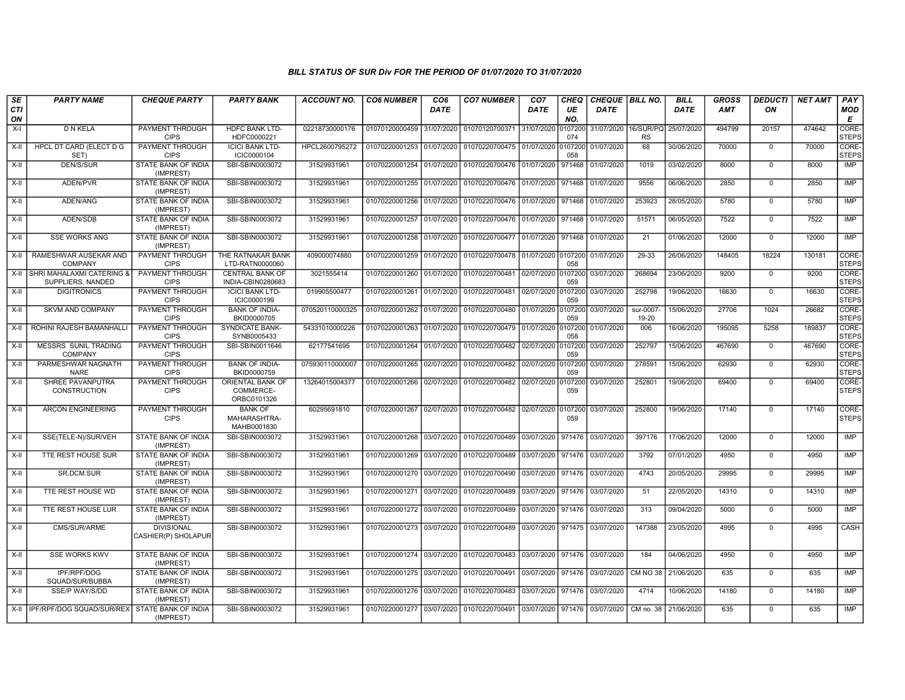# BILL STATUS OF SUR Div FOR THE PERIOD OF 01/07/2020 TO 31/07/2020

| SECTION | PARTY NAME | CHEQUE PARTY | PARTY BANK | ACCOUNT NO. | CO6 NUMBER | CO6 DATE | CO7 NUMBER | CO7 DATE | CHEQUE NO. | CHEQUE DATE | BILL NO. | BILL DATE | GROSS AMT | DEDUCTION | NET AMT | PAY MODE |
|---|---|---|---|---|---|---|---|---|---|---|---|---|---|---|---|---|
| X-I | D N KELA | PAYMENT THROUGH CIPS | HDFC BANK LTD-HDFC0000221 | 02218730000176 | 01070120000459 | 31/07/2020 | 01070120700371 | 31/07/2020 | 0107200074 | 31/07/2020 | 16/SUR/PQRS | 25/07/2020 | 494799 | 20157 | 474642 | CORE-STEPS |
| X-II | HPCL DT CARD (ELECT D G SET) | PAYMENT THROUGH CIPS | ICICI BANK LTD-ICIC0000104 | HPCL2600795272 | 01070220001253 | 01/07/2020 | 01070220700475 | 01/07/2020 | 0107200058 | 01/07/2020 | 68 | 30/06/2020 | 70000 | 0 | 70000 | CORE-STEPS |
| X-II | DEN/S/SUR | STATE BANK OF INDIA (IMPREST) | SBI-SBIN0003072 | 31529931961 | 01070220001254 | 01/07/2020 | 01070220700476 | 01/07/2020 | 971468 | 01/07/2020 | 1019 | 03/02/2020 | 8000 | 0 | 8000 | IMP |
| X-II | ADEN/PVR | STATE BANK OF INDIA (IMPREST) | SBI-SBIN0003072 | 31529931961 | 01070220001255 | 01/07/2020 | 01070220700476 | 01/07/2020 | 971468 | 01/07/2020 | 9556 | 06/06/2020 | 2850 | 0 | 2850 | IMP |
| X-II | ADEN/ANG | STATE BANK OF INDIA (IMPREST) | SBI-SBIN0003072 | 31529931961 | 01070220001256 | 01/07/2020 | 01070220700476 | 01/07/2020 | 971468 | 01/07/2020 | 253923 | 28/05/2020 | 5780 | 0 | 5780 | IMP |
| X-II | ADEN/SDB | STATE BANK OF INDIA (IMPREST) | SBI-SBIN0003072 | 31529931961 | 01070220001257 | 01/07/2020 | 01070220700476 | 01/07/2020 | 971468 | 01/07/2020 | 51571 | 06/05/2020 | 7522 | 0 | 7522 | IMP |
| X-II | SSE WORKS ANG | STATE BANK OF INDIA (IMPREST) | SBI-SBIN0003072 | 31529931961 | 01070220001258 | 01/07/2020 | 01070220700477 | 01/07/2020 | 971468 | 01/07/2020 | 21 | 01/06/2020 | 12000 | 0 | 12000 | IMP |
| X-II | RAMESHWAR AUSEKAR AND COMPANY | PAYMENT THROUGH CIPS | THE RATNAKAR BANK LTD-RATN0000060 | 409000074880 | 01070220001259 | 01/07/2020 | 01070220700478 | 01/07/2020 | 0107200058 | 01/07/2020 | 29-33 | 26/06/2020 | 148405 | 18224 | 130181 | CORE-STEPS |
| X-II | SHRI MAHALAXMI CATERING & SUPPLIERS, NANDED | PAYMENT THROUGH CIPS | CENTRAL BANK OF INDIA-CBIN0280683 | 3021555414 | 01070220001260 | 01/07/2020 | 01070220700481 | 02/07/2020 | 0107200059 | 03/07/2020 | 268694 | 23/06/2020 | 9200 | 0 | 9200 | CORE-STEPS |
| X-II | DIGITRONICS | PAYMENT THROUGH CIPS | ICICI BANK LTD-ICIC0000199 | 019905500477 | 01070220001261 | 01/07/2020 | 01070220700481 | 02/07/2020 | 0107200059 | 03/07/2020 | 252798 | 19/06/2020 | 16630 | 0 | 16630 | CORE-STEPS |
| X-II | SKVM AND COMPANY | PAYMENT THROUGH CIPS | BANK OF INDIA-BKID0000705 | 070520110000325 | 01070220001262 | 01/07/2020 | 01070220700480 | 01/07/2020 | 0107200059 | 03/07/2020 | sur-0007-19-20 | 15/06/2020 | 27706 | 1024 | 26682 | CORE-STEPS |
| X-II | ROHINI RAJESH BAMANHALLI | PAYMENT THROUGH CIPS | SYNDICATE BANK-SYNB0005433 | 54331010000226 | 01070220001263 | 01/07/2020 | 01070220700479 | 01/07/2020 | 0107200058 | 01/07/2020 | 006 | 16/06/2020 | 195095 | 5258 | 189837 | CORE-STEPS |
| X-II | MESSRS SUNIL TRADING COMPANY | PAYMENT THROUGH CIPS | SBI-SBIN0011646 | 62177541695 | 01070220001264 | 01/07/2020 | 01070220700482 | 02/07/2020 | 0107200059 | 03/07/2020 | 252797 | 15/06/2020 | 467690 | 0 | 467690 | CORE-STEPS |
| X-II | PARMESHWAR NAGNATH NARE | PAYMENT THROUGH CIPS | BANK OF INDIA-BKID0000759 | 075930110000007 | 01070220001265 | 02/07/2020 | 01070220700482 | 02/07/2020 | 0107200059 | 03/07/2020 | 278591 | 15/06/2020 | 62930 | 0 | 62930 | CORE-STEPS |
| X-II | SHREE PAVANPUTRA CONSTRUCTION | PAYMENT THROUGH CIPS | ORIENTAL BANK OF COMMERCE-ORBC0101326 | 13264015004377 | 01070220001266 | 02/07/2020 | 01070220700482 | 02/07/2020 | 0107200059 | 03/07/2020 | 252801 | 19/06/2020 | 69400 | 0 | 69400 | CORE-STEPS |
| X-II | ARCON ENGINEERING | PAYMENT THROUGH CIPS | BANK OF MAHARASHTRA-MAHB0001830 | 60295691810 | 01070220001267 | 02/07/2020 | 01070220700482 | 02/07/2020 | 0107200059 | 03/07/2020 | 252800 | 19/06/2020 | 17140 | 0 | 17140 | CORE-STEPS |
| X-II | SSE(TELE-N)/SUR/VEH | STATE BANK OF INDIA (IMPREST) | SBI-SBIN0003072 | 31529931961 | 01070220001268 | 03/07/2020 | 01070220700489 | 03/07/2020 | 971476 | 03/07/2020 | 397176 | 17/06/2020 | 12000 | 0 | 12000 | IMP |
| X-II | TTE REST HOUSE SUR | STATE BANK OF INDIA (IMPREST) | SBI-SBIN0003072 | 31529931961 | 01070220001269 | 03/07/2020 | 01070220700489 | 03/07/2020 | 971476 | 03/07/2020 | 3792 | 07/01/2020 | 4950 | 0 | 4950 | IMP |
| X-II | SR.DCM.SUR | STATE BANK OF INDIA (IMPREST) | SBI-SBIN0003072 | 31529931961 | 01070220001270 | 03/07/2020 | 01070220700490 | 03/07/2020 | 971476 | 03/07/2020 | 4743 | 20/05/2020 | 29995 | 0 | 29995 | IMP |
| X-II | TTE REST HOUSE WD | STATE BANK OF INDIA (IMPREST) | SBI-SBIN0003072 | 31529931961 | 01070220001271 | 03/07/2020 | 01070220700489 | 03/07/2020 | 971476 | 03/07/2020 | 51 | 22/05/2020 | 14310 | 0 | 14310 | IMP |
| X-II | TTE REST HOUSE LUR | STATE BANK OF INDIA (IMPREST) | SBI-SBIN0003072 | 31529931961 | 01070220001272 | 03/07/2020 | 01070220700489 | 03/07/2020 | 971476 | 03/07/2020 | 313 | 09/04/2020 | 5000 | 0 | 5000 | IMP |
| X-II | CMS/SUR/ARME | DIVISIONAL CASHIER(P) SHOLAPUR | SBI-SBIN0003072 | 31529931961 | 01070220001273 | 03/07/2020 | 01070220700489 | 03/07/2020 | 971475 | 03/07/2020 | 147388 | 23/05/2020 | 4995 | 0 | 4995 | CASH |
| X-II | SSE WORKS KWV | STATE BANK OF INDIA (IMPREST) | SBI-SBIN0003072 | 31529931961 | 01070220001274 | 03/07/2020 | 01070220700483 | 03/07/2020 | 971476 | 03/07/2020 | 184 | 04/06/2020 | 4950 | 0 | 4950 | IMP |
| X-II | IPF/RPF/DOG SQUAD/SUR/BUBBA | STATE BANK OF INDIA (IMPREST) | SBI-SBIN0003072 | 31529931961 | 01070220001275 | 03/07/2020 | 01070220700491 | 03/07/2020 | 971476 | 03/07/2020 | CM NO 38 | 21/06/2020 | 635 | 0 | 635 | IMP |
| X-II | SSE/P WAY/S/DD | STATE BANK OF INDIA (IMPREST) | SBI-SBIN0003072 | 31529931961 | 01070220001276 | 03/07/2020 | 01070220700483 | 03/07/2020 | 971476 | 03/07/2020 | 4714 | 10/06/2020 | 14180 | 0 | 14180 | IMP |
| X-II | IPF/RPF/DOG SQUAD/SUR/REX | STATE BANK OF INDIA (IMPREST) | SBI-SBIN0003072 | 31529931961 | 01070220001277 | 03/07/2020 | 01070220700491 | 03/07/2020 | 971476 | 03/07/2020 | CM no. 38 | 21/06/2020 | 635 | 0 | 635 | IMP |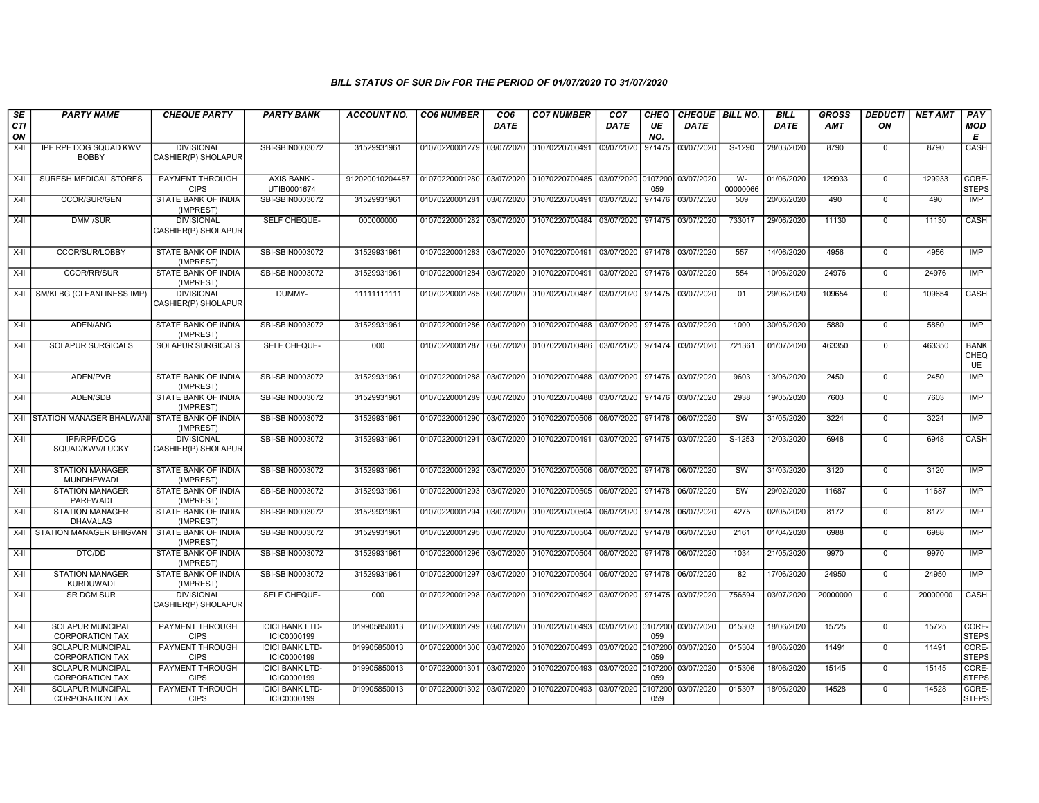## BILL STATUS OF SUR Div FOR THE PERIOD OF 01/07/2020 TO 31/07/2020

| SECTION | PARTY NAME | CHEQUE PARTY | PARTY BANK | ACCOUNT NO. | CO6 NUMBER | CO6 DATE | CO7 NUMBER | CO7 DATE | CHEQUE NO. | CHEQUE DATE | BILL NO. | BILL DATE | GROSS AMT | DEDUCTION | NET AMT | PAY MODE |
|---|---|---|---|---|---|---|---|---|---|---|---|---|---|---|---|---|
| X-II | IPF RPF DOG SQUAD KWV BOBBY | DIVISIONAL CASHIER(P) SHOLAPUR | SBI-SBIN0003072 | 31529931961 | 01070220001279 | 03/07/2020 | 01070220700491 | 03/07/2020 | 971475 | 03/07/2020 | S-1290 | 28/03/2020 | 8790 | 0 | 8790 | CASH |
| X-II | SURESH MEDICAL STORES | PAYMENT THROUGH CIPS | AXIS BANK - UTIB0001674 | 912020010204487 | 01070220001280 | 03/07/2020 | 01070220700485 | 03/07/2020 | 0107200059 | 03/07/2020 | W-00000066 | 01/06/2020 | 129933 | 0 | 129933 | CORE-STEPS |
| X-II | CCOR/SUR/GEN | STATE BANK OF INDIA (IMPREST) | SBI-SBIN0003072 | 31529931961 | 01070220001281 | 03/07/2020 | 01070220700491 | 03/07/2020 | 971476 | 03/07/2020 | 509 | 20/06/2020 | 490 | 0 | 490 | IMP |
| X-II | DMM /SUR | DIVISIONAL CASHIER(P) SHOLAPUR | SELF CHEQUE- | 000000000 | 01070220001282 | 03/07/2020 | 01070220700484 | 03/07/2020 | 971475 | 03/07/2020 | 733017 | 29/06/2020 | 11130 | 0 | 11130 | CASH |
| X-II | CCOR/SUR/LOBBY | STATE BANK OF INDIA (IMPREST) | SBI-SBIN0003072 | 31529931961 | 01070220001283 | 03/07/2020 | 01070220700491 | 03/07/2020 | 971476 | 03/07/2020 | 557 | 14/06/2020 | 4956 | 0 | 4956 | IMP |
| X-II | CCOR/RR/SUR | STATE BANK OF INDIA (IMPREST) | SBI-SBIN0003072 | 31529931961 | 01070220001284 | 03/07/2020 | 01070220700491 | 03/07/2020 | 971476 | 03/07/2020 | 554 | 10/06/2020 | 24976 | 0 | 24976 | IMP |
| X-II | SM/KLBG (CLEANLINESS IMP) | DIVISIONAL CASHIER(P) SHOLAPUR | DUMMY- | 11111111111 | 01070220001285 | 03/07/2020 | 01070220700487 | 03/07/2020 | 971475 | 03/07/2020 | 01 | 29/06/2020 | 109654 | 0 | 109654 | CASH |
| X-II | ADEN/ANG | STATE BANK OF INDIA (IMPREST) | SBI-SBIN0003072 | 31529931961 | 01070220001286 | 03/07/2020 | 01070220700488 | 03/07/2020 | 971476 | 03/07/2020 | 1000 | 30/05/2020 | 5880 | 0 | 5880 | IMP |
| X-II | SOLAPUR SURGICALS | SOLAPUR SURGICALS | SELF CHEQUE- | 000 | 01070220001287 | 03/07/2020 | 01070220700486 | 03/07/2020 | 971474 | 03/07/2020 | 721361 | 01/07/2020 | 463350 | 0 | 463350 | BANK CHEQUE |
| X-II | ADEN/PVR | STATE BANK OF INDIA (IMPREST) | SBI-SBIN0003072 | 31529931961 | 01070220001288 | 03/07/2020 | 01070220700488 | 03/07/2020 | 971476 | 03/07/2020 | 9603 | 13/06/2020 | 2450 | 0 | 2450 | IMP |
| X-II | ADEN/SDB | STATE BANK OF INDIA (IMPREST) | SBI-SBIN0003072 | 31529931961 | 01070220001289 | 03/07/2020 | 01070220700488 | 03/07/2020 | 971476 | 03/07/2020 | 2938 | 19/05/2020 | 7603 | 0 | 7603 | IMP |
| X-II | STATION MANAGER BHALWANI | STATE BANK OF INDIA (IMPREST) | SBI-SBIN0003072 | 31529931961 | 01070220001290 | 03/07/2020 | 01070220700506 | 06/07/2020 | 971478 | 06/07/2020 | SW | 31/05/2020 | 3224 | 0 | 3224 | IMP |
| X-II | IPF/RPF/DOG SQUAD/KWV/LUCKY | DIVISIONAL CASHIER(P) SHOLAPUR | SBI-SBIN0003072 | 31529931961 | 01070220001291 | 03/07/2020 | 01070220700491 | 03/07/2020 | 971475 | 03/07/2020 | S-1253 | 12/03/2020 | 6948 | 0 | 6948 | CASH |
| X-II | STATION MANAGER MUNDHEWADI | STATE BANK OF INDIA (IMPREST) | SBI-SBIN0003072 | 31529931961 | 01070220001292 | 03/07/2020 | 01070220700506 | 06/07/2020 | 971478 | 06/07/2020 | SW | 31/03/2020 | 3120 | 0 | 3120 | IMP |
| X-II | STATION MANAGER PAREWADI | STATE BANK OF INDIA (IMPREST) | SBI-SBIN0003072 | 31529931961 | 01070220001293 | 03/07/2020 | 01070220700505 | 06/07/2020 | 971478 | 06/07/2020 | SW | 29/02/2020 | 11687 | 0 | 11687 | IMP |
| X-II | STATION MANAGER DHAVALAS | STATE BANK OF INDIA (IMPREST) | SBI-SBIN0003072 | 31529931961 | 01070220001294 | 03/07/2020 | 01070220700504 | 06/07/2020 | 971478 | 06/07/2020 | 4275 | 02/05/2020 | 8172 | 0 | 8172 | IMP |
| X-II | STATION MANAGER BHIGVAN | STATE BANK OF INDIA (IMPREST) | SBI-SBIN0003072 | 31529931961 | 01070220001295 | 03/07/2020 | 01070220700504 | 06/07/2020 | 971478 | 06/07/2020 | 2161 | 01/04/2020 | 6988 | 0 | 6988 | IMP |
| X-II | DTC/DD | STATE BANK OF INDIA (IMPREST) | SBI-SBIN0003072 | 31529931961 | 01070220001296 | 03/07/2020 | 01070220700504 | 06/07/2020 | 971478 | 06/07/2020 | 1034 | 21/05/2020 | 9970 | 0 | 9970 | IMP |
| X-II | STATION MANAGER KURDUWADI | STATE BANK OF INDIA (IMPREST) | SBI-SBIN0003072 | 31529931961 | 01070220001297 | 03/07/2020 | 01070220700504 | 06/07/2020 | 971478 | 06/07/2020 | 82 | 17/06/2020 | 24950 | 0 | 24950 | IMP |
| X-II | SR DCM SUR | DIVISIONAL CASHIER(P) SHOLAPUR | SELF CHEQUE- | 000 | 01070220001298 | 03/07/2020 | 01070220700492 | 03/07/2020 | 971475 | 03/07/2020 | 756594 | 03/07/2020 | 20000000 | 0 | 20000000 | CASH |
| X-II | SOLAPUR MUNCIPAL CORPORATION TAX | PAYMENT THROUGH CIPS | ICICI BANK LTD-ICIC0000199 | 019905850013 | 01070220001299 | 03/07/2020 | 01070220700493 | 03/07/2020 | 0107200059 | 03/07/2020 | 015303 | 18/06/2020 | 15725 | 0 | 15725 | CORE-STEPS |
| X-II | SOLAPUR MUNCIPAL CORPORATION TAX | PAYMENT THROUGH CIPS | ICICI BANK LTD-ICIC0000199 | 019905850013 | 01070220001300 | 03/07/2020 | 01070220700493 | 03/07/2020 | 0107200059 | 03/07/2020 | 015304 | 18/06/2020 | 11491 | 0 | 11491 | CORE-STEPS |
| X-II | SOLAPUR MUNCIPAL CORPORATION TAX | PAYMENT THROUGH CIPS | ICICI BANK LTD-ICIC0000199 | 019905850013 | 01070220001301 | 03/07/2020 | 01070220700493 | 03/07/2020 | 0107200059 | 03/07/2020 | 015306 | 18/06/2020 | 15145 | 0 | 15145 | CORE-STEPS |
| X-II | SOLAPUR MUNCIPAL CORPORATION TAX | PAYMENT THROUGH CIPS | ICICI BANK LTD-ICIC0000199 | 019905850013 | 01070220001302 | 03/07/2020 | 01070220700493 | 03/07/2020 | 0107200059 | 03/07/2020 | 015307 | 18/06/2020 | 14528 | 0 | 14528 | CORE-STEPS |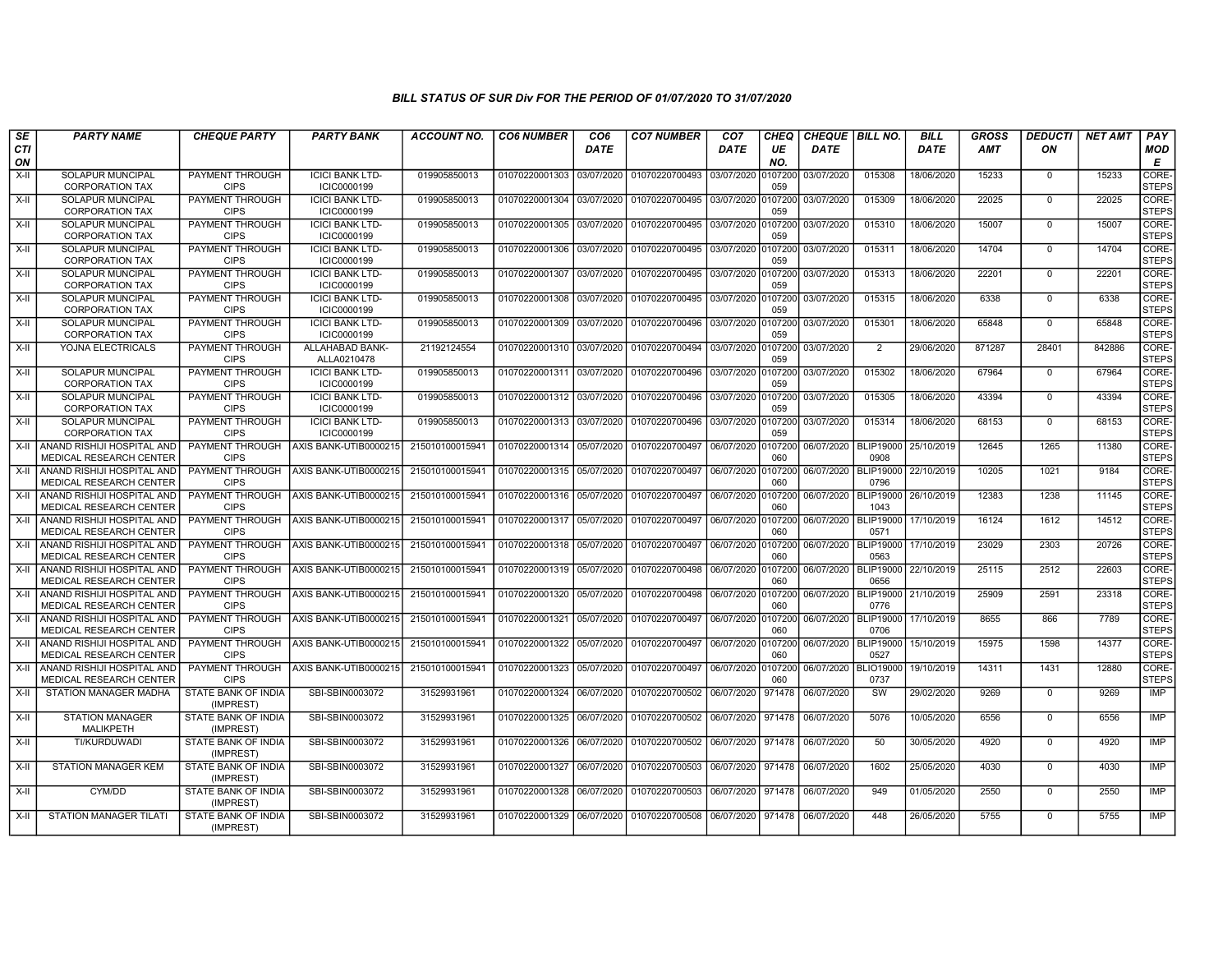## BILL STATUS OF SUR Div FOR THE PERIOD OF 01/07/2020 TO 31/07/2020

| SECTION | PARTY NAME | CHEQUE PARTY | PARTY BANK | ACCOUNT NO. | CO6 NUMBER | CO6 DATE | CO7 NUMBER | CO7 DATE | CHEQUE NO. | CHEQUE DATE | BILL NO. | BILL DATE | GROSS AMT | DEDUCTION | NET AMT | PAY MODE |
|---|---|---|---|---|---|---|---|---|---|---|---|---|---|---|---|---|
| X-II | SOLAPUR MUNCIPAL CORPORATION TAX | PAYMENT THROUGH CIPS | ICICI BANK LTD-ICIC0000199 | 019905850013 | 01070220001303 | 03/07/2020 | 01070220700493 | 03/07/2020 | 0107200059 | 03/07/2020 | 015308 | 18/06/2020 | 15233 | 0 | 15233 | CORE-STEPS |
| X-II | SOLAPUR MUNCIPAL CORPORATION TAX | PAYMENT THROUGH CIPS | ICICI BANK LTD-ICIC0000199 | 019905850013 | 01070220001304 | 03/07/2020 | 01070220700495 | 03/07/2020 | 0107200059 | 03/07/2020 | 015309 | 18/06/2020 | 22025 | 0 | 22025 | CORE-STEPS |
| X-II | SOLAPUR MUNCIPAL CORPORATION TAX | PAYMENT THROUGH CIPS | ICICI BANK LTD-ICIC0000199 | 019905850013 | 01070220001305 | 03/07/2020 | 01070220700495 | 03/07/2020 | 0107200059 | 03/07/2020 | 015310 | 18/06/2020 | 15007 | 0 | 15007 | CORE-STEPS |
| X-II | SOLAPUR MUNCIPAL CORPORATION TAX | PAYMENT THROUGH CIPS | ICICI BANK LTD-ICIC0000199 | 019905850013 | 01070220001306 | 03/07/2020 | 01070220700495 | 03/07/2020 | 0107200059 | 03/07/2020 | 015311 | 18/06/2020 | 14704 | 0 | 14704 | CORE-STEPS |
| X-II | SOLAPUR MUNCIPAL CORPORATION TAX | PAYMENT THROUGH CIPS | ICICI BANK LTD-ICIC0000199 | 019905850013 | 01070220001307 | 03/07/2020 | 01070220700495 | 03/07/2020 | 0107200059 | 03/07/2020 | 015313 | 18/06/2020 | 22201 | 0 | 22201 | CORE-STEPS |
| X-II | SOLAPUR MUNCIPAL CORPORATION TAX | PAYMENT THROUGH CIPS | ICICI BANK LTD-ICIC0000199 | 019905850013 | 01070220001308 | 03/07/2020 | 01070220700495 | 03/07/2020 | 0107200059 | 03/07/2020 | 015315 | 18/06/2020 | 6338 | 0 | 6338 | CORE-STEPS |
| X-II | SOLAPUR MUNCIPAL CORPORATION TAX | PAYMENT THROUGH CIPS | ICICI BANK LTD-ICIC0000199 | 019905850013 | 01070220001309 | 03/07/2020 | 01070220700496 | 03/07/2020 | 0107200059 | 03/07/2020 | 015301 | 18/06/2020 | 65848 | 0 | 65848 | CORE-STEPS |
| X-II | YOJNA ELECTRICALS | PAYMENT THROUGH CIPS | ALLAHABAD BANK-ALLA0210478 | 21192124554 | 01070220001310 | 03/07/2020 | 01070220700494 | 03/07/2020 | 0107200059 | 03/07/2020 | 2 | 29/06/2020 | 871287 | 28401 | 842886 | CORE-STEPS |
| X-II | SOLAPUR MUNCIPAL CORPORATION TAX | PAYMENT THROUGH CIPS | ICICI BANK LTD-ICIC0000199 | 019905850013 | 01070220001311 | 03/07/2020 | 01070220700496 | 03/07/2020 | 0107200059 | 03/07/2020 | 015302 | 18/06/2020 | 67964 | 0 | 67964 | CORE-STEPS |
| X-II | SOLAPUR MUNCIPAL CORPORATION TAX | PAYMENT THROUGH CIPS | ICICI BANK LTD-ICIC0000199 | 019905850013 | 01070220001312 | 03/07/2020 | 01070220700496 | 03/07/2020 | 0107200059 | 03/07/2020 | 015305 | 18/06/2020 | 43394 | 0 | 43394 | CORE-STEPS |
| X-II | SOLAPUR MUNCIPAL CORPORATION TAX | PAYMENT THROUGH CIPS | ICICI BANK LTD-ICIC0000199 | 019905850013 | 01070220001313 | 03/07/2020 | 01070220700496 | 03/07/2020 | 0107200059 | 03/07/2020 | 015314 | 18/06/2020 | 68153 | 0 | 68153 | CORE-STEPS |
| X-II | ANAND RISHIJI HOSPITAL AND MEDICAL RESEARCH CENTER | PAYMENT THROUGH CIPS | AXIS BANK-UTIB0000215 | 215010100015941 | 01070220001314 | 05/07/2020 | 01070220700497 | 06/07/2020 | 0107200060 | 06/07/2020 | BLIP190000908 | 25/10/2019 | 12645 | 1265 | 11380 | CORE-STEPS |
| X-II | ANAND RISHIJI HOSPITAL AND MEDICAL RESEARCH CENTER | PAYMENT THROUGH CIPS | AXIS BANK-UTIB0000215 | 215010100015941 | 01070220001315 | 05/07/2020 | 01070220700497 | 06/07/2020 | 0107200060 | 06/07/2020 | BLIP190000796 | 22/10/2019 | 10205 | 1021 | 9184 | CORE-STEPS |
| X-II | ANAND RISHIJI HOSPITAL AND MEDICAL RESEARCH CENTER | PAYMENT THROUGH CIPS | AXIS BANK-UTIB0000215 | 215010100015941 | 01070220001316 | 05/07/2020 | 01070220700497 | 06/07/2020 | 0107200060 | 06/07/2020 | BLIP190001043 | 26/10/2019 | 12383 | 1238 | 11145 | CORE-STEPS |
| X-II | ANAND RISHIJI HOSPITAL AND MEDICAL RESEARCH CENTER | PAYMENT THROUGH CIPS | AXIS BANK-UTIB0000215 | 215010100015941 | 01070220001317 | 05/07/2020 | 01070220700497 | 06/07/2020 | 0107200060 | 06/07/2020 | BLIP190000571 | 17/10/2019 | 16124 | 1612 | 14512 | CORE-STEPS |
| X-II | ANAND RISHIJI HOSPITAL AND MEDICAL RESEARCH CENTER | PAYMENT THROUGH CIPS | AXIS BANK-UTIB0000215 | 215010100015941 | 01070220001318 | 05/07/2020 | 01070220700497 | 06/07/2020 | 0107200060 | 06/07/2020 | BLIP190000563 | 17/10/2019 | 23029 | 2303 | 20726 | CORE-STEPS |
| X-II | ANAND RISHIJI HOSPITAL AND MEDICAL RESEARCH CENTER | PAYMENT THROUGH CIPS | AXIS BANK-UTIB0000215 | 215010100015941 | 01070220001319 | 05/07/2020 | 01070220700498 | 06/07/2020 | 0107200060 | 06/07/2020 | BLIP190000656 | 22/10/2019 | 25115 | 2512 | 22603 | CORE-STEPS |
| X-II | ANAND RISHIJI HOSPITAL AND MEDICAL RESEARCH CENTER | PAYMENT THROUGH CIPS | AXIS BANK-UTIB0000215 | 215010100015941 | 01070220001320 | 05/07/2020 | 01070220700498 | 06/07/2020 | 0107200060 | 06/07/2020 | BLIP190000776 | 21/10/2019 | 25909 | 2591 | 23318 | CORE-STEPS |
| X-II | ANAND RISHIJI HOSPITAL AND MEDICAL RESEARCH CENTER | PAYMENT THROUGH CIPS | AXIS BANK-UTIB0000215 | 215010100015941 | 01070220001321 | 05/07/2020 | 01070220700497 | 06/07/2020 | 0107200060 | 06/07/2020 | BLIP190000706 | 17/10/2019 | 8655 | 866 | 7789 | CORE-STEPS |
| X-II | ANAND RISHIJI HOSPITAL AND MEDICAL RESEARCH CENTER | PAYMENT THROUGH CIPS | AXIS BANK-UTIB0000215 | 215010100015941 | 01070220001322 | 05/07/2020 | 01070220700497 | 06/07/2020 | 0107200060 | 06/07/2020 | BLIP190000527 | 15/10/2019 | 15975 | 1598 | 14377 | CORE-STEPS |
| X-II | ANAND RISHIJI HOSPITAL AND MEDICAL RESEARCH CENTER | PAYMENT THROUGH CIPS | AXIS BANK-UTIB0000215 | 215010100015941 | 01070220001323 | 05/07/2020 | 01070220700497 | 06/07/2020 | 0107200060 | 06/07/2020 | BLIO190000737 | 19/10/2019 | 14311 | 1431 | 12880 | CORE-STEPS |
| X-II | STATION MANAGER MADHA | STATE BANK OF INDIA (IMPREST) | SBI-SBIN0003072 | 31529931961 | 01070220001324 | 06/07/2020 | 01070220700502 | 06/07/2020 | 971478 | 06/07/2020 | SW | 29/02/2020 | 9269 | 0 | 9269 | IMP |
| X-II | STATION MANAGER MALIKPETH | STATE BANK OF INDIA (IMPREST) | SBI-SBIN0003072 | 31529931961 | 01070220001325 | 06/07/2020 | 01070220700502 | 06/07/2020 | 971478 | 06/07/2020 | 5076 | 10/05/2020 | 6556 | 0 | 6556 | IMP |
| X-II | TI/KURDUWADI | STATE BANK OF INDIA (IMPREST) | SBI-SBIN0003072 | 31529931961 | 01070220001326 | 06/07/2020 | 01070220700502 | 06/07/2020 | 971478 | 06/07/2020 | 50 | 30/05/2020 | 4920 | 0 | 4920 | IMP |
| X-II | STATION MANAGER KEM | STATE BANK OF INDIA (IMPREST) | SBI-SBIN0003072 | 31529931961 | 01070220001327 | 06/07/2020 | 01070220700503 | 06/07/2020 | 971478 | 06/07/2020 | 1602 | 25/05/2020 | 4030 | 0 | 4030 | IMP |
| X-II | CYM/DD | STATE BANK OF INDIA (IMPREST) | SBI-SBIN0003072 | 31529931961 | 01070220001328 | 06/07/2020 | 01070220700503 | 06/07/2020 | 971478 | 06/07/2020 | 949 | 01/05/2020 | 2550 | 0 | 2550 | IMP |
| X-II | STATION MANAGER TILATI | STATE BANK OF INDIA (IMPREST) | SBI-SBIN0003072 | 31529931961 | 01070220001329 | 06/07/2020 | 01070220700508 | 06/07/2020 | 971478 | 06/07/2020 | 448 | 26/05/2020 | 5755 | 0 | 5755 | IMP |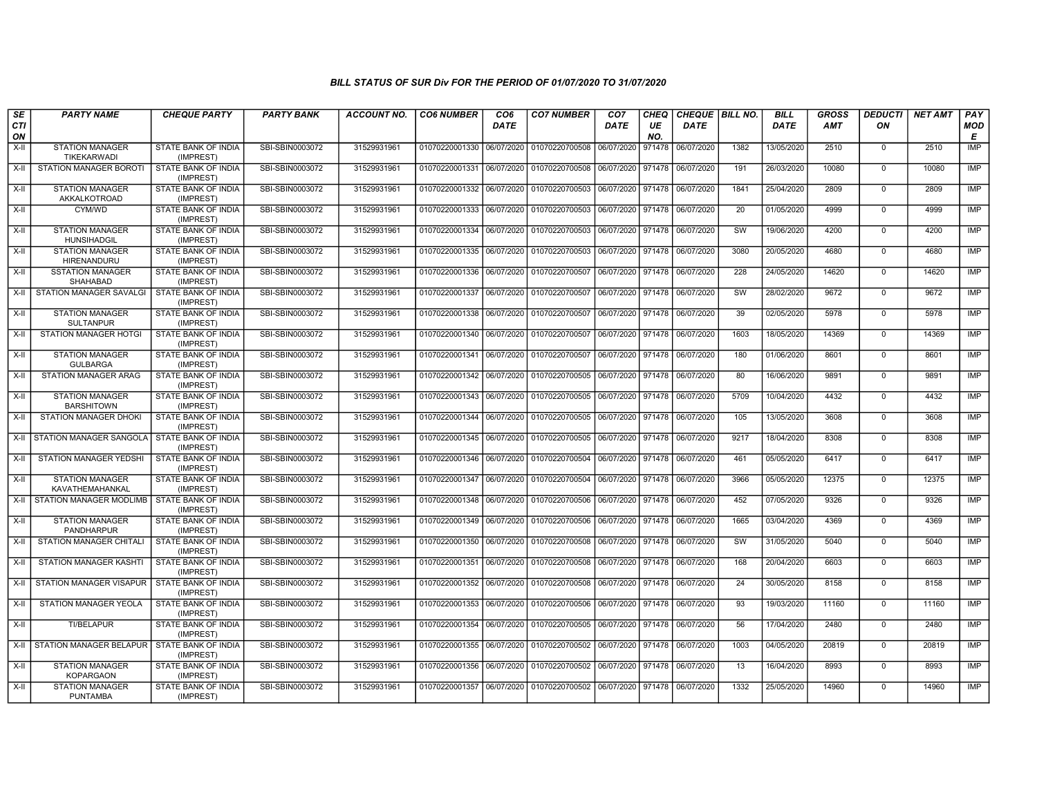*BILL STATUS OF SUR Div FOR THE PERIOD OF 01/07/2020 TO 31/07/2020*

| SECTION | PARTY NAME | CHEQUE PARTY | PARTY BANK | ACCOUNT NO. | CO6 NUMBER | CO6 DATE | CO7 NUMBER | CO7 DATE | CHEQUE NO. | CHEQUE DATE | BILL NO. | BILL DATE | GROSS AMT | DEDUCTION | NET AMT | PAY MODE |
|---|---|---|---|---|---|---|---|---|---|---|---|---|---|---|---|---|
| X-II | STATION MANAGER TIKEKARWADI | STATE BANK OF INDIA (IMPREST) | SBI-SBIN0003072 | 31529931961 | 01070220001330 | 06/07/2020 | 01070220700508 | 06/07/2020 | 971478 | 06/07/2020 | 1382 | 13/05/2020 | 2510 | 0 | 2510 | IMP |
| X-II | STATION MANAGER BOROTI | STATE BANK OF INDIA (IMPREST) | SBI-SBIN0003072 | 31529931961 | 01070220001331 | 06/07/2020 | 01070220700508 | 06/07/2020 | 971478 | 06/07/2020 | 191 | 26/03/2020 | 10080 | 0 | 10080 | IMP |
| X-II | STATION MANAGER AKKALKOTROAD | STATE BANK OF INDIA (IMPREST) | SBI-SBIN0003072 | 31529931961 | 01070220001332 | 06/07/2020 | 01070220700503 | 06/07/2020 | 971478 | 06/07/2020 | 1841 | 25/04/2020 | 2809 | 0 | 2809 | IMP |
| X-II | CYM/WD | STATE BANK OF INDIA (IMPREST) | SBI-SBIN0003072 | 31529931961 | 01070220001333 | 06/07/2020 | 01070220700503 | 06/07/2020 | 971478 | 06/07/2020 | 20 | 01/05/2020 | 4999 | 0 | 4999 | IMP |
| X-II | STATION MANAGER HUNSIHADGIL | STATE BANK OF INDIA (IMPREST) | SBI-SBIN0003072 | 31529931961 | 01070220001334 | 06/07/2020 | 01070220700503 | 06/07/2020 | 971478 | 06/07/2020 | SW | 19/06/2020 | 4200 | 0 | 4200 | IMP |
| X-II | STATION MANAGER HIRENANDURU | STATE BANK OF INDIA (IMPREST) | SBI-SBIN0003072 | 31529931961 | 01070220001335 | 06/07/2020 | 01070220700503 | 06/07/2020 | 971478 | 06/07/2020 | 3080 | 20/05/2020 | 4680 | 0 | 4680 | IMP |
| X-II | SSTATION MANAGER SHAHABAD | STATE BANK OF INDIA (IMPREST) | SBI-SBIN0003072 | 31529931961 | 01070220001336 | 06/07/2020 | 01070220700507 | 06/07/2020 | 971478 | 06/07/2020 | 228 | 24/05/2020 | 14620 | 0 | 14620 | IMP |
| X-II | STATION MANAGER SAVALGI | STATE BANK OF INDIA (IMPREST) | SBI-SBIN0003072 | 31529931961 | 01070220001337 | 06/07/2020 | 01070220700507 | 06/07/2020 | 971478 | 06/07/2020 | SW | 28/02/2020 | 9672 | 0 | 9672 | IMP |
| X-II | STATION MANAGER SULTANPUR | STATE BANK OF INDIA (IMPREST) | SBI-SBIN0003072 | 31529931961 | 01070220001338 | 06/07/2020 | 01070220700507 | 06/07/2020 | 971478 | 06/07/2020 | 39 | 02/05/2020 | 5978 | 0 | 5978 | IMP |
| X-II | STATION MANAGER HOTGI | STATE BANK OF INDIA (IMPREST) | SBI-SBIN0003072 | 31529931961 | 01070220001340 | 06/07/2020 | 01070220700507 | 06/07/2020 | 971478 | 06/07/2020 | 1603 | 18/05/2020 | 14369 | 0 | 14369 | IMP |
| X-II | STATION MANAGER GULBARGA | STATE BANK OF INDIA (IMPREST) | SBI-SBIN0003072 | 31529931961 | 01070220001341 | 06/07/2020 | 01070220700507 | 06/07/2020 | 971478 | 06/07/2020 | 180 | 01/06/2020 | 8601 | 0 | 8601 | IMP |
| X-II | STATION MANAGER ARAG | STATE BANK OF INDIA (IMPREST) | SBI-SBIN0003072 | 31529931961 | 01070220001342 | 06/07/2020 | 01070220700505 | 06/07/2020 | 971478 | 06/07/2020 | 80 | 16/06/2020 | 9891 | 0 | 9891 | IMP |
| X-II | STATION MANAGER BARSHITOWN | STATE BANK OF INDIA (IMPREST) | SBI-SBIN0003072 | 31529931961 | 01070220001343 | 06/07/2020 | 01070220700505 | 06/07/2020 | 971478 | 06/07/2020 | 5709 | 10/04/2020 | 4432 | 0 | 4432 | IMP |
| X-II | STATION MANAGER DHOKI | STATE BANK OF INDIA (IMPREST) | SBI-SBIN0003072 | 31529931961 | 01070220001344 | 06/07/2020 | 01070220700505 | 06/07/2020 | 971478 | 06/07/2020 | 105 | 13/05/2020 | 3608 | 0 | 3608 | IMP |
| X-II | STATION MANAGER SANGOLA | STATE BANK OF INDIA (IMPREST) | SBI-SBIN0003072 | 31529931961 | 01070220001345 | 06/07/2020 | 01070220700505 | 06/07/2020 | 971478 | 06/07/2020 | 9217 | 18/04/2020 | 8308 | 0 | 8308 | IMP |
| X-II | STATION MANAGER YEDSHI | STATE BANK OF INDIA (IMPREST) | SBI-SBIN0003072 | 31529931961 | 01070220001346 | 06/07/2020 | 01070220700504 | 06/07/2020 | 971478 | 06/07/2020 | 461 | 05/05/2020 | 6417 | 0 | 6417 | IMP |
| X-II | STATION MANAGER KAVATHEMAHANKAL | STATE BANK OF INDIA (IMPREST) | SBI-SBIN0003072 | 31529931961 | 01070220001347 | 06/07/2020 | 01070220700504 | 06/07/2020 | 971478 | 06/07/2020 | 3966 | 05/05/2020 | 12375 | 0 | 12375 | IMP |
| X-II | STATION MANAGER MODLIMB | STATE BANK OF INDIA (IMPREST) | SBI-SBIN0003072 | 31529931961 | 01070220001348 | 06/07/2020 | 01070220700506 | 06/07/2020 | 971478 | 06/07/2020 | 452 | 07/05/2020 | 9326 | 0 | 9326 | IMP |
| X-II | STATION MANAGER PANDHARPUR | STATE BANK OF INDIA (IMPREST) | SBI-SBIN0003072 | 31529931961 | 01070220001349 | 06/07/2020 | 01070220700506 | 06/07/2020 | 971478 | 06/07/2020 | 1665 | 03/04/2020 | 4369 | 0 | 4369 | IMP |
| X-II | STATION MANAGER CHITALI | STATE BANK OF INDIA (IMPREST) | SBI-SBIN0003072 | 31529931961 | 01070220001350 | 06/07/2020 | 01070220700508 | 06/07/2020 | 971478 | 06/07/2020 | SW | 31/05/2020 | 5040 | 0 | 5040 | IMP |
| X-II | STATION MANAGER KASHTI | STATE BANK OF INDIA (IMPREST) | SBI-SBIN0003072 | 31529931961 | 01070220001351 | 06/07/2020 | 01070220700508 | 06/07/2020 | 971478 | 06/07/2020 | 168 | 20/04/2020 | 6603 | 0 | 6603 | IMP |
| X-II | STATION MANAGER VISAPUR | STATE BANK OF INDIA (IMPREST) | SBI-SBIN0003072 | 31529931961 | 01070220001352 | 06/07/2020 | 01070220700508 | 06/07/2020 | 971478 | 06/07/2020 | 24 | 30/05/2020 | 8158 | 0 | 8158 | IMP |
| X-II | STATION MANAGER YEOLA | STATE BANK OF INDIA (IMPREST) | SBI-SBIN0003072 | 31529931961 | 01070220001353 | 06/07/2020 | 01070220700506 | 06/07/2020 | 971478 | 06/07/2020 | 93 | 19/03/2020 | 11160 | 0 | 11160 | IMP |
| X-II | TI/BELAPUR | STATE BANK OF INDIA (IMPREST) | SBI-SBIN0003072 | 31529931961 | 01070220001354 | 06/07/2020 | 01070220700505 | 06/07/2020 | 971478 | 06/07/2020 | 56 | 17/04/2020 | 2480 | 0 | 2480 | IMP |
| X-II | STATION MANAGER BELAPUR | STATE BANK OF INDIA (IMPREST) | SBI-SBIN0003072 | 31529931961 | 01070220001355 | 06/07/2020 | 01070220700502 | 06/07/2020 | 971478 | 06/07/2020 | 1003 | 04/05/2020 | 20819 | 0 | 20819 | IMP |
| X-II | STATION MANAGER KOPARGAON | STATE BANK OF INDIA (IMPREST) | SBI-SBIN0003072 | 31529931961 | 01070220001356 | 06/07/2020 | 01070220700502 | 06/07/2020 | 971478 | 06/07/2020 | 13 | 16/04/2020 | 8993 | 0 | 8993 | IMP |
| X-II | STATION MANAGER PUNTAMBA | STATE BANK OF INDIA (IMPREST) | SBI-SBIN0003072 | 31529931961 | 01070220001357 | 06/07/2020 | 01070220700502 | 06/07/2020 | 971478 | 06/07/2020 | 1332 | 25/05/2020 | 14960 | 0 | 14960 | IMP |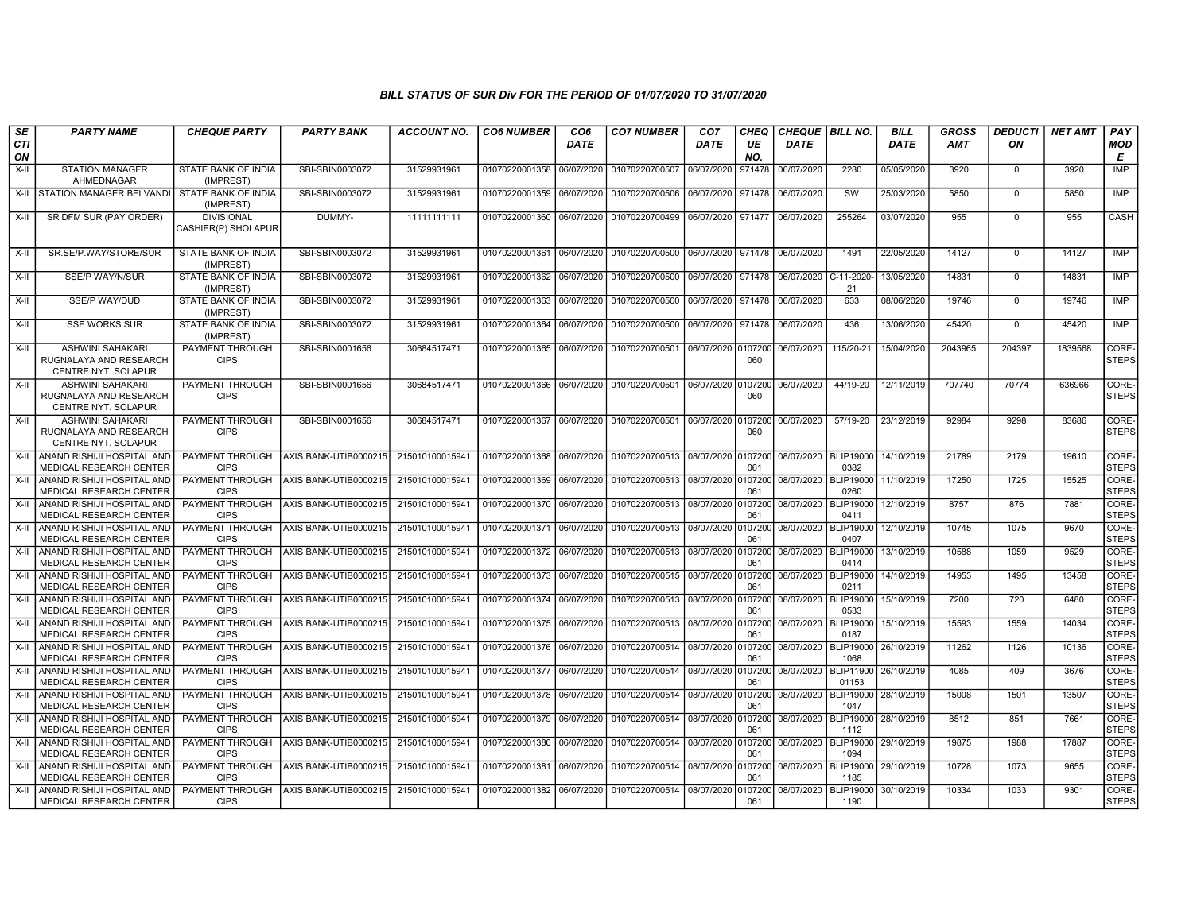# BILL STATUS OF SUR Div FOR THE PERIOD OF 01/07/2020 TO 31/07/2020

| SECTION | PARTY NAME | CHEQUE PARTY | PARTY BANK | ACCOUNT NO. | CO6 NUMBER | CO6 DATE | CO7 NUMBER | CO7 DATE | CHEQUE NO. | CHEQUE DATE | BILL NO. | BILL DATE | GROSS AMT | DEDUCTION | NET AMT | PAY MODE |
|---|---|---|---|---|---|---|---|---|---|---|---|---|---|---|---|---|
| X-II | STATION MANAGER AHMEDNAGAR | STATE BANK OF INDIA (IMPREST) | SBI-SBIN0003072 | 31529931961 | 01070220001358 | 06/07/2020 | 01070220700507 | 06/07/2020 | 971478 | 06/07/2020 | 2280 | 05/05/2020 | 3920 | 0 | 3920 | IMP |
| X-II | STATION MANAGER BELVANDI | STATE BANK OF INDIA (IMPREST) | SBI-SBIN0003072 | 31529931961 | 01070220001359 | 06/07/2020 | 01070220700506 | 06/07/2020 | 971478 | 06/07/2020 | SW | 25/03/2020 | 5850 | 0 | 5850 | IMP |
| X-II | SR DFM SUR (PAY ORDER) | DIVISIONAL CASHIER(P) SHOLAPUR | DUMMY- | 11111111111 | 01070220001360 | 06/07/2020 | 01070220700499 | 06/07/2020 | 971477 | 06/07/2020 | 255264 | 03/07/2020 | 955 | 0 | 955 | CASH |
| X-II | SR.SE/P.WAY/STORE/SUR | STATE BANK OF INDIA (IMPREST) | SBI-SBIN0003072 | 31529931961 | 01070220001361 | 06/07/2020 | 01070220700500 | 06/07/2020 | 971478 | 06/07/2020 | 1491 | 22/05/2020 | 14127 | 0 | 14127 | IMP |
| X-II | SSE/P WAY/N/SUR | STATE BANK OF INDIA (IMPREST) | SBI-SBIN0003072 | 31529931961 | 01070220001362 | 06/07/2020 | 01070220700500 | 06/07/2020 | 971478 | 06/07/2020 | C-11-2020-21 | 13/05/2020 | 14831 | 0 | 14831 | IMP |
| X-II | SSE/P WAY/DUD | STATE BANK OF INDIA (IMPREST) | SBI-SBIN0003072 | 31529931961 | 01070220001363 | 06/07/2020 | 01070220700500 | 06/07/2020 | 971478 | 06/07/2020 | 633 | 08/06/2020 | 19746 | 0 | 19746 | IMP |
| X-II | SSE WORKS SUR | STATE BANK OF INDIA (IMPREST) | SBI-SBIN0003072 | 31529931961 | 01070220001364 | 06/07/2020 | 01070220700500 | 06/07/2020 | 971478 | 06/07/2020 | 436 | 13/06/2020 | 45420 | 0 | 45420 | IMP |
| X-II | ASHWINI SAHAKARI RUGNALAYA AND RESEARCH CENTRE NYT. SOLAPUR | PAYMENT THROUGH CIPS | SBI-SBIN0001656 | 30684517471 | 01070220001365 | 06/07/2020 | 01070220700501 | 06/07/2020 | 0107200060 | 06/07/2020 | 115/20-21 | 15/04/2020 | 2043965 | 204397 | 1839568 | CORE-STEPS |
| X-II | ASHWINI SAHAKARI RUGNALAYA AND RESEARCH CENTRE NYT. SOLAPUR | PAYMENT THROUGH CIPS | SBI-SBIN0001656 | 30684517471 | 01070220001366 | 06/07/2020 | 01070220700501 | 06/07/2020 | 0107200060 | 06/07/2020 | 44/19-20 | 12/11/2019 | 707740 | 70774 | 636966 | CORE-STEPS |
| X-II | ASHWINI SAHAKARI RUGNALAYA AND RESEARCH CENTRE NYT. SOLAPUR | PAYMENT THROUGH CIPS | SBI-SBIN0001656 | 30684517471 | 01070220001367 | 06/07/2020 | 01070220700501 | 06/07/2020 | 0107200060 | 06/07/2020 | 57/19-20 | 23/12/2019 | 92984 | 9298 | 83686 | CORE-STEPS |
| X-II | ANAND RISHIJI HOSPITAL AND MEDICAL RESEARCH CENTER | PAYMENT THROUGH CIPS | AXIS BANK-UTIB0000215 | 215010100015941 | 01070220001368 | 06/07/2020 | 01070220700513 | 08/07/2020 | 0107200061 | 08/07/2020 | BLIP190000382 | 14/10/2019 | 21789 | 2179 | 19610 | CORE-STEPS |
| X-II | ANAND RISHIJI HOSPITAL AND MEDICAL RESEARCH CENTER | PAYMENT THROUGH CIPS | AXIS BANK-UTIB0000215 | 215010100015941 | 01070220001369 | 06/07/2020 | 01070220700513 | 08/07/2020 | 0107200061 | 08/07/2020 | BLIP190000260 | 11/10/2019 | 17250 | 1725 | 15525 | CORE-STEPS |
| X-II | ANAND RISHIJI HOSPITAL AND MEDICAL RESEARCH CENTER | PAYMENT THROUGH CIPS | AXIS BANK-UTIB0000215 | 215010100015941 | 01070220001370 | 06/07/2020 | 01070220700513 | 08/07/2020 | 0107200061 | 08/07/2020 | BLIP190000411 | 12/10/2019 | 8757 | 876 | 7881 | CORE-STEPS |
| X-II | ANAND RISHIJI HOSPITAL AND MEDICAL RESEARCH CENTER | PAYMENT THROUGH CIPS | AXIS BANK-UTIB0000215 | 215010100015941 | 01070220001371 | 06/07/2020 | 01070220700513 | 08/07/2020 | 0107200061 | 08/07/2020 | BLIP190000407 | 12/10/2019 | 10745 | 1075 | 9670 | CORE-STEPS |
| X-II | ANAND RISHIJI HOSPITAL AND MEDICAL RESEARCH CENTER | PAYMENT THROUGH CIPS | AXIS BANK-UTIB0000215 | 215010100015941 | 01070220001372 | 06/07/2020 | 01070220700513 | 08/07/2020 | 0107200061 | 08/07/2020 | BLIP190000414 | 13/10/2019 | 10588 | 1059 | 9529 | CORE-STEPS |
| X-II | ANAND RISHIJI HOSPITAL AND MEDICAL RESEARCH CENTER | PAYMENT THROUGH CIPS | AXIS BANK-UTIB0000215 | 215010100015941 | 01070220001373 | 06/07/2020 | 01070220700515 | 08/07/2020 | 0107200061 | 08/07/2020 | BLIP190000211 | 14/10/2019 | 14953 | 1495 | 13458 | CORE-STEPS |
| X-II | ANAND RISHIJI HOSPITAL AND MEDICAL RESEARCH CENTER | PAYMENT THROUGH CIPS | AXIS BANK-UTIB0000215 | 215010100015941 | 01070220001374 | 06/07/2020 | 01070220700513 | 08/07/2020 | 0107200061 | 08/07/2020 | BLIP190000533 | 15/10/2019 | 7200 | 720 | 6480 | CORE-STEPS |
| X-II | ANAND RISHIJI HOSPITAL AND MEDICAL RESEARCH CENTER | PAYMENT THROUGH CIPS | AXIS BANK-UTIB0000215 | 215010100015941 | 01070220001375 | 06/07/2020 | 01070220700513 | 08/07/2020 | 0107200061 | 08/07/2020 | BLIP190000187 | 15/10/2019 | 15593 | 1559 | 14034 | CORE-STEPS |
| X-II | ANAND RISHIJI HOSPITAL AND MEDICAL RESEARCH CENTER | PAYMENT THROUGH CIPS | AXIS BANK-UTIB0000215 | 215010100015941 | 01070220001376 | 06/07/2020 | 01070220700514 | 08/07/2020 | 0107200061 | 08/07/2020 | BLIP190001068 | 26/10/2019 | 11262 | 1126 | 10136 | CORE-STEPS |
| X-II | ANAND RISHIJI HOSPITAL AND MEDICAL RESEARCH CENTER | PAYMENT THROUGH CIPS | AXIS BANK-UTIB0000215 | 215010100015941 | 01070220001377 | 06/07/2020 | 01070220700514 | 08/07/2020 | 0107200061 | 08/07/2020 | BLIP1190001153 | 26/10/2019 | 4085 | 409 | 3676 | CORE-STEPS |
| X-II | ANAND RISHIJI HOSPITAL AND MEDICAL RESEARCH CENTER | PAYMENT THROUGH CIPS | AXIS BANK-UTIB0000215 | 215010100015941 | 01070220001378 | 06/07/2020 | 01070220700514 | 08/07/2020 | 0107200061 | 08/07/2020 | BLIP190001047 | 28/10/2019 | 15008 | 1501 | 13507 | CORE-STEPS |
| X-II | ANAND RISHIJI HOSPITAL AND MEDICAL RESEARCH CENTER | PAYMENT THROUGH CIPS | AXIS BANK-UTIB0000215 | 215010100015941 | 01070220001379 | 06/07/2020 | 01070220700514 | 08/07/2020 | 0107200061 | 08/07/2020 | BLIP190001112 | 28/10/2019 | 8512 | 851 | 7661 | CORE-STEPS |
| X-II | ANAND RISHIJI HOSPITAL AND MEDICAL RESEARCH CENTER | PAYMENT THROUGH CIPS | AXIS BANK-UTIB0000215 | 215010100015941 | 01070220001380 | 06/07/2020 | 01070220700514 | 08/07/2020 | 0107200061 | 08/07/2020 | BLIP190001094 | 29/10/2019 | 19875 | 1988 | 17887 | CORE-STEPS |
| X-II | ANAND RISHIJI HOSPITAL AND MEDICAL RESEARCH CENTER | PAYMENT THROUGH CIPS | AXIS BANK-UTIB0000215 | 215010100015941 | 01070220001381 | 06/07/2020 | 01070220700514 | 08/07/2020 | 0107200061 | 08/07/2020 | BLIP190001185 | 29/10/2019 | 10728 | 1073 | 9655 | CORE-STEPS |
| X-II | ANAND RISHIJI HOSPITAL AND MEDICAL RESEARCH CENTER | PAYMENT THROUGH CIPS | AXIS BANK-UTIB0000215 | 215010100015941 | 01070220001382 | 06/07/2020 | 01070220700514 | 08/07/2020 | 0107200061 | 08/07/2020 | BLIP190001190 | 30/10/2019 | 10334 | 1033 | 9301 | CORE-STEPS |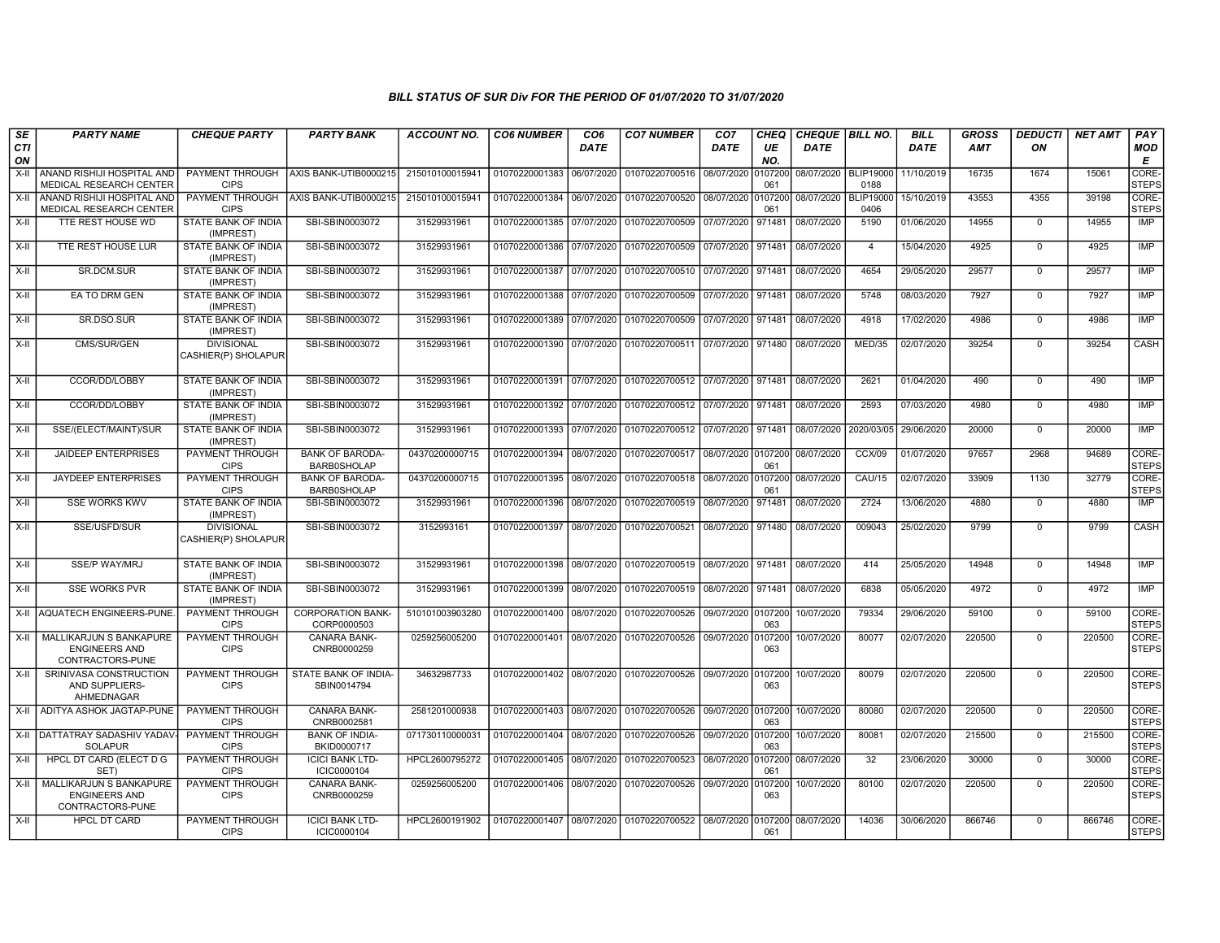## BILL STATUS OF SUR Div FOR THE PERIOD OF 01/07/2020 TO 31/07/2020

| SECTION | PARTY NAME | CHEQUE PARTY | PARTY BANK | ACCOUNT NO. | CO6 NUMBER | CO6 DATE | CO7 NUMBER | CO7 DATE | CHEQUE NO. | CHEQUE DATE | BILL NO. | BILL DATE | GROSS AMT | DEDUCTION | NET AMT | PAY MODE |
|---|---|---|---|---|---|---|---|---|---|---|---|---|---|---|---|---|
| X-II | ANAND RISHIJI HOSPITAL AND MEDICAL RESEARCH CENTER | PAYMENT THROUGH CIPS | AXIS BANK-UTIB0000215 | 215010100015941 | 01070220001383 | 06/07/2020 | 01070220700516 | 08/07/2020 | 0107200061 | 08/07/2020 | BLIP190000188 | 11/10/2019 | 16735 | 1674 | 15061 | CORE-STEPS |
| X-II | ANAND RISHIJI HOSPITAL AND MEDICAL RESEARCH CENTER | PAYMENT THROUGH CIPS | AXIS BANK-UTIB0000215 | 215010100015941 | 01070220001384 | 06/07/2020 | 01070220700520 | 08/07/2020 | 0107200061 | 08/07/2020 | BLIP190000406 | 15/10/2019 | 43553 | 4355 | 39198 | CORE-STEPS |
| X-II | TTE REST HOUSE WD | STATE BANK OF INDIA (IMPREST) | SBI-SBIN0003072 | 31529931961 | 01070220001385 | 07/07/2020 | 01070220700509 | 07/07/2020 | 971481 | 08/07/2020 | 5190 | 01/06/2020 | 14955 | 0 | 14955 | IMP |
| X-II | TTE REST HOUSE LUR | STATE BANK OF INDIA (IMPREST) | SBI-SBIN0003072 | 31529931961 | 01070220001386 | 07/07/2020 | 01070220700509 | 07/07/2020 | 971481 | 08/07/2020 | 4 | 15/04/2020 | 4925 | 0 | 4925 | IMP |
| X-II | SR.DCM.SUR | STATE BANK OF INDIA (IMPREST) | SBI-SBIN0003072 | 31529931961 | 01070220001387 | 07/07/2020 | 01070220700510 | 07/07/2020 | 971481 | 08/07/2020 | 4654 | 29/05/2020 | 29577 | 0 | 29577 | IMP |
| X-II | EA TO DRM GEN | STATE BANK OF INDIA (IMPREST) | SBI-SBIN0003072 | 31529931961 | 01070220001388 | 07/07/2020 | 01070220700509 | 07/07/2020 | 971481 | 08/07/2020 | 5748 | 08/03/2020 | 7927 | 0 | 7927 | IMP |
| X-II | SR.DSO.SUR | STATE BANK OF INDIA (IMPREST) | SBI-SBIN0003072 | 31529931961 | 01070220001389 | 07/07/2020 | 01070220700509 | 07/07/2020 | 971481 | 08/07/2020 | 4918 | 17/02/2020 | 4986 | 0 | 4986 | IMP |
| X-II | CMS/SUR/GEN | DIVISIONAL CASHIER(P) SHOLAPUR | SBI-SBIN0003072 | 31529931961 | 01070220001390 | 07/07/2020 | 01070220700511 | 07/07/2020 | 971480 | 08/07/2020 | MED/35 | 02/07/2020 | 39254 | 0 | 39254 | CASH |
| X-II | CCOR/DD/LOBBY | STATE BANK OF INDIA (IMPREST) | SBI-SBIN0003072 | 31529931961 | 01070220001391 | 07/07/2020 | 01070220700512 | 07/07/2020 | 971481 | 08/07/2020 | 2621 | 01/04/2020 | 490 | 0 | 490 | IMP |
| X-II | CCOR/DD/LOBBY | STATE BANK OF INDIA (IMPREST) | SBI-SBIN0003072 | 31529931961 | 01070220001392 | 07/07/2020 | 01070220700512 | 07/07/2020 | 971481 | 08/07/2020 | 2593 | 07/03/2020 | 4980 | 0 | 4980 | IMP |
| X-II | SSE/(ELECT/MAINT)/SUR | STATE BANK OF INDIA (IMPREST) | SBI-SBIN0003072 | 31529931961 | 01070220001393 | 07/07/2020 | 01070220700512 | 07/07/2020 | 971481 | 08/07/2020 | 2020/03/05 | 29/06/2020 | 20000 | 0 | 20000 | IMP |
| X-II | JAIDEEP ENTERPRISES | PAYMENT THROUGH CIPS | BANK OF BARODA-BARB0SHOLAP | 04370200000715 | 01070220001394 | 08/07/2020 | 01070220700517 | 08/07/2020 | 0107200061 | 08/07/2020 | CCX/09 | 01/07/2020 | 97657 | 2968 | 94689 | CORE-STEPS |
| X-II | JAYDEEP ENTERPRISES | PAYMENT THROUGH CIPS | BANK OF BARODA-BARB0SHOLAP | 04370200000715 | 01070220001395 | 08/07/2020 | 01070220700518 | 08/07/2020 | 0107200061 | 08/07/2020 | CAU/15 | 02/07/2020 | 33909 | 1130 | 32779 | CORE-STEPS |
| X-II | SSE WORKS KWV | STATE BANK OF INDIA (IMPREST) | SBI-SBIN0003072 | 31529931961 | 01070220001396 | 08/07/2020 | 01070220700519 | 08/07/2020 | 971481 | 08/07/2020 | 2724 | 13/06/2020 | 4880 | 0 | 4880 | IMP |
| X-II | SSE/USFD/SUR | DIVISIONAL CASHIER(P) SHOLAPUR | SBI-SBIN0003072 | 3152993161 | 01070220001397 | 08/07/2020 | 01070220700521 | 08/07/2020 | 971480 | 08/07/2020 | 009043 | 25/02/2020 | 9799 | 0 | 9799 | CASH |
| X-II | SSE/P WAY/MRJ | STATE BANK OF INDIA (IMPREST) | SBI-SBIN0003072 | 31529931961 | 01070220001398 | 08/07/2020 | 01070220700519 | 08/07/2020 | 971481 | 08/07/2020 | 414 | 25/05/2020 | 14948 | 0 | 14948 | IMP |
| X-II | SSE WORKS PVR | STATE BANK OF INDIA (IMPREST) | SBI-SBIN0003072 | 31529931961 | 01070220001399 | 08/07/2020 | 01070220700519 | 08/07/2020 | 971481 | 08/07/2020 | 6838 | 05/05/2020 | 4972 | 0 | 4972 | IMP |
| X-II | AQUATECH ENGINEERS-PUNE. | PAYMENT THROUGH CIPS | CORPORATION BANK-CORP0000503 | 510101003903280 | 01070220001400 | 08/07/2020 | 01070220700526 | 09/07/2020 | 0107200063 | 10/07/2020 | 79334 | 29/06/2020 | 59100 | 0 | 59100 | CORE-STEPS |
| X-II | MALLIKARJUN S BANKAPURE ENGINEERS AND CONTRACTORS-PUNE | PAYMENT THROUGH CIPS | CANARA BANK-CNRB0000259 | 0259256005200 | 01070220001401 | 08/07/2020 | 01070220700526 | 09/07/2020 | 0107200063 | 10/07/2020 | 80077 | 02/07/2020 | 220500 | 0 | 220500 | CORE-STEPS |
| X-II | SRINIVASA CONSTRUCTION AND SUPPLIERS-AHMEDNAGAR | PAYMENT THROUGH CIPS | STATE BANK OF INDIA-SBIN0014794 | 34632987733 | 01070220001402 | 08/07/2020 | 01070220700526 | 09/07/2020 | 0107200063 | 10/07/2020 | 80079 | 02/07/2020 | 220500 | 0 | 220500 | CORE-STEPS |
| X-II | ADITYA ASHOK JAGTAP-PUNE | PAYMENT THROUGH CIPS | CANARA BANK-CNRB0002581 | 2581201000938 | 01070220001403 | 08/07/2020 | 01070220700526 | 09/07/2020 | 0107200063 | 10/07/2020 | 80080 | 02/07/2020 | 220500 | 0 | 220500 | CORE-STEPS |
| X-II | DATTATRAY SADASHIV YADAV-SOLAPUR | PAYMENT THROUGH CIPS | BANK OF INDIA-BKID0000717 | 071730110000031 | 01070220001404 | 08/07/2020 | 01070220700526 | 09/07/2020 | 0107200063 | 10/07/2020 | 80081 | 02/07/2020 | 215500 | 0 | 215500 | CORE-STEPS |
| X-II | HPCL DT CARD (ELECT D G SET) | PAYMENT THROUGH CIPS | ICICI BANK LTD-ICIC0000104 | HPCL2600795272 | 01070220001405 | 08/07/2020 | 01070220700523 | 08/07/2020 | 0107200061 | 08/07/2020 | 32 | 23/06/2020 | 30000 | 0 | 30000 | CORE-STEPS |
| X-II | MALLIKARJUN S BANKAPURE ENGINEERS AND CONTRACTORS-PUNE | PAYMENT THROUGH CIPS | CANARA BANK-CNRB0000259 | 0259256005200 | 01070220001406 | 08/07/2020 | 01070220700526 | 09/07/2020 | 0107200063 | 10/07/2020 | 80100 | 02/07/2020 | 220500 | 0 | 220500 | CORE-STEPS |
| X-II | HPCL DT CARD | PAYMENT THROUGH CIPS | ICICI BANK LTD-ICIC0000104 | HPCL2600191902 | 01070220001407 | 08/07/2020 | 01070220700522 | 08/07/2020 | 0107200061 | 08/07/2020 | 14036 | 30/06/2020 | 866746 | 0 | 866746 | CORE-STEPS |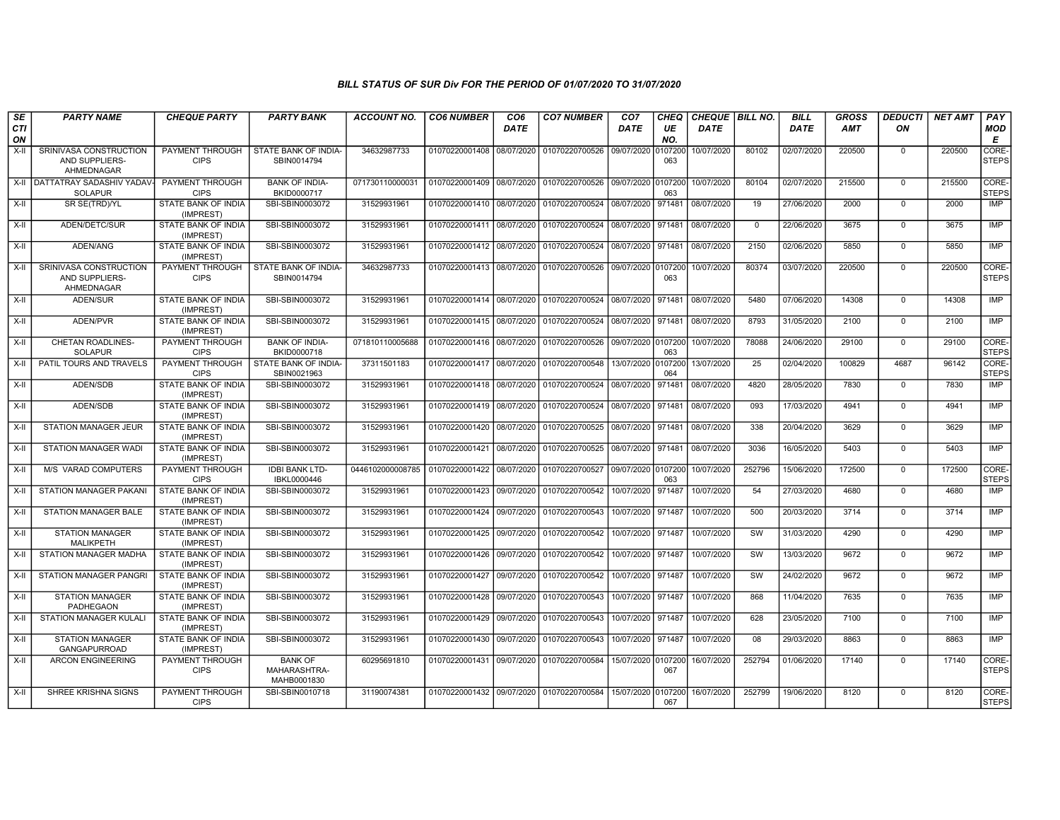### BILL STATUS OF SUR Div FOR THE PERIOD OF 01/07/2020 TO 31/07/2020

| SECTION | PARTY NAME | CHEQUE PARTY | PARTY BANK | ACCOUNT NO. | CO6 NUMBER | CO6 DATE | CO7 NUMBER | CO7 DATE | CHEQUE NO. | CHEQUE DATE | BILL NO. | BILL DATE | GROSS AMT | DEDUCTION | NET AMT | PAY MODE |
|---|---|---|---|---|---|---|---|---|---|---|---|---|---|---|---|---|
| X-II | SRINIVASA CONSTRUCTION AND SUPPLIERS-AHMEDNAGAR | PAYMENT THROUGH CIPS | STATE BANK OF INDIA-SBIN0014794 | 34632987733 | 01070220001408 | 08/07/2020 | 01070220700526 | 09/07/2020 | 0107200063 | 10/07/2020 | 80102 | 02/07/2020 | 220500 | 0 | 220500 | CORE-STEPS |
| X-II | DATTATRAY SADASHIV YADAV-SOLAPUR | PAYMENT THROUGH CIPS | BANK OF INDIA-BKID0000717 | 071730110000031 | 01070220001409 | 08/07/2020 | 01070220700526 | 09/07/2020 | 0107200063 | 10/07/2020 | 80104 | 02/07/2020 | 215500 | 0 | 215500 | CORE-STEPS |
| X-II | SR SE(TRD)/YL | STATE BANK OF INDIA (IMPREST) | SBI-SBIN0003072 | 31529931961 | 01070220001410 | 08/07/2020 | 01070220700524 | 08/07/2020 | 971481 | 08/07/2020 | 19 | 27/06/2020 | 2000 | 0 | 2000 | IMP |
| X-II | ADEN/DETC/SUR | STATE BANK OF INDIA (IMPREST) | SBI-SBIN0003072 | 31529931961 | 01070220001411 | 08/07/2020 | 01070220700524 | 08/07/2020 | 971481 | 08/07/2020 | 0 | 22/06/2020 | 3675 | 0 | 3675 | IMP |
| X-II | ADEN/ANG | STATE BANK OF INDIA (IMPREST) | SBI-SBIN0003072 | 31529931961 | 01070220001412 | 08/07/2020 | 01070220700524 | 08/07/2020 | 971481 | 08/07/2020 | 2150 | 02/06/2020 | 5850 | 0 | 5850 | IMP |
| X-II | SRINIVASA CONSTRUCTION AND SUPPLIERS-AHMEDNAGAR | PAYMENT THROUGH CIPS | STATE BANK OF INDIA-SBIN0014794 | 34632987733 | 01070220001413 | 08/07/2020 | 01070220700526 | 09/07/2020 | 0107200063 | 10/07/2020 | 80374 | 03/07/2020 | 220500 | 0 | 220500 | CORE-STEPS |
| X-II | ADEN/SUR | STATE BANK OF INDIA (IMPREST) | SBI-SBIN0003072 | 31529931961 | 01070220001414 | 08/07/2020 | 01070220700524 | 08/07/2020 | 971481 | 08/07/2020 | 5480 | 07/06/2020 | 14308 | 0 | 14308 | IMP |
| X-II | ADEN/PVR | STATE BANK OF INDIA (IMPREST) | SBI-SBIN0003072 | 31529931961 | 01070220001415 | 08/07/2020 | 01070220700524 | 08/07/2020 | 971481 | 08/07/2020 | 8793 | 31/05/2020 | 2100 | 0 | 2100 | IMP |
| X-II | CHETAN ROADLINES-SOLAPUR | PAYMENT THROUGH CIPS | BANK OF INDIA-BKID0000718 | 071810110005688 | 01070220001416 | 08/07/2020 | 01070220700526 | 09/07/2020 | 0107200063 | 10/07/2020 | 78088 | 24/06/2020 | 29100 | 0 | 29100 | CORE-STEPS |
| X-II | PATIL TOURS AND TRAVELS | PAYMENT THROUGH CIPS | STATE BANK OF INDIA-SBIN0021963 | 37311501183 | 01070220001417 | 08/07/2020 | 01070220700548 | 13/07/2020 | 0107200064 | 13/07/2020 | 25 | 02/04/2020 | 100829 | 4687 | 96142 | CORE-STEPS |
| X-II | ADEN/SDB | STATE BANK OF INDIA (IMPREST) | SBI-SBIN0003072 | 31529931961 | 01070220001418 | 08/07/2020 | 01070220700524 | 08/07/2020 | 971481 | 08/07/2020 | 4820 | 28/05/2020 | 7830 | 0 | 7830 | IMP |
| X-II | ADEN/SDB | STATE BANK OF INDIA (IMPREST) | SBI-SBIN0003072 | 31529931961 | 01070220001419 | 08/07/2020 | 01070220700524 | 08/07/2020 | 971481 | 08/07/2020 | 093 | 17/03/2020 | 4941 | 0 | 4941 | IMP |
| X-II | STATION MANAGER JEUR | STATE BANK OF INDIA (IMPREST) | SBI-SBIN0003072 | 31529931961 | 01070220001420 | 08/07/2020 | 01070220700525 | 08/07/2020 | 971481 | 08/07/2020 | 338 | 20/04/2020 | 3629 | 0 | 3629 | IMP |
| X-II | STATION MANAGER WADI | STATE BANK OF INDIA (IMPREST) | SBI-SBIN0003072 | 31529931961 | 01070220001421 | 08/07/2020 | 01070220700525 | 08/07/2020 | 971481 | 08/07/2020 | 3036 | 16/05/2020 | 5403 | 0 | 5403 | IMP |
| X-II | M/S VARAD COMPUTERS | PAYMENT THROUGH CIPS | IDBI BANK LTD-IBKL0000446 | 0446102000008785 | 01070220001422 | 08/07/2020 | 01070220700527 | 09/07/2020 | 0107200063 | 10/07/2020 | 252796 | 15/06/2020 | 172500 | 0 | 172500 | CORE-STEPS |
| X-II | STATION MANAGER PAKANI | STATE BANK OF INDIA (IMPREST) | SBI-SBIN0003072 | 31529931961 | 01070220001423 | 09/07/2020 | 01070220700542 | 10/07/2020 | 971487 | 10/07/2020 | 54 | 27/03/2020 | 4680 | 0 | 4680 | IMP |
| X-II | STATION MANAGER BALE | STATE BANK OF INDIA (IMPREST) | SBI-SBIN0003072 | 31529931961 | 01070220001424 | 09/07/2020 | 01070220700543 | 10/07/2020 | 971487 | 10/07/2020 | 500 | 20/03/2020 | 3714 | 0 | 3714 | IMP |
| X-II | STATION MANAGER MALIKPETH | STATE BANK OF INDIA (IMPREST) | SBI-SBIN0003072 | 31529931961 | 01070220001425 | 09/07/2020 | 01070220700542 | 10/07/2020 | 971487 | 10/07/2020 | SW | 31/03/2020 | 4290 | 0 | 4290 | IMP |
| X-II | STATION MANAGER MADHA | STATE BANK OF INDIA (IMPREST) | SBI-SBIN0003072 | 31529931961 | 01070220001426 | 09/07/2020 | 01070220700542 | 10/07/2020 | 971487 | 10/07/2020 | SW | 13/03/2020 | 9672 | 0 | 9672 | IMP |
| X-II | STATION MANAGER PANGRI | STATE BANK OF INDIA (IMPREST) | SBI-SBIN0003072 | 31529931961 | 01070220001427 | 09/07/2020 | 01070220700542 | 10/07/2020 | 971487 | 10/07/2020 | SW | 24/02/2020 | 9672 | 0 | 9672 | IMP |
| X-II | STATION MANAGER PADHEGAON | STATE BANK OF INDIA (IMPREST) | SBI-SBIN0003072 | 31529931961 | 01070220001428 | 09/07/2020 | 01070220700543 | 10/07/2020 | 971487 | 10/07/2020 | 868 | 11/04/2020 | 7635 | 0 | 7635 | IMP |
| X-II | STATION MANAGER KULALI | STATE BANK OF INDIA (IMPREST) | SBI-SBIN0003072 | 31529931961 | 01070220001429 | 09/07/2020 | 01070220700543 | 10/07/2020 | 971487 | 10/07/2020 | 628 | 23/05/2020 | 7100 | 0 | 7100 | IMP |
| X-II | STATION MANAGER GANGAPURROAD | STATE BANK OF INDIA (IMPREST) | SBI-SBIN0003072 | 31529931961 | 01070220001430 | 09/07/2020 | 01070220700543 | 10/07/2020 | 971487 | 10/07/2020 | 08 | 29/03/2020 | 8863 | 0 | 8863 | IMP |
| X-II | ARCON ENGINEERING | PAYMENT THROUGH CIPS | BANK OF MAHARASHTRA-MAHB0001830 | 60295691810 | 01070220001431 | 09/07/2020 | 01070220700584 | 15/07/2020 | 0107200067 | 16/07/2020 | 252794 | 01/06/2020 | 17140 | 0 | 17140 | CORE-STEPS |
| X-II | SHREE KRISHNA SIGNS | PAYMENT THROUGH CIPS | SBI-SBIN0010718 | 31190074381 | 01070220001432 | 09/07/2020 | 01070220700584 | 15/07/2020 | 0107200067 | 16/07/2020 | 252799 | 19/06/2020 | 8120 | 0 | 8120 | CORE-STEPS |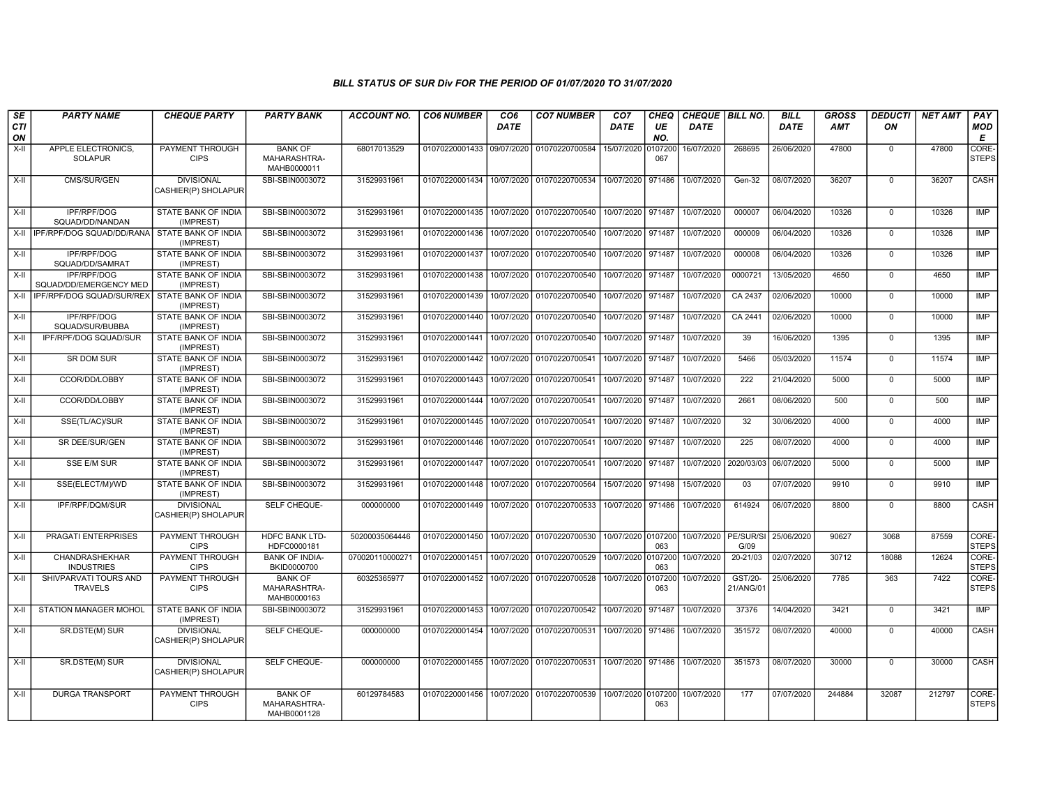### BILL STATUS OF SUR Div FOR THE PERIOD OF 01/07/2020 TO 31/07/2020

| SECTION | PARTY NAME | CHEQUE PARTY | PARTY BANK | ACCOUNT NO. | CO6 NUMBER | CO6 DATE | CO7 NUMBER | CO7 DATE | CHEQUE NO. | CHEQUE DATE | BILL NO. | BILL DATE | GROSS AMT | DEDUCTION | NET AMT | PAY MODE |
|---|---|---|---|---|---|---|---|---|---|---|---|---|---|---|---|---|
| X-II | APPLE ELECTRONICS, SOLAPUR | PAYMENT THROUGH CIPS | BANK OF MAHARASHTRA-MAHB0000011 | 68017013529 | 01070220001433 | 09/07/2020 | 01070220700584 | 15/07/2020 | 0107200067 | 16/07/2020 | 268695 | 26/06/2020 | 47800 | 0 | 47800 | CORE-STEPS |
| X-II | CMS/SUR/GEN | DIVISIONAL CASHIER(P) SHOLAPUR | SBI-SBIN0003072 | 31529931961 | 01070220001434 | 10/07/2020 | 01070220700534 | 10/07/2020 | 971486 | 10/07/2020 | Gen-32 | 08/07/2020 | 36207 | 0 | 36207 | CASH |
| X-II | IPF/RPF/DOG SQUAD/DD/NANDAN | STATE BANK OF INDIA (IMPREST) | SBI-SBIN0003072 | 31529931961 | 01070220001435 | 10/07/2020 | 01070220700540 | 10/07/2020 | 971487 | 10/07/2020 | 000007 | 06/04/2020 | 10326 | 0 | 10326 | IMP |
| X-II | IPF/RPF/DOG SQUAD/DD/RANA | STATE BANK OF INDIA (IMPREST) | SBI-SBIN0003072 | 31529931961 | 01070220001436 | 10/07/2020 | 01070220700540 | 10/07/2020 | 971487 | 10/07/2020 | 000009 | 06/04/2020 | 10326 | 0 | 10326 | IMP |
| X-II | IPF/RPF/DOG SQUAD/DD/SAMRAT | STATE BANK OF INDIA (IMPREST) | SBI-SBIN0003072 | 31529931961 | 01070220001437 | 10/07/2020 | 01070220700540 | 10/07/2020 | 971487 | 10/07/2020 | 000008 | 06/04/2020 | 10326 | 0 | 10326 | IMP |
| X-II | IPF/RPF/DOG SQUAD/DD/EMERGENCY MED | STATE BANK OF INDIA (IMPREST) | SBI-SBIN0003072 | 31529931961 | 01070220001438 | 10/07/2020 | 01070220700540 | 10/07/2020 | 971487 | 10/07/2020 | 0000721 | 13/05/2020 | 4650 | 0 | 4650 | IMP |
| X-II | IPF/RPF/DOG SQUAD/SUR/REX | STATE BANK OF INDIA (IMPREST) | SBI-SBIN0003072 | 31529931961 | 01070220001439 | 10/07/2020 | 01070220700540 | 10/07/2020 | 971487 | 10/07/2020 | CA 2437 | 02/06/2020 | 10000 | 0 | 10000 | IMP |
| X-II | IPF/RPF/DOG SQUAD/SUR/BUBBA | STATE BANK OF INDIA (IMPREST) | SBI-SBIN0003072 | 31529931961 | 01070220001440 | 10/07/2020 | 01070220700540 | 10/07/2020 | 971487 | 10/07/2020 | CA 2441 | 02/06/2020 | 10000 | 0 | 10000 | IMP |
| X-II | IPF/RPF/DOG SQUAD/SUR | STATE BANK OF INDIA (IMPREST) | SBI-SBIN0003072 | 31529931961 | 01070220001441 | 10/07/2020 | 01070220700540 | 10/07/2020 | 971487 | 10/07/2020 | 39 | 16/06/2020 | 1395 | 0 | 1395 | IMP |
| X-II | SR DOM SUR | STATE BANK OF INDIA (IMPREST) | SBI-SBIN0003072 | 31529931961 | 01070220001442 | 10/07/2020 | 01070220700541 | 10/07/2020 | 971487 | 10/07/2020 | 5466 | 05/03/2020 | 11574 | 0 | 11574 | IMP |
| X-II | CCOR/DD/LOBBY | STATE BANK OF INDIA (IMPREST) | SBI-SBIN0003072 | 31529931961 | 01070220001443 | 10/07/2020 | 01070220700541 | 10/07/2020 | 971487 | 10/07/2020 | 222 | 21/04/2020 | 5000 | 0 | 5000 | IMP |
| X-II | CCOR/DD/LOBBY | STATE BANK OF INDIA (IMPREST) | SBI-SBIN0003072 | 31529931961 | 01070220001444 | 10/07/2020 | 01070220700541 | 10/07/2020 | 971487 | 10/07/2020 | 2661 | 08/06/2020 | 500 | 0 | 500 | IMP |
| X-II | SSE(TL/AC)/SUR | STATE BANK OF INDIA (IMPREST) | SBI-SBIN0003072 | 31529931961 | 01070220001445 | 10/07/2020 | 01070220700541 | 10/07/2020 | 971487 | 10/07/2020 | 32 | 30/06/2020 | 4000 | 0 | 4000 | IMP |
| X-II | SR DEE/SUR/GEN | STATE BANK OF INDIA (IMPREST) | SBI-SBIN0003072 | 31529931961 | 01070220001446 | 10/07/2020 | 01070220700541 | 10/07/2020 | 971487 | 10/07/2020 | 225 | 08/07/2020 | 4000 | 0 | 4000 | IMP |
| X-II | SSE E/M SUR | STATE BANK OF INDIA (IMPREST) | SBI-SBIN0003072 | 31529931961 | 01070220001447 | 10/07/2020 | 01070220700541 | 10/07/2020 | 971487 | 10/07/2020 | 2020/03/03 | 06/07/2020 | 5000 | 0 | 5000 | IMP |
| X-II | SSE(ELECT/M)/WD | STATE BANK OF INDIA (IMPREST) | SBI-SBIN0003072 | 31529931961 | 01070220001448 | 10/07/2020 | 01070220700564 | 15/07/2020 | 971498 | 15/07/2020 | 03 | 07/07/2020 | 9910 | 0 | 9910 | IMP |
| X-II | IPF/RPF/DQM/SUR | DIVISIONAL CASHIER(P) SHOLAPUR | SELF CHEQUE- | 000000000 | 01070220001449 | 10/07/2020 | 01070220700533 | 10/07/2020 | 971486 | 10/07/2020 | 614924 | 06/07/2020 | 8800 | 0 | 8800 | CASH |
| X-II | PRAGATI ENTERPRISES | PAYMENT THROUGH CIPS | HDFC BANK LTD-HDFC0000181 | 50200035064446 | 01070220001450 | 10/07/2020 | 01070220700530 | 10/07/2020 | 0107200063 | 10/07/2020 | PE/SUR/SIG/09 | 25/06/2020 | 90627 | 3068 | 87559 | CORE-STEPS |
| X-II | CHANDRASHEKHAR INDUSTRIES | PAYMENT THROUGH CIPS | BANK OF INDIA-BKID0000700 | 070020110000271 | 01070220001451 | 10/07/2020 | 01070220700529 | 10/07/2020 | 0107200063 | 10/07/2020 | 20-21/03 | 02/07/2020 | 30712 | 18088 | 12624 | CORE-STEPS |
| X-II | SHIVPARVATI TOURS AND TRAVELS | PAYMENT THROUGH CIPS | BANK OF MAHARASHTRA-MAHB0000163 | 60325365977 | 01070220001452 | 10/07/2020 | 01070220700528 | 10/07/2020 | 0107200063 | 10/07/2020 | GST/20-21/ANG/01 | 25/06/2020 | 7785 | 363 | 7422 | CORE-STEPS |
| X-II | STATION MANAGER MOHOL | STATE BANK OF INDIA (IMPREST) | SBI-SBIN0003072 | 31529931961 | 01070220001453 | 10/07/2020 | 01070220700542 | 10/07/2020 | 971487 | 10/07/2020 | 37376 | 14/04/2020 | 3421 | 0 | 3421 | IMP |
| X-II | SR.DSTE(M) SUR | DIVISIONAL CASHIER(P) SHOLAPUR | SELF CHEQUE- | 000000000 | 01070220001454 | 10/07/2020 | 01070220700531 | 10/07/2020 | 971486 | 10/07/2020 | 351572 | 08/07/2020 | 40000 | 0 | 40000 | CASH |
| X-II | SR.DSTE(M) SUR | DIVISIONAL CASHIER(P) SHOLAPUR | SELF CHEQUE- | 000000000 | 01070220001455 | 10/07/2020 | 01070220700531 | 10/07/2020 | 971486 | 10/07/2020 | 351573 | 08/07/2020 | 30000 | 0 | 30000 | CASH |
| X-II | DURGA TRANSPORT | PAYMENT THROUGH CIPS | BANK OF MAHARASHTRA-MAHB0001128 | 60129784583 | 01070220001456 | 10/07/2020 | 01070220700539 | 10/07/2020 | 0107200063 | 10/07/2020 | 177 | 07/07/2020 | 244884 | 32087 | 212797 | CORE-STEPS |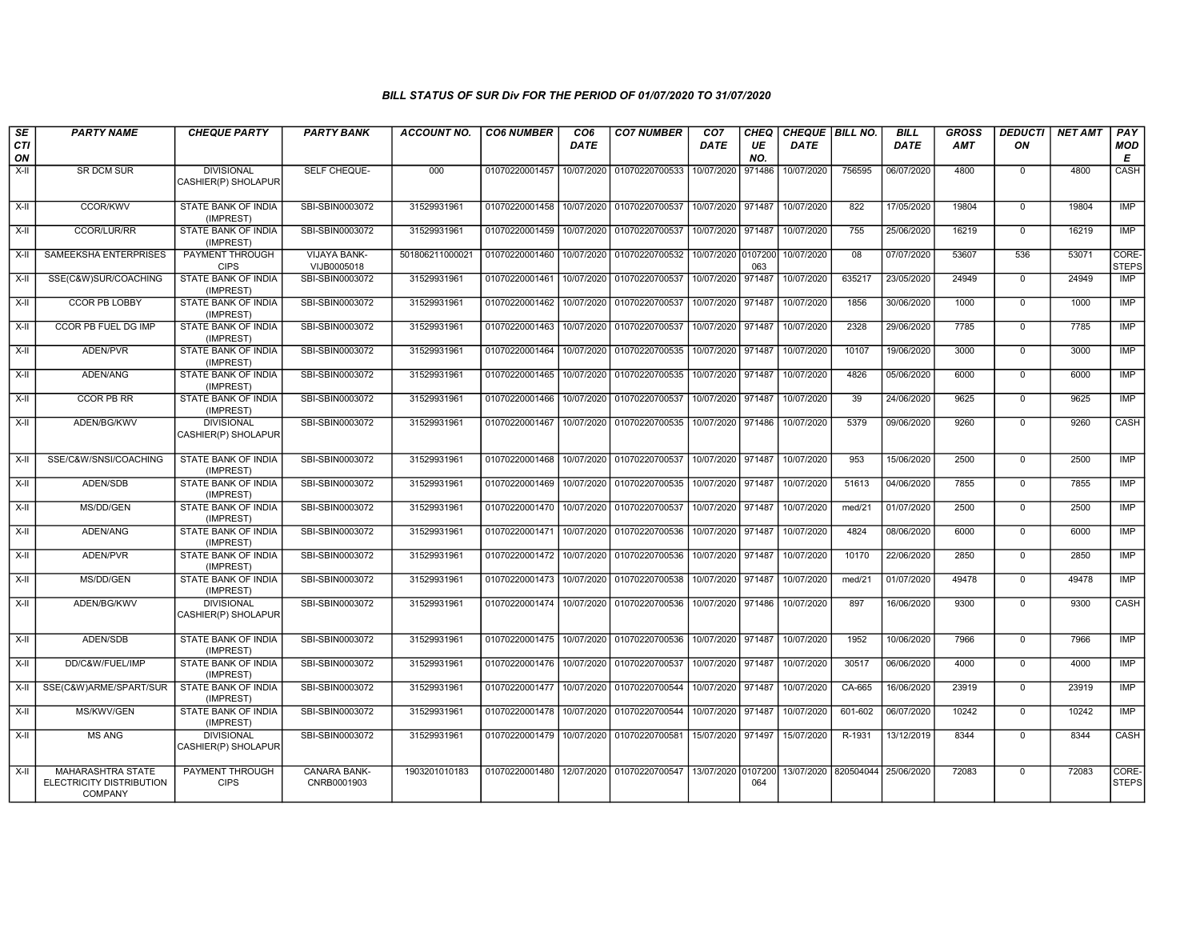### BILL STATUS OF SUR Div FOR THE PERIOD OF 01/07/2020 TO 31/07/2020

| SECTION | PARTY NAME | CHEQUE PARTY | PARTY BANK | ACCOUNT NO. | CO6 NUMBER | CO6 DATE | CO7 NUMBER | CO7 DATE | CHEQUE NO. | CHEQUE DATE | BILL NO. | BILL DATE | GROSS AMT | DEDUCTION | NET AMT | PAY MODE |
|---|---|---|---|---|---|---|---|---|---|---|---|---|---|---|---|---|
| X-II | SR DCM SUR | DIVISIONAL CASHIER(P) SHOLAPUR | SELF CHEQUE- | 000 | 01070220001457 | 10/07/2020 | 01070220700533 | 10/07/2020 | 971486 | 10/07/2020 | 756595 | 06/07/2020 | 4800 | 0 | 4800 | CASH |
| X-II | CCOR/KWV | STATE BANK OF INDIA (IMPREST) | SBI-SBIN0003072 | 31529931961 | 01070220001458 | 10/07/2020 | 01070220700537 | 10/07/2020 | 971487 | 10/07/2020 | 822 | 17/05/2020 | 19804 | 0 | 19804 | IMP |
| X-II | CCOR/LUR/RR | STATE BANK OF INDIA (IMPREST) | SBI-SBIN0003072 | 31529931961 | 01070220001459 | 10/07/2020 | 01070220700537 | 10/07/2020 | 971487 | 10/07/2020 | 755 | 25/06/2020 | 16219 | 0 | 16219 | IMP |
| X-II | SAMEEKSHA ENTERPRISES | PAYMENT THROUGH CIPS | VIJAYA BANK-VIJB0005018 | 501806211000021 | 01070220001460 | 10/07/2020 | 01070220700532 | 10/07/2020 | 0107200063 | 10/07/2020 | 08 | 07/07/2020 | 53607 | 536 | 53071 | CORE-STEPS |
| X-II | SSE(C&W)SUR/COACHING | STATE BANK OF INDIA (IMPREST) | SBI-SBIN0003072 | 31529931961 | 01070220001461 | 10/07/2020 | 01070220700537 | 10/07/2020 | 971487 | 10/07/2020 | 635217 | 23/05/2020 | 24949 | 0 | 24949 | IMP |
| X-II | CCOR PB LOBBY | STATE BANK OF INDIA (IMPREST) | SBI-SBIN0003072 | 31529931961 | 01070220001462 | 10/07/2020 | 01070220700537 | 10/07/2020 | 971487 | 10/07/2020 | 1856 | 30/06/2020 | 1000 | 0 | 1000 | IMP |
| X-II | CCOR PB FUEL DG IMP | STATE BANK OF INDIA (IMPREST) | SBI-SBIN0003072 | 31529931961 | 01070220001463 | 10/07/2020 | 01070220700537 | 10/07/2020 | 971487 | 10/07/2020 | 2328 | 29/06/2020 | 7785 | 0 | 7785 | IMP |
| X-II | ADEN/PVR | STATE BANK OF INDIA (IMPREST) | SBI-SBIN0003072 | 31529931961 | 01070220001464 | 10/07/2020 | 01070220700535 | 10/07/2020 | 971487 | 10/07/2020 | 10107 | 19/06/2020 | 3000 | 0 | 3000 | IMP |
| X-II | ADEN/ANG | STATE BANK OF INDIA (IMPREST) | SBI-SBIN0003072 | 31529931961 | 01070220001465 | 10/07/2020 | 01070220700535 | 10/07/2020 | 971487 | 10/07/2020 | 4826 | 05/06/2020 | 6000 | 0 | 6000 | IMP |
| X-II | CCOR PB RR | STATE BANK OF INDIA (IMPREST) | SBI-SBIN0003072 | 31529931961 | 01070220001466 | 10/07/2020 | 01070220700537 | 10/07/2020 | 971487 | 10/07/2020 | 39 | 24/06/2020 | 9625 | 0 | 9625 | IMP |
| X-II | ADEN/BG/KWV | DIVISIONAL CASHIER(P) SHOLAPUR | SBI-SBIN0003072 | 31529931961 | 01070220001467 | 10/07/2020 | 01070220700535 | 10/07/2020 | 971486 | 10/07/2020 | 5379 | 09/06/2020 | 9260 | 0 | 9260 | CASH |
| X-II | SSE/C&W/SNSI/COACHING | STATE BANK OF INDIA (IMPREST) | SBI-SBIN0003072 | 31529931961 | 01070220001468 | 10/07/2020 | 01070220700537 | 10/07/2020 | 971487 | 10/07/2020 | 953 | 15/06/2020 | 2500 | 0 | 2500 | IMP |
| X-II | ADEN/SDB | STATE BANK OF INDIA (IMPREST) | SBI-SBIN0003072 | 31529931961 | 01070220001469 | 10/07/2020 | 01070220700535 | 10/07/2020 | 971487 | 10/07/2020 | 51613 | 04/06/2020 | 7855 | 0 | 7855 | IMP |
| X-II | MS/DD/GEN | STATE BANK OF INDIA (IMPREST) | SBI-SBIN0003072 | 31529931961 | 01070220001470 | 10/07/2020 | 01070220700537 | 10/07/2020 | 971487 | 10/07/2020 | med/21 | 01/07/2020 | 2500 | 0 | 2500 | IMP |
| X-II | ADEN/ANG | STATE BANK OF INDIA (IMPREST) | SBI-SBIN0003072 | 31529931961 | 01070220001471 | 10/07/2020 | 01070220700536 | 10/07/2020 | 971487 | 10/07/2020 | 4824 | 08/06/2020 | 6000 | 0 | 6000 | IMP |
| X-II | ADEN/PVR | STATE BANK OF INDIA (IMPREST) | SBI-SBIN0003072 | 31529931961 | 01070220001472 | 10/07/2020 | 01070220700536 | 10/07/2020 | 971487 | 10/07/2020 | 10170 | 22/06/2020 | 2850 | 0 | 2850 | IMP |
| X-II | MS/DD/GEN | STATE BANK OF INDIA (IMPREST) | SBI-SBIN0003072 | 31529931961 | 01070220001473 | 10/07/2020 | 01070220700538 | 10/07/2020 | 971487 | 10/07/2020 | med/21 | 01/07/2020 | 49478 | 0 | 49478 | IMP |
| X-II | ADEN/BG/KWV | DIVISIONAL CASHIER(P) SHOLAPUR | SBI-SBIN0003072 | 31529931961 | 01070220001474 | 10/07/2020 | 01070220700536 | 10/07/2020 | 971486 | 10/07/2020 | 897 | 16/06/2020 | 9300 | 0 | 9300 | CASH |
| X-II | ADEN/SDB | STATE BANK OF INDIA (IMPREST) | SBI-SBIN0003072 | 31529931961 | 01070220001475 | 10/07/2020 | 01070220700536 | 10/07/2020 | 971487 | 10/07/2020 | 1952 | 10/06/2020 | 7966 | 0 | 7966 | IMP |
| X-II | DD/C&W/FUEL/IMP | STATE BANK OF INDIA (IMPREST) | SBI-SBIN0003072 | 31529931961 | 01070220001476 | 10/07/2020 | 01070220700537 | 10/07/2020 | 971487 | 10/07/2020 | 30517 | 06/06/2020 | 4000 | 0 | 4000 | IMP |
| X-II | SSE(C&W)ARME/SPART/SUR | STATE BANK OF INDIA (IMPREST) | SBI-SBIN0003072 | 31529931961 | 01070220001477 | 10/07/2020 | 01070220700544 | 10/07/2020 | 971487 | 10/07/2020 | CA-665 | 16/06/2020 | 23919 | 0 | 23919 | IMP |
| X-II | MS/KWV/GEN | STATE BANK OF INDIA (IMPREST) | SBI-SBIN0003072 | 31529931961 | 01070220001478 | 10/07/2020 | 01070220700544 | 10/07/2020 | 971487 | 10/07/2020 | 601-602 | 06/07/2020 | 10242 | 0 | 10242 | IMP |
| X-II | MS ANG | DIVISIONAL CASHIER(P) SHOLAPUR | SBI-SBIN0003072 | 31529931961 | 01070220001479 | 10/07/2020 | 01070220700581 | 15/07/2020 | 971497 | 15/07/2020 | R-1931 | 13/12/2019 | 8344 | 0 | 8344 | CASH |
| X-II | MAHARASHTRA STATE ELECTRICITY DISTRIBUTION COMPANY | PAYMENT THROUGH CIPS | CANARA BANK-CNRB0001903 | 1903201010183 | 01070220001480 | 12/07/2020 | 01070220700547 | 13/07/2020 | 0107200064 | 13/07/2020 | 820504044 | 25/06/2020 | 72083 | 0 | 72083 | CORE-STEPS |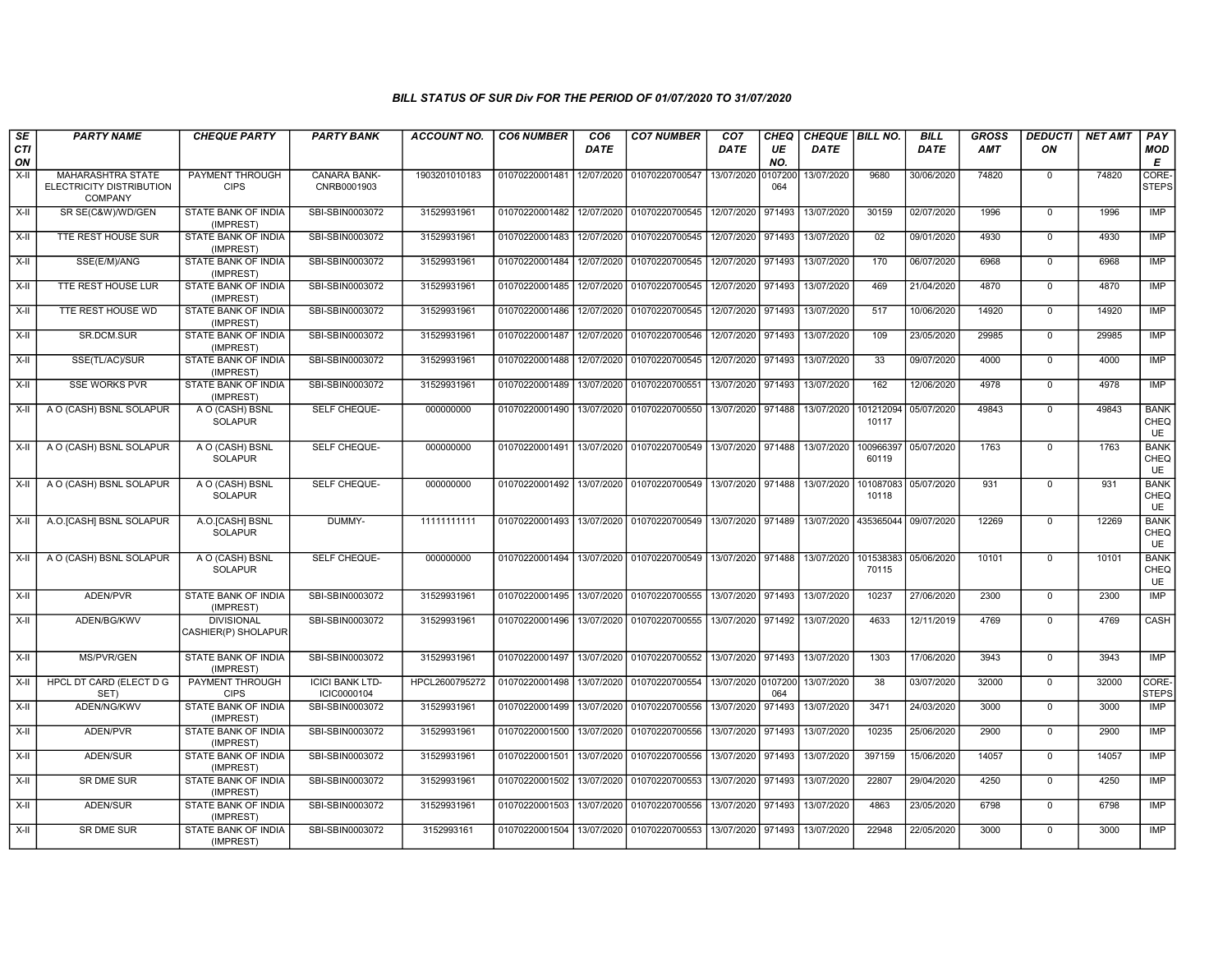### BILL STATUS OF SUR Div FOR THE PERIOD OF 01/07/2020 TO 31/07/2020

| SECTION | PARTY NAME | CHEQUE PARTY | PARTY BANK | ACCOUNT NO. | CO6 NUMBER | CO6 DATE | CO7 NUMBER | CO7 DATE | CHEQUE NO. | CHEQUE DATE | BILL NO. | BILL DATE | GROSS AMT | DEDUCTION | NET AMT | PAY MODE |
|---|---|---|---|---|---|---|---|---|---|---|---|---|---|---|---|---|
| X-II | MAHARASHTRA STATE ELECTRICITY DISTRIBUTION COMPANY | PAYMENT THROUGH CIPS | CANARA BANK-CNRB0001903 | 1903201010183 | 01070220001481 | 12/07/2020 | 01070220700547 | 13/07/2020 | 0107200064 | 13/07/2020 | 9680 | 30/06/2020 | 74820 | 0 | 74820 | CORE-STEPS |
| X-II | SR SE(C&W)/WD/GEN | STATE BANK OF INDIA (IMPREST) | SBI-SBIN0003072 | 31529931961 | 01070220001482 | 12/07/2020 | 01070220700545 | 12/07/2020 | 971493 | 13/07/2020 | 30159 | 02/07/2020 | 1996 | 0 | 1996 | IMP |
| X-II | TTE REST HOUSE SUR | STATE BANK OF INDIA (IMPREST) | SBI-SBIN0003072 | 31529931961 | 01070220001483 | 12/07/2020 | 01070220700545 | 12/07/2020 | 971493 | 13/07/2020 | 02 | 09/01/2020 | 4930 | 0 | 4930 | IMP |
| X-II | SSE(E/M)/ANG | STATE BANK OF INDIA (IMPREST) | SBI-SBIN0003072 | 31529931961 | 01070220001484 | 12/07/2020 | 01070220700545 | 12/07/2020 | 971493 | 13/07/2020 | 170 | 06/07/2020 | 6968 | 0 | 6968 | IMP |
| X-II | TTE REST HOUSE LUR | STATE BANK OF INDIA (IMPREST) | SBI-SBIN0003072 | 31529931961 | 01070220001485 | 12/07/2020 | 01070220700545 | 12/07/2020 | 971493 | 13/07/2020 | 469 | 21/04/2020 | 4870 | 0 | 4870 | IMP |
| X-II | TTE REST HOUSE WD | STATE BANK OF INDIA (IMPREST) | SBI-SBIN0003072 | 31529931961 | 01070220001486 | 12/07/2020 | 01070220700545 | 12/07/2020 | 971493 | 13/07/2020 | 517 | 10/06/2020 | 14920 | 0 | 14920 | IMP |
| X-II | SR.DCM.SUR | STATE BANK OF INDIA (IMPREST) | SBI-SBIN0003072 | 31529931961 | 01070220001487 | 12/07/2020 | 01070220700546 | 12/07/2020 | 971493 | 13/07/2020 | 109 | 23/05/2020 | 29985 | 0 | 29985 | IMP |
| X-II | SSE(TL/AC)/SUR | STATE BANK OF INDIA (IMPREST) | SBI-SBIN0003072 | 31529931961 | 01070220001488 | 12/07/2020 | 01070220700545 | 12/07/2020 | 971493 | 13/07/2020 | 33 | 09/07/2020 | 4000 | 0 | 4000 | IMP |
| X-II | SSE WORKS PVR | STATE BANK OF INDIA (IMPREST) | SBI-SBIN0003072 | 31529931961 | 01070220001489 | 13/07/2020 | 01070220700551 | 13/07/2020 | 971493 | 13/07/2020 | 162 | 12/06/2020 | 4978 | 0 | 4978 | IMP |
| X-II | A O (CASH) BSNL SOLAPUR | A O (CASH) BSNL SOLAPUR | SELF CHEQUE- | 000000000 | 01070220001490 | 13/07/2020 | 01070220700550 | 13/07/2020 | 971488 | 13/07/2020 | 10121209410117 | 05/07/2020 | 49843 | 0 | 49843 | BANK CHEQUE |
| X-II | A O (CASH) BSNL SOLAPUR | A O (CASH) BSNL SOLAPUR | SELF CHEQUE- | 000000000 | 01070220001491 | 13/07/2020 | 01070220700549 | 13/07/2020 | 971488 | 13/07/2020 | 10096639760119 | 05/07/2020 | 1763 | 0 | 1763 | BANK CHEQUE |
| X-II | A O (CASH) BSNL SOLAPUR | A O (CASH) BSNL SOLAPUR | SELF CHEQUE- | 000000000 | 01070220001492 | 13/07/2020 | 01070220700549 | 13/07/2020 | 971488 | 13/07/2020 | 10108708310118 | 05/07/2020 | 931 | 0 | 931 | BANK CHEQUE |
| X-II | A.O.[CASH] BSNL SOLAPUR | A.O.[CASH] BSNL SOLAPUR | DUMMY- | 11111111111 | 01070220001493 | 13/07/2020 | 01070220700549 | 13/07/2020 | 971489 | 13/07/2020 | 435365044 | 09/07/2020 | 12269 | 0 | 12269 | BANK CHEQUE |
| X-II | A O (CASH) BSNL SOLAPUR | A O (CASH) BSNL SOLAPUR | SELF CHEQUE- | 000000000 | 01070220001494 | 13/07/2020 | 01070220700549 | 13/07/2020 | 971488 | 13/07/2020 | 10153838370115 | 05/06/2020 | 10101 | 0 | 10101 | BANK CHEQUE |
| X-II | ADEN/PVR | STATE BANK OF INDIA (IMPREST) | SBI-SBIN0003072 | 31529931961 | 01070220001495 | 13/07/2020 | 01070220700555 | 13/07/2020 | 971493 | 13/07/2020 | 10237 | 27/06/2020 | 2300 | 0 | 2300 | IMP |
| X-II | ADEN/BG/KWV | DIVISIONAL CASHIER(P) SHOLAPUR | SBI-SBIN0003072 | 31529931961 | 01070220001496 | 13/07/2020 | 01070220700555 | 13/07/2020 | 971492 | 13/07/2020 | 4633 | 12/11/2019 | 4769 | 0 | 4769 | CASH |
| X-II | MS/PVR/GEN | STATE BANK OF INDIA (IMPREST) | SBI-SBIN0003072 | 31529931961 | 01070220001497 | 13/07/2020 | 01070220700552 | 13/07/2020 | 971493 | 13/07/2020 | 1303 | 17/06/2020 | 3943 | 0 | 3943 | IMP |
| X-II | HPCL DT CARD (ELECT D G SET) | PAYMENT THROUGH CIPS | ICICI BANK LTD-ICIC0000104 | HPCL2600795272 | 01070220001498 | 13/07/2020 | 01070220700554 | 13/07/2020 | 0107200064 | 13/07/2020 | 38 | 03/07/2020 | 32000 | 0 | 32000 | CORE-STEPS |
| X-II | ADEN/NG/KWV | STATE BANK OF INDIA (IMPREST) | SBI-SBIN0003072 | 31529931961 | 01070220001499 | 13/07/2020 | 01070220700556 | 13/07/2020 | 971493 | 13/07/2020 | 3471 | 24/03/2020 | 3000 | 0 | 3000 | IMP |
| X-II | ADEN/PVR | STATE BANK OF INDIA (IMPREST) | SBI-SBIN0003072 | 31529931961 | 01070220001500 | 13/07/2020 | 01070220700556 | 13/07/2020 | 971493 | 13/07/2020 | 10235 | 25/06/2020 | 2900 | 0 | 2900 | IMP |
| X-II | ADEN/SUR | STATE BANK OF INDIA (IMPREST) | SBI-SBIN0003072 | 31529931961 | 01070220001501 | 13/07/2020 | 01070220700556 | 13/07/2020 | 971493 | 13/07/2020 | 397159 | 15/06/2020 | 14057 | 0 | 14057 | IMP |
| X-II | SR DME SUR | STATE BANK OF INDIA (IMPREST) | SBI-SBIN0003072 | 31529931961 | 01070220001502 | 13/07/2020 | 01070220700553 | 13/07/2020 | 971493 | 13/07/2020 | 22807 | 29/04/2020 | 4250 | 0 | 4250 | IMP |
| X-II | ADEN/SUR | STATE BANK OF INDIA (IMPREST) | SBI-SBIN0003072 | 31529931961 | 01070220001503 | 13/07/2020 | 01070220700556 | 13/07/2020 | 971493 | 13/07/2020 | 4863 | 23/05/2020 | 6798 | 0 | 6798 | IMP |
| X-II | SR DME SUR | STATE BANK OF INDIA (IMPREST) | SBI-SBIN0003072 | 3152993161 | 01070220001504 | 13/07/2020 | 01070220700553 | 13/07/2020 | 971493 | 13/07/2020 | 22948 | 22/05/2020 | 3000 | 0 | 3000 | IMP |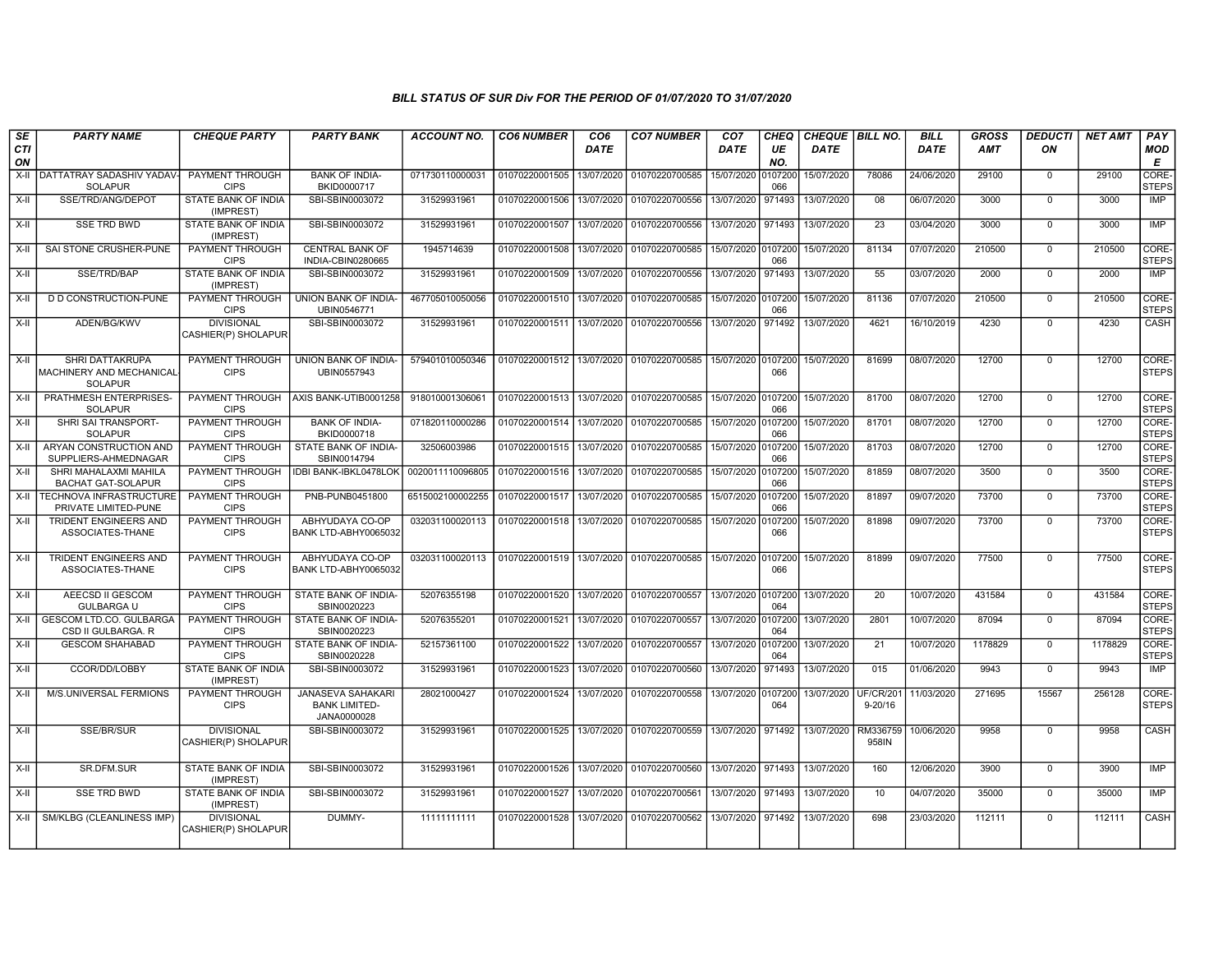## BILL STATUS OF SUR Div FOR THE PERIOD OF 01/07/2020 TO 31/07/2020

| SECTION | PARTY NAME | CHEQUE PARTY | PARTY BANK | ACCOUNT NO. | CO6 NUMBER | CO6 DATE | CO7 NUMBER | CO7 DATE | CHEQUE NO. | CHEQUE DATE | BILL NO. | BILL DATE | GROSS AMT | DEDUCTION | NET AMT | PAY MODE |
|---|---|---|---|---|---|---|---|---|---|---|---|---|---|---|---|---|
| X-II | DATTATRAY SADASHIV YADAV-SOLAPUR | PAYMENT THROUGH CIPS | BANK OF INDIA-BKID0000717 | 071730110000031 | 01070220001505 | 13/07/2020 | 01070220700585 | 15/07/2020 | 0107200066 | 15/07/2020 | 78086 | 24/06/2020 | 29100 | 0 | 29100 | CORE-STEPS |
| X-II | SSE/TRD/ANG/DEPOT | STATE BANK OF INDIA (IMPREST) | SBI-SBIN0003072 | 31529931961 | 01070220001506 | 13/07/2020 | 01070220700556 | 13/07/2020 | 971493 | 13/07/2020 | 08 | 06/07/2020 | 3000 | 0 | 3000 | IMP |
| X-II | SSE TRD BWD | STATE BANK OF INDIA (IMPREST) | SBI-SBIN0003072 | 31529931961 | 01070220001507 | 13/07/2020 | 01070220700556 | 13/07/2020 | 971493 | 13/07/2020 | 23 | 03/04/2020 | 3000 | 0 | 3000 | IMP |
| X-II | SAI STONE CRUSHER-PUNE | PAYMENT THROUGH CIPS | CENTRAL BANK OF INDIA-CBIN0280665 | 1945714639 | 01070220001508 | 13/07/2020 | 01070220700585 | 15/07/2020 | 0107200066 | 15/07/2020 | 81134 | 07/07/2020 | 210500 | 0 | 210500 | CORE-STEPS |
| X-II | SSE/TRD/BAP | STATE BANK OF INDIA (IMPREST) | SBI-SBIN0003072 | 31529931961 | 01070220001509 | 13/07/2020 | 01070220700556 | 13/07/2020 | 971493 | 13/07/2020 | 55 | 03/07/2020 | 2000 | 0 | 2000 | IMP |
| X-II | D D CONSTRUCTION-PUNE | PAYMENT THROUGH CIPS | UNION BANK OF INDIA-UBIN0546771 | 467705010050056 | 01070220001510 | 13/07/2020 | 01070220700585 | 15/07/2020 | 0107200066 | 15/07/2020 | 81136 | 07/07/2020 | 210500 | 0 | 210500 | CORE-STEPS |
| X-II | ADEN/BG/KWV | DIVISIONAL CASHIER(P) SHOLAPUR | SBI-SBIN0003072 | 31529931961 | 01070220001511 | 13/07/2020 | 01070220700556 | 13/07/2020 | 971492 | 13/07/2020 | 4621 | 16/10/2019 | 4230 | 0 | 4230 | CASH |
| X-II | SHRI DATTAKRUPA MACHINERY AND MECHANICAL-SOLAPUR | PAYMENT THROUGH CIPS | UNION BANK OF INDIA-UBIN0557943 | 579401010050346 | 01070220001512 | 13/07/2020 | 01070220700585 | 15/07/2020 | 0107200066 | 15/07/2020 | 81699 | 08/07/2020 | 12700 | 0 | 12700 | CORE-STEPS |
| X-II | PRATHMESH ENTERPRISES-SOLAPUR | PAYMENT THROUGH CIPS | AXIS BANK-UTIB0001258 | 918010001306061 | 01070220001513 | 13/07/2020 | 01070220700585 | 15/07/2020 | 0107200066 | 15/07/2020 | 81700 | 08/07/2020 | 12700 | 0 | 12700 | CORE-STEPS |
| X-II | SHRI SAI TRANSPORT-SOLAPUR | PAYMENT THROUGH CIPS | BANK OF INDIA-BKID0000718 | 071820110000286 | 01070220001514 | 13/07/2020 | 01070220700585 | 15/07/2020 | 0107200066 | 15/07/2020 | 81701 | 08/07/2020 | 12700 | 0 | 12700 | CORE-STEPS |
| X-II | ARYAN CONSTRUCTION AND SUPPLIERS-AHMEDNAGAR | PAYMENT THROUGH CIPS | STATE BANK OF INDIA-SBIN0014794 | 32506003986 | 01070220001515 | 13/07/2020 | 01070220700585 | 15/07/2020 | 0107200066 | 15/07/2020 | 81703 | 08/07/2020 | 12700 | 0 | 12700 | CORE-STEPS |
| X-II | SHRI MAHALAXMI MAHILA BACHAT GAT-SOLAPUR | PAYMENT THROUGH CIPS | IDBI BANK-IBKL0478LOK | 0020011110096805 | 01070220001516 | 13/07/2020 | 01070220700585 | 15/07/2020 | 0107200066 | 15/07/2020 | 81859 | 08/07/2020 | 3500 | 0 | 3500 | CORE-STEPS |
| X-II | TECHNOVA INFRASTRUCTURE PRIVATE LIMITED-PUNE | PAYMENT THROUGH CIPS | PNB-PUNB0451800 | 6515002100002255 | 01070220001517 | 13/07/2020 | 01070220700585 | 15/07/2020 | 0107200066 | 15/07/2020 | 81897 | 09/07/2020 | 73700 | 0 | 73700 | CORE-STEPS |
| X-II | TRIDENT ENGINEERS AND ASSOCIATES-THANE | PAYMENT THROUGH CIPS | ABHYUDAYA CO-OP BANK LTD-ABHY0065032 | 032031100020113 | 01070220001518 | 13/07/2020 | 01070220700585 | 15/07/2020 | 0107200066 | 15/07/2020 | 81898 | 09/07/2020 | 73700 | 0 | 73700 | CORE-STEPS |
| X-II | TRIDENT ENGINEERS AND ASSOCIATES-THANE | PAYMENT THROUGH CIPS | ABHYUDAYA CO-OP BANK LTD-ABHY0065032 | 032031100020113 | 01070220001519 | 13/07/2020 | 01070220700585 | 15/07/2020 | 0107200066 | 15/07/2020 | 81899 | 09/07/2020 | 77500 | 0 | 77500 | CORE-STEPS |
| X-II | AEECSD II GESCOM GULBARGA U | PAYMENT THROUGH CIPS | STATE BANK OF INDIA-SBIN0020223 | 52076355198 | 01070220001520 | 13/07/2020 | 01070220700557 | 13/07/2020 | 0107200064 | 13/07/2020 | 20 | 10/07/2020 | 431584 | 0 | 431584 | CORE-STEPS |
| X-II | GESCOM LTD.CO. GULBARGA CSD II GULBARGA. R | PAYMENT THROUGH CIPS | STATE BANK OF INDIA-SBIN0020223 | 52076355201 | 01070220001521 | 13/07/2020 | 01070220700557 | 13/07/2020 | 0107200064 | 13/07/2020 | 2801 | 10/07/2020 | 87094 | 0 | 87094 | CORE-STEPS |
| X-II | GESCOM SHAHABAD | PAYMENT THROUGH CIPS | STATE BANK OF INDIA-SBIN0020228 | 52157361100 | 01070220001522 | 13/07/2020 | 01070220700557 | 13/07/2020 | 0107200064 | 13/07/2020 | 21 | 10/07/2020 | 1178829 | 0 | 1178829 | CORE-STEPS |
| X-II | CCOR/DD/LOBBY | STATE BANK OF INDIA (IMPREST) | SBI-SBIN0003072 | 31529931961 | 01070220001523 | 13/07/2020 | 01070220700560 | 13/07/2020 | 971493 | 13/07/2020 | 015 | 01/06/2020 | 9943 | 0 | 9943 | IMP |
| X-II | M/S.UNIVERSAL FERMIONS | PAYMENT THROUGH CIPS | JANASEVA SAHAKARI BANK LIMITED-JANA0000028 | 28021000427 | 01070220001524 | 13/07/2020 | 01070220700558 | 13/07/2020 | 0107200064 | 13/07/2020 | UF/CR/2019-20/16 | 11/03/2020 | 271695 | 15567 | 256128 | CORE-STEPS |
| X-II | SSE/BR/SUR | DIVISIONAL CASHIER(P) SHOLAPUR | SBI-SBIN0003072 | 31529931961 | 01070220001525 | 13/07/2020 | 01070220700559 | 13/07/2020 | 971492 | 13/07/2020 | RM336759958IN | 10/06/2020 | 9958 | 0 | 9958 | CASH |
| X-II | SR.DFM.SUR | STATE BANK OF INDIA (IMPREST) | SBI-SBIN0003072 | 31529931961 | 01070220001526 | 13/07/2020 | 01070220700560 | 13/07/2020 | 971493 | 13/07/2020 | 160 | 12/06/2020 | 3900 | 0 | 3900 | IMP |
| X-II | SSE TRD BWD | STATE BANK OF INDIA (IMPREST) | SBI-SBIN0003072 | 31529931961 | 01070220001527 | 13/07/2020 | 01070220700561 | 13/07/2020 | 971493 | 13/07/2020 | 10 | 04/07/2020 | 35000 | 0 | 35000 | IMP |
| X-II | SM/KLBG (CLEANLINESS IMP) | DIVISIONAL CASHIER(P) SHOLAPUR | DUMMY- | 11111111111 | 01070220001528 | 13/07/2020 | 01070220700562 | 13/07/2020 | 971492 | 13/07/2020 | 698 | 23/03/2020 | 112111 | 0 | 112111 | CASH |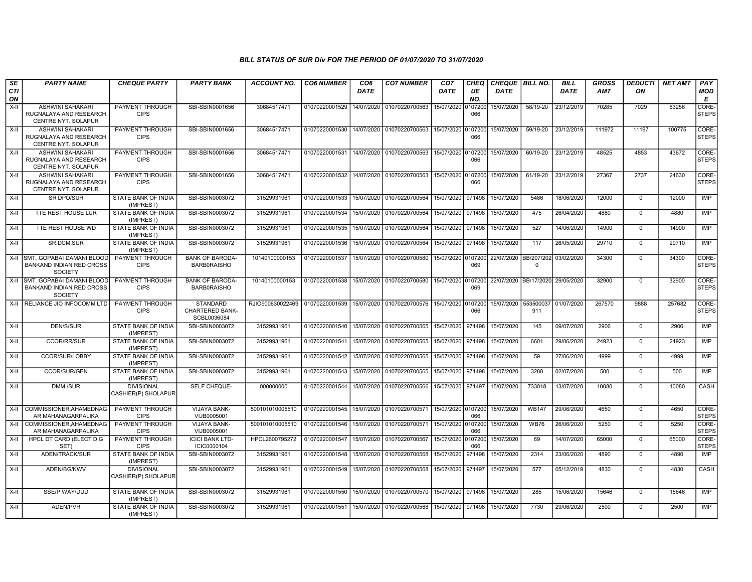### BILL STATUS OF SUR Div FOR THE PERIOD OF 01/07/2020 TO 31/07/2020

| SECTION | PARTY NAME | CHEQUE PARTY | PARTY BANK | ACCOUNT NO. | CO6 NUMBER | CO6 DATE | CO7 NUMBER | CO7 DATE | CHEQUE NO. | CHEQUE DATE | BILL NO. | BILL DATE | GROSS AMT | DEDUCTION | NET AMT | PAY MODE |
|---|---|---|---|---|---|---|---|---|---|---|---|---|---|---|---|---|
| X-II | ASHWINI SAHAKARI RUGNALAYA AND RESEARCH CENTRE NYT. SOLAPUR | PAYMENT THROUGH CIPS | SBI-SBIN0001656 | 30684517471 | 01070220001529 | 14/07/2020 | 01070220700563 | 15/07/2020 | 0107200066 | 15/07/2020 | 58/19-20 | 23/12/2019 | 70285 | 7029 | 63256 | CORE-STEPS |
| X-II | ASHWINI SAHAKARI RUGNALAYA AND RESEARCH CENTRE NYT. SOLAPUR | PAYMENT THROUGH CIPS | SBI-SBIN0001656 | 30684517471 | 01070220001530 | 14/07/2020 | 01070220700563 | 15/07/2020 | 0107200066 | 15/07/2020 | 59/19-20 | 23/12/2019 | 111972 | 11197 | 100775 | CORE-STEPS |
| X-II | ASHWINI SAHAKARI RUGNALAYA AND RESEARCH CENTRE NYT. SOLAPUR | PAYMENT THROUGH CIPS | SBI-SBIN0001656 | 30684517471 | 01070220001531 | 14/07/2020 | 01070220700563 | 15/07/2020 | 0107200066 | 15/07/2020 | 60/19-20 | 23/12/2019 | 48525 | 4853 | 43672 | CORE-STEPS |
| X-II | ASHWINI SAHAKARI RUGNALAYA AND RESEARCH CENTRE NYT. SOLAPUR | PAYMENT THROUGH CIPS | SBI-SBIN0001656 | 30684517471 | 01070220001532 | 14/07/2020 | 01070220700563 | 15/07/2020 | 0107200066 | 15/07/2020 | 61/19-20 | 23/12/2019 | 27367 | 2737 | 24630 | CORE-STEPS |
| X-II | SR DPO/SUR | STATE BANK OF INDIA (IMPREST) | SBI-SBIN0003072 | 31529931961 | 01070220001533 | 15/07/2020 | 01070220700564 | 15/07/2020 | 971498 | 15/07/2020 | 5486 | 18/06/2020 | 12000 | 0 | 12000 | IMP |
| X-II | TTE REST HOUSE LUR | STATE BANK OF INDIA (IMPREST) | SBI-SBIN0003072 | 31529931961 | 01070220001534 | 15/07/2020 | 01070220700564 | 15/07/2020 | 971498 | 15/07/2020 | 475 | 26/04/2020 | 4880 | 0 | 4880 | IMP |
| X-II | TTE REST HOUSE WD | STATE BANK OF INDIA (IMPREST) | SBI-SBIN0003072 | 31529931961 | 01070220001535 | 15/07/2020 | 01070220700564 | 15/07/2020 | 971498 | 15/07/2020 | 527 | 14/06/2020 | 14900 | 0 | 14900 | IMP |
| X-II | SR.DCM.SUR | STATE BANK OF INDIA (IMPREST) | SBI-SBIN0003072 | 31529931961 | 01070220001536 | 15/07/2020 | 01070220700564 | 15/07/2020 | 971498 | 15/07/2020 | 117 | 26/05/2020 | 29710 | 0 | 29710 | IMP |
| X-II | SMT. GOPABAI DAMANI BLOOD BANKAND INDIAN RED CROSS SOCIETY | PAYMENT THROUGH CIPS | BANK OF BARODA-BARB0RAISHO | 10140100000153 | 01070220001537 | 15/07/2020 | 01070220700580 | 15/07/2020 | 0107200069 | 22/07/2020 | BB/207/2020 | 03/02/2020 | 34300 | 0 | 34300 | CORE-STEPS |
| X-II | SMT. GOPABAI DAMANI BLOOD BANKAND INDIAN RED CROSS SOCIETY | PAYMENT THROUGH CIPS | BANK OF BARODA-BARB0RAISHO | 10140100000153 | 01070220001538 | 15/07/2020 | 01070220700580 | 15/07/2020 | 0107200069 | 22/07/2020 | BB/17/2020 | 29/05/2020 | 32900 | 0 | 32900 | CORE-STEPS |
| X-II | RELIANCE JIO INFOCOMM LTD | PAYMENT THROUGH CIPS | STANDARD CHARTERED BANK-SCBL0036084 | RJIO900630022469 | 01070220001539 | 15/07/2020 | 01070220700576 | 15/07/2020 | 0107200066 | 15/07/2020 | 553500037911 | 01/07/2020 | 267570 | 9888 | 257682 | CORE-STEPS |
| X-II | DEN/S/SUR | STATE BANK OF INDIA (IMPREST) | SBI-SBIN0003072 | 31529931961 | 01070220001540 | 15/07/2020 | 01070220700565 | 15/07/2020 | 971498 | 15/07/2020 | 145 | 09/07/2020 | 2906 | 0 | 2906 | IMP |
| X-II | CCOR/RR/SUR | STATE BANK OF INDIA (IMPREST) | SBI-SBIN0003072 | 31529931961 | 01070220001541 | 15/07/2020 | 01070220700565 | 15/07/2020 | 971498 | 15/07/2020 | 6601 | 29/06/2020 | 24923 | 0 | 24923 | IMP |
| X-II | CCOR/SUR/LOBBY | STATE BANK OF INDIA (IMPREST) | SBI-SBIN0003072 | 31529931961 | 01070220001542 | 15/07/2020 | 01070220700565 | 15/07/2020 | 971498 | 15/07/2020 | 59 | 27/06/2020 | 4999 | 0 | 4999 | IMP |
| X-II | CCOR/SUR/GEN | STATE BANK OF INDIA (IMPREST) | SBI-SBIN0003072 | 31529931961 | 01070220001543 | 15/07/2020 | 01070220700565 | 15/07/2020 | 971498 | 15/07/2020 | 3288 | 02/07/2020 | 500 | 0 | 500 | IMP |
| X-II | DMM /SUR | DIVISIONAL CASHIER(P) SHOLAPUR | SELF CHEQUE- | 000000000 | 01070220001544 | 15/07/2020 | 01070220700566 | 15/07/2020 | 971497 | 15/07/2020 | 733018 | 13/07/2020 | 10080 | 0 | 10080 | CASH |
| X-II | COMMISSIONER,AHAMEDNAGAR MAHANAGARPALIKA | PAYMENT THROUGH CIPS | VIJAYA BANK-VIJB0005001 | 500101010005510 | 01070220001545 | 15/07/2020 | 01070220700571 | 15/07/2020 | 0107200066 | 15/07/2020 | WB147 | 29/06/2020 | 4650 | 0 | 4650 | CORE-STEPS |
| X-II | COMMISSIONER,AHAMEDNAGAR MAHANAGARPALIKA | PAYMENT THROUGH CIPS | VIJAYA BANK-VIJB0005001 | 500101010005510 | 01070220001546 | 15/07/2020 | 01070220700571 | 15/07/2020 | 0107200066 | 15/07/2020 | WB76 | 26/06/2020 | 5250 | 0 | 5250 | CORE-STEPS |
| X-II | HPCL DT CARD (ELECT D G SET) | PAYMENT THROUGH CIPS | ICICI BANK LTD-ICIC0000104 | HPCL2600795272 | 01070220001547 | 15/07/2020 | 01070220700567 | 15/07/2020 | 0107200066 | 15/07/2020 | 69 | 14/07/2020 | 65000 | 0 | 65000 | CORE-STEPS |
| X-II | ADEN/TRACK/SUR | STATE BANK OF INDIA (IMPREST) | SBI-SBIN0003072 | 31529931961 | 01070220001548 | 15/07/2020 | 01070220700568 | 15/07/2020 | 971498 | 15/07/2020 | 2314 | 23/06/2020 | 4890 | 0 | 4890 | IMP |
| X-II | ADEN/BG/KWV | DIVISIONAL CASHIER(P) SHOLAPUR | SBI-SBIN0003072 | 31529931961 | 01070220001549 | 15/07/2020 | 01070220700568 | 15/07/2020 | 971497 | 15/07/2020 | 577 | 05/12/2019 | 4830 | 0 | 4830 | CASH |
| X-II | SSE/P WAY/DUD | STATE BANK OF INDIA (IMPREST) | SBI-SBIN0003072 | 31529931961 | 01070220001550 | 15/07/2020 | 01070220700570 | 15/07/2020 | 971498 | 15/07/2020 | 285 | 15/06/2020 | 15646 | 0 | 15646 | IMP |
| X-II | ADEN/PVR | STATE BANK OF INDIA (IMPREST) | SBI-SBIN0003072 | 31529931961 | 01070220001551 | 15/07/2020 | 01070220700568 | 15/07/2020 | 971498 | 15/07/2020 | 7730 | 29/06/2020 | 2500 | 0 | 2500 | IMP |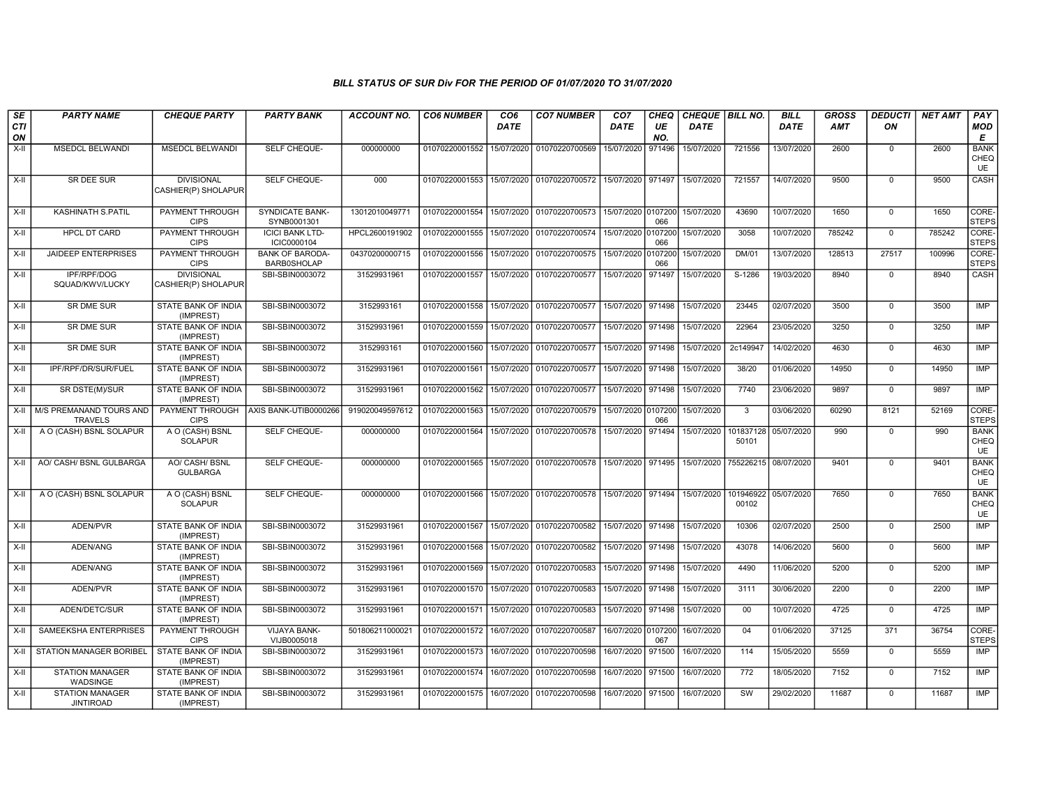## BILL STATUS OF SUR Div FOR THE PERIOD OF 01/07/2020 TO 31/07/2020

| SECTION | PARTY NAME | CHEQUE PARTY | PARTY BANK | ACCOUNT NO. | CO6 NUMBER | CO6 DATE | CO7 NUMBER | CO7 DATE | CHEQUE NO. | CHEQUE DATE | BILL NO. | BILL DATE | GROSS AMT | DEDUCTION | NET AMT | PAY MODE |
|---|---|---|---|---|---|---|---|---|---|---|---|---|---|---|---|---|
| X-II | MSEDCL BELWANDI | MSEDCL BELWANDI | SELF CHEQUE- | 000000000 | 01070220001552 | 15/07/2020 | 01070220700569 | 15/07/2020 | 971496 | 15/07/2020 | 721556 | 13/07/2020 | 2600 | 0 | 2600 | BANK CHEQUE |
| X-II | SR DEE SUR | DIVISIONAL CASHIER(P) SHOLAPUR | SELF CHEQUE- | 000 | 01070220001553 | 15/07/2020 | 01070220700572 | 15/07/2020 | 971497 | 15/07/2020 | 721557 | 14/07/2020 | 9500 | 0 | 9500 | CASH |
| X-II | KASHINATH S.PATIL | PAYMENT THROUGH CIPS | SYNDICATE BANK-SYNB0001301 | 13012010049771 | 01070220001554 | 15/07/2020 | 01070220700573 | 15/07/2020 | 0107200066 | 15/07/2020 | 43690 | 10/07/2020 | 1650 | 0 | 1650 | CORE-STEPS |
| X-II | HPCL DT CARD | PAYMENT THROUGH CIPS | ICICI BANK LTD-ICIC0000104 | HPCL2600191902 | 01070220001555 | 15/07/2020 | 01070220700574 | 15/07/2020 | 0107200066 | 15/07/2020 | 3058 | 10/07/2020 | 785242 | 0 | 785242 | CORE-STEPS |
| X-II | JAIDEEP ENTERPRISES | PAYMENT THROUGH CIPS | BANK OF BARODA-BARB0SHOLAP | 04370200000715 | 01070220001556 | 15/07/2020 | 01070220700575 | 15/07/2020 | 0107200066 | 15/07/2020 | DM/01 | 13/07/2020 | 128513 | 27517 | 100996 | CORE-STEPS |
| X-II | IPF/RPF/DOG SQUAD/KWV/LUCKY | DIVISIONAL CASHIER(P) SHOLAPUR | SBI-SBIN0003072 | 31529931961 | 01070220001557 | 15/07/2020 | 01070220700577 | 15/07/2020 | 971497 | 15/07/2020 | S-1286 | 19/03/2020 | 8940 | 0 | 8940 | CASH |
| X-II | SR DME SUR | STATE BANK OF INDIA (IMPREST) | SBI-SBIN0003072 | 3152993161 | 01070220001558 | 15/07/2020 | 01070220700577 | 15/07/2020 | 971498 | 15/07/2020 | 23445 | 02/07/2020 | 3500 | 0 | 3500 | IMP |
| X-II | SR DME SUR | STATE BANK OF INDIA (IMPREST) | SBI-SBIN0003072 | 31529931961 | 01070220001559 | 15/07/2020 | 01070220700577 | 15/07/2020 | 971498 | 15/07/2020 | 22964 | 23/05/2020 | 3250 | 0 | 3250 | IMP |
| X-II | SR DME SUR | STATE BANK OF INDIA (IMPREST) | SBI-SBIN0003072 | 3152993161 | 01070220001560 | 15/07/2020 | 01070220700577 | 15/07/2020 | 971498 | 15/07/2020 | 2c149947 | 14/02/2020 | 4630 | 0 | 4630 | IMP |
| X-II | IPF/RPF/DR/SUR/FUEL | STATE BANK OF INDIA (IMPREST) | SBI-SBIN0003072 | 31529931961 | 01070220001561 | 15/07/2020 | 01070220700577 | 15/07/2020 | 971498 | 15/07/2020 | 38/20 | 01/06/2020 | 14950 | 0 | 14950 | IMP |
| X-II | SR DSTE(M)/SUR | STATE BANK OF INDIA (IMPREST) | SBI-SBIN0003072 | 31529931961 | 01070220001562 | 15/07/2020 | 01070220700577 | 15/07/2020 | 971498 | 15/07/2020 | 7740 | 23/06/2020 | 9897 | 0 | 9897 | IMP |
| X-II | M/S PREMANAND TOURS AND TRAVELS | PAYMENT THROUGH CIPS | AXIS BANK-UTIB0000266 | 919020049597612 | 01070220001563 | 15/07/2020 | 01070220700579 | 15/07/2020 | 0107200066 | 15/07/2020 | 3 | 03/06/2020 | 60290 | 8121 | 52169 | CORE-STEPS |
| X-II | A O (CASH) BSNL SOLAPUR | A O (CASH) BSNL SOLAPUR | SELF CHEQUE- | 000000000 | 01070220001564 | 15/07/2020 | 01070220700578 | 15/07/2020 | 971494 | 15/07/2020 | 10183712850101 | 05/07/2020 | 990 | 0 | 990 | BANK CHEQUE |
| X-II | AO/ CASH/ BSNL GULBARGA | AO/ CASH/ BSNL GULBARGA | SELF CHEQUE- | 000000000 | 01070220001565 | 15/07/2020 | 01070220700578 | 15/07/2020 | 971495 | 15/07/2020 | 755226215 | 08/07/2020 | 9401 | 0 | 9401 | BANK CHEQUE |
| X-II | A O (CASH) BSNL SOLAPUR | A O (CASH) BSNL SOLAPUR | SELF CHEQUE- | 000000000 | 01070220001566 | 15/07/2020 | 01070220700578 | 15/07/2020 | 971494 | 15/07/2020 | 10194692200102 | 05/07/2020 | 7650 | 0 | 7650 | BANK CHEQUE |
| X-II | ADEN/PVR | STATE BANK OF INDIA (IMPREST) | SBI-SBIN0003072 | 31529931961 | 01070220001567 | 15/07/2020 | 01070220700582 | 15/07/2020 | 971498 | 15/07/2020 | 10306 | 02/07/2020 | 2500 | 0 | 2500 | IMP |
| X-II | ADEN/ANG | STATE BANK OF INDIA (IMPREST) | SBI-SBIN0003072 | 31529931961 | 01070220001568 | 15/07/2020 | 01070220700582 | 15/07/2020 | 971498 | 15/07/2020 | 43078 | 14/06/2020 | 5600 | 0 | 5600 | IMP |
| X-II | ADEN/ANG | STATE BANK OF INDIA (IMPREST) | SBI-SBIN0003072 | 31529931961 | 01070220001569 | 15/07/2020 | 01070220700583 | 15/07/2020 | 971498 | 15/07/2020 | 4490 | 11/06/2020 | 5200 | 0 | 5200 | IMP |
| X-II | ADEN/PVR | STATE BANK OF INDIA (IMPREST) | SBI-SBIN0003072 | 31529931961 | 01070220001570 | 15/07/2020 | 01070220700583 | 15/07/2020 | 971498 | 15/07/2020 | 3111 | 30/06/2020 | 2200 | 0 | 2200 | IMP |
| X-II | ADEN/DETC/SUR | STATE BANK OF INDIA (IMPREST) | SBI-SBIN0003072 | 31529931961 | 01070220001571 | 15/07/2020 | 01070220700583 | 15/07/2020 | 971498 | 15/07/2020 | 00 | 10/07/2020 | 4725 | 0 | 4725 | IMP |
| X-II | SAMEEKSHA ENTERPRISES | PAYMENT THROUGH CIPS | VIJAYA BANK-VIJB0005018 | 501806211000021 | 01070220001572 | 16/07/2020 | 01070220700587 | 16/07/2020 | 0107200067 | 16/07/2020 | 04 | 01/06/2020 | 37125 | 371 | 36754 | CORE-STEPS |
| X-II | STATION MANAGER BORIBEL | STATE BANK OF INDIA (IMPREST) | SBI-SBIN0003072 | 31529931961 | 01070220001573 | 16/07/2020 | 01070220700598 | 16/07/2020 | 971500 | 16/07/2020 | 114 | 15/05/2020 | 5559 | 0 | 5559 | IMP |
| X-II | STATION MANAGER WADSINGE | STATE BANK OF INDIA (IMPREST) | SBI-SBIN0003072 | 31529931961 | 01070220001574 | 16/07/2020 | 01070220700598 | 16/07/2020 | 971500 | 16/07/2020 | 772 | 18/05/2020 | 7152 | 0 | 7152 | IMP |
| X-II | STATION MANAGER JINTIROAD | STATE BANK OF INDIA (IMPREST) | SBI-SBIN0003072 | 31529931961 | 01070220001575 | 16/07/2020 | 01070220700598 | 16/07/2020 | 971500 | 16/07/2020 | SW | 29/02/2020 | 11687 | 0 | 11687 | IMP |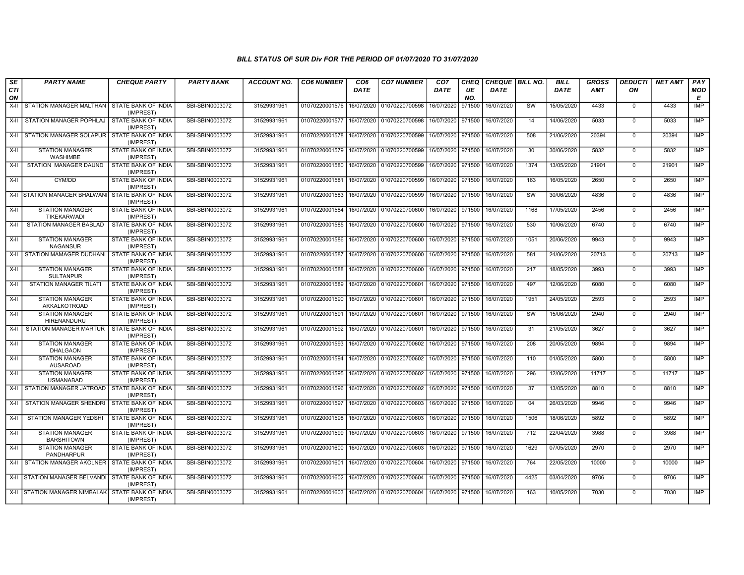### BILL STATUS OF SUR Div FOR THE PERIOD OF 01/07/2020 TO 31/07/2020

| SECTION | PARTY NAME | CHEQUE PARTY | PARTY BANK | ACCOUNT NO. | CO6 NUMBER | CO6 DATE | CO7 NUMBER | CO7 DATE | CHEQUE NO. | CHEQUE DATE | BILL NO. | BILL DATE | GROSS AMT | DEDUCTION | NET AMT | PAY MODE |
|---|---|---|---|---|---|---|---|---|---|---|---|---|---|---|---|---|
| X-II | STATION MANAGER MALTHAN | STATE BANK OF INDIA (IMPREST) | SBI-SBIN0003072 | 31529931961 | 01070220001576 | 16/07/2020 | 01070220700598 | 16/07/2020 | 971500 | 16/07/2020 | SW | 15/05/2020 | 4433 | 0 | 4433 | IMP |
| X-II | STATION MANAGER POPHLAJ | STATE BANK OF INDIA (IMPREST) | SBI-SBIN0003072 | 31529931961 | 01070220001577 | 16/07/2020 | 01070220700598 | 16/07/2020 | 971500 | 16/07/2020 | 14 | 14/06/2020 | 5033 | 0 | 5033 | IMP |
| X-II | STATION MANAGER SOLAPUR | STATE BANK OF INDIA (IMPREST) | SBI-SBIN0003072 | 31529931961 | 01070220001578 | 16/07/2020 | 01070220700599 | 16/07/2020 | 971500 | 16/07/2020 | 508 | 21/06/2020 | 20394 | 0 | 20394 | IMP |
| X-II | STATION MANAGER WASHIMBE | STATE BANK OF INDIA (IMPREST) | SBI-SBIN0003072 | 31529931961 | 01070220001579 | 16/07/2020 | 01070220700599 | 16/07/2020 | 971500 | 16/07/2020 | 30 | 30/06/2020 | 5832 | 0 | 5832 | IMP |
| X-II | STATION MANAGER DAUND | STATE BANK OF INDIA (IMPREST) | SBI-SBIN0003072 | 31529931961 | 01070220001580 | 16/07/2020 | 01070220700599 | 16/07/2020 | 971500 | 16/07/2020 | 1374 | 13/05/2020 | 21901 | 0 | 21901 | IMP |
| X-II | CYM/DD | STATE BANK OF INDIA (IMPREST) | SBI-SBIN0003072 | 31529931961 | 01070220001581 | 16/07/2020 | 01070220700599 | 16/07/2020 | 971500 | 16/07/2020 | 163 | 16/05/2020 | 2650 | 0 | 2650 | IMP |
| X-II | STATION MANAGER BHALWANI | STATE BANK OF INDIA (IMPREST) | SBI-SBIN0003072 | 31529931961 | 01070220001583 | 16/07/2020 | 01070220700599 | 16/07/2020 | 971500 | 16/07/2020 | SW | 30/06/2020 | 4836 | 0 | 4836 | IMP |
| X-II | STATION MANAGER TIKEKARWADI | STATE BANK OF INDIA (IMPREST) | SBI-SBIN0003072 | 31529931961 | 01070220001584 | 16/07/2020 | 01070220700600 | 16/07/2020 | 971500 | 16/07/2020 | 1168 | 17/05/2020 | 2456 | 0 | 2456 | IMP |
| X-II | STATION MANAGER BABLAD | STATE BANK OF INDIA (IMPREST) | SBI-SBIN0003072 | 31529931961 | 01070220001585 | 16/07/2020 | 01070220700600 | 16/07/2020 | 971500 | 16/07/2020 | 530 | 10/06/2020 | 6740 | 0 | 6740 | IMP |
| X-II | STATION MANAGER NAGANSUR | STATE BANK OF INDIA (IMPREST) | SBI-SBIN0003072 | 31529931961 | 01070220001586 | 16/07/2020 | 01070220700600 | 16/07/2020 | 971500 | 16/07/2020 | 1051 | 20/06/2020 | 9943 | 0 | 9943 | IMP |
| X-II | STATION MAMAGER DUDHANI | STATE BANK OF INDIA (IMPREST) | SBI-SBIN0003072 | 31529931961 | 01070220001587 | 16/07/2020 | 01070220700600 | 16/07/2020 | 971500 | 16/07/2020 | 581 | 24/06/2020 | 20713 | 0 | 20713 | IMP |
| X-II | STATION MANAGER SULTANPUR | STATE BANK OF INDIA (IMPREST) | SBI-SBIN0003072 | 31529931961 | 01070220001588 | 16/07/2020 | 01070220700600 | 16/07/2020 | 971500 | 16/07/2020 | 217 | 18/05/2020 | 3993 | 0 | 3993 | IMP |
| X-II | STATION MANAGER TILATI | STATE BANK OF INDIA (IMPREST) | SBI-SBIN0003072 | 31529931961 | 01070220001589 | 16/07/2020 | 01070220700601 | 16/07/2020 | 971500 | 16/07/2020 | 497 | 12/06/2020 | 6080 | 0 | 6080 | IMP |
| X-II | STATION MANAGER AKKALKOTROAD | STATE BANK OF INDIA (IMPREST) | SBI-SBIN0003072 | 31529931961 | 01070220001590 | 16/07/2020 | 01070220700601 | 16/07/2020 | 971500 | 16/07/2020 | 1951 | 24/05/2020 | 2593 | 0 | 2593 | IMP |
| X-II | STATION MANAGER HIRENANDURU | STATE BANK OF INDIA (IMPREST) | SBI-SBIN0003072 | 31529931961 | 01070220001591 | 16/07/2020 | 01070220700601 | 16/07/2020 | 971500 | 16/07/2020 | SW | 15/06/2020 | 2940 | 0 | 2940 | IMP |
| X-II | STATION MANAGER MARTUR | STATE BANK OF INDIA (IMPREST) | SBI-SBIN0003072 | 31529931961 | 01070220001592 | 16/07/2020 | 01070220700601 | 16/07/2020 | 971500 | 16/07/2020 | 31 | 21/05/2020 | 3627 | 0 | 3627 | IMP |
| X-II | STATION MANAGER DHALGAON | STATE BANK OF INDIA (IMPREST) | SBI-SBIN0003072 | 31529931961 | 01070220001593 | 16/07/2020 | 01070220700602 | 16/07/2020 | 971500 | 16/07/2020 | 208 | 20/05/2020 | 9894 | 0 | 9894 | IMP |
| X-II | STATION MANAGER AUSAROAD | STATE BANK OF INDIA (IMPREST) | SBI-SBIN0003072 | 31529931961 | 01070220001594 | 16/07/2020 | 01070220700602 | 16/07/2020 | 971500 | 16/07/2020 | 110 | 01/05/2020 | 5800 | 0 | 5800 | IMP |
| X-II | STATION MANAGER USMANABAD | STATE BANK OF INDIA (IMPREST) | SBI-SBIN0003072 | 31529931961 | 01070220001595 | 16/07/2020 | 01070220700602 | 16/07/2020 | 971500 | 16/07/2020 | 296 | 12/06/2020 | 11717 | 0 | 11717 | IMP |
| X-II | STATION MANAGER JATROAD | STATE BANK OF INDIA (IMPREST) | SBI-SBIN0003072 | 31529931961 | 01070220001596 | 16/07/2020 | 01070220700602 | 16/07/2020 | 971500 | 16/07/2020 | 37 | 13/05/2020 | 8810 | 0 | 8810 | IMP |
| X-II | STATION MANAGER SHENDRI | STATE BANK OF INDIA (IMPREST) | SBI-SBIN0003072 | 31529931961 | 01070220001597 | 16/07/2020 | 01070220700603 | 16/07/2020 | 971500 | 16/07/2020 | 04 | 26/03/2020 | 9946 | 0 | 9946 | IMP |
| X-II | STATION MANAGER YEDSHI | STATE BANK OF INDIA (IMPREST) | SBI-SBIN0003072 | 31529931961 | 01070220001598 | 16/07/2020 | 01070220700603 | 16/07/2020 | 971500 | 16/07/2020 | 1506 | 18/06/2020 | 5892 | 0 | 5892 | IMP |
| X-II | STATION MANAGER BARSHITOWN | STATE BANK OF INDIA (IMPREST) | SBI-SBIN0003072 | 31529931961 | 01070220001599 | 16/07/2020 | 01070220700603 | 16/07/2020 | 971500 | 16/07/2020 | 712 | 22/04/2020 | 3988 | 0 | 3988 | IMP |
| X-II | STATION MANAGER PANDHARPUR | STATE BANK OF INDIA (IMPREST) | SBI-SBIN0003072 | 31529931961 | 01070220001600 | 16/07/2020 | 01070220700603 | 16/07/2020 | 971500 | 16/07/2020 | 1629 | 07/05/2020 | 2970 | 0 | 2970 | IMP |
| X-II | STATION MANAGER AKOLNER | STATE BANK OF INDIA (IMPREST) | SBI-SBIN0003072 | 31529931961 | 01070220001601 | 16/07/2020 | 01070220700604 | 16/07/2020 | 971500 | 16/07/2020 | 764 | 22/05/2020 | 10000 | 0 | 10000 | IMP |
| X-II | STATION MANAGER BELVANDI | STATE BANK OF INDIA (IMPREST) | SBI-SBIN0003072 | 31529931961 | 01070220001602 | 16/07/2020 | 01070220700604 | 16/07/2020 | 971500 | 16/07/2020 | 4425 | 03/04/2020 | 9706 | 0 | 9706 | IMP |
| X-II | STATION MANAGER NIMBALAK | STATE BANK OF INDIA (IMPREST) | SBI-SBIN0003072 | 31529931961 | 01070220001603 | 16/07/2020 | 01070220700604 | 16/07/2020 | 971500 | 16/07/2020 | 163 | 10/05/2020 | 7030 | 0 | 7030 | IMP |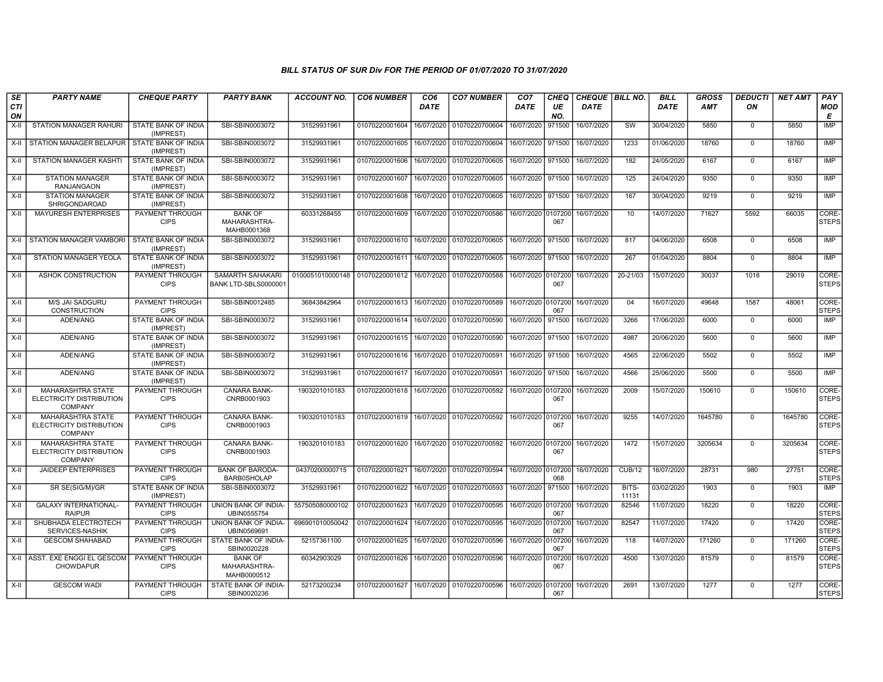### BILL STATUS OF SUR Div FOR THE PERIOD OF 01/07/2020 TO 31/07/2020

| SECTION | PARTY NAME | CHEQUE PARTY | PARTY BANK | ACCOUNT NO. | CO6 NUMBER | CO6 DATE | CO7 NUMBER | CO7 DATE | CHEQUE NO. | CHEQUE DATE | BILL NO. | BILL DATE | GROSS AMT | DEDUCTION | NET AMT | PAY MODE |
|---|---|---|---|---|---|---|---|---|---|---|---|---|---|---|---|---|
| X-II | STATION MANAGER RAHURI | STATE BANK OF INDIA (IMPREST) | SBI-SBIN0003072 | 31529931961 | 01070220001604 | 16/07/2020 | 01070220700604 | 16/07/2020 | 971500 | 16/07/2020 | SW | 30/04/2020 | 5850 | 0 | 5850 | IMP |
| X-II | STATION MANAGER BELAPUR | STATE BANK OF INDIA (IMPREST) | SBI-SBIN0003072 | 31529931961 | 01070220001605 | 16/07/2020 | 01070220700604 | 16/07/2020 | 971500 | 16/07/2020 | 1233 | 01/06/2020 | 18760 | 0 | 18760 | IMP |
| X-II | STATION MANAGER KASHTI | STATE BANK OF INDIA (IMPREST) | SBI-SBIN0003072 | 31529931961 | 01070220001606 | 16/07/2020 | 01070220700605 | 16/07/2020 | 971500 | 16/07/2020 | 182 | 24/05/2020 | 6167 | 0 | 6167 | IMP |
| X-II | STATION MANAGER RANJANGAON | STATE BANK OF INDIA (IMPREST) | SBI-SBIN0003072 | 31529931961 | 01070220001607 | 16/07/2020 | 01070220700605 | 16/07/2020 | 971500 | 16/07/2020 | 125 | 24/04/2020 | 9350 | 0 | 9350 | IMP |
| X-II | STATION MANAGER SHRIGONDAROAD | STATE BANK OF INDIA (IMPREST) | SBI-SBIN0003072 | 31529931961 | 01070220001608 | 16/07/2020 | 01070220700605 | 16/07/2020 | 971500 | 16/07/2020 | 167 | 30/04/2020 | 9219 | 0 | 9219 | IMP |
| X-II | MAYURESH ENTERPRISES | PAYMENT THROUGH CIPS | BANK OF MAHARASHTRA-MAHB0001368 | 60331268455 | 01070220001609 | 16/07/2020 | 01070220700586 | 16/07/2020 | 0107200067 | 16/07/2020 | 10 | 14/07/2020 | 71627 | 5592 | 66035 | CORE-STEPS |
| X-II | STATION MANAGER VAMBORI | STATE BANK OF INDIA (IMPREST) | SBI-SBIN0003072 | 31529931961 | 01070220001610 | 16/07/2020 | 01070220700605 | 16/07/2020 | 971500 | 16/07/2020 | 817 | 04/06/2020 | 6508 | 0 | 6508 | IMP |
| X-II | STATION MANAGER YEOLA | STATE BANK OF INDIA (IMPREST) | SBI-SBIN0003072 | 31529931961 | 01070220001611 | 16/07/2020 | 01070220700605 | 16/07/2020 | 971500 | 16/07/2020 | 267 | 01/04/2020 | 8804 | 0 | 8804 | IMP |
| X-II | ASHOK CONSTRUCTION | PAYMENT THROUGH CIPS | SAMARTH SAHAKARI BANK LTD-SBLS0000001 | 0100051010000148 | 01070220001612 | 16/07/2020 | 01070220700588 | 16/07/2020 | 0107200067 | 16/07/2020 | 20-21/03 | 15/07/2020 | 30037 | 1018 | 29019 | CORE-STEPS |
| X-II | M/S JAI SADGURU CONSTRUCTION | PAYMENT THROUGH CIPS | SBI-SBIN0012485 | 36843842964 | 01070220001613 | 16/07/2020 | 01070220700589 | 16/07/2020 | 0107200067 | 16/07/2020 | 04 | 16/07/2020 | 49648 | 1587 | 48061 | CORE-STEPS |
| X-II | ADEN/ANG | STATE BANK OF INDIA (IMPREST) | SBI-SBIN0003072 | 31529931961 | 01070220001614 | 16/07/2020 | 01070220700590 | 16/07/2020 | 971500 | 16/07/2020 | 3266 | 17/06/2020 | 6000 | 0 | 6000 | IMP |
| X-II | ADEN/ANG | STATE BANK OF INDIA (IMPREST) | SBI-SBIN0003072 | 31529931961 | 01070220001615 | 16/07/2020 | 01070220700590 | 16/07/2020 | 971500 | 16/07/2020 | 4987 | 20/06/2020 | 5600 | 0 | 5600 | IMP |
| X-II | ADEN/ANG | STATE BANK OF INDIA (IMPREST) | SBI-SBIN0003072 | 31529931961 | 01070220001616 | 16/07/2020 | 01070220700591 | 16/07/2020 | 971500 | 16/07/2020 | 4565 | 22/06/2020 | 5502 | 0 | 5502 | IMP |
| X-II | ADEN/ANG | STATE BANK OF INDIA (IMPREST) | SBI-SBIN0003072 | 31529931961 | 01070220001617 | 16/07/2020 | 01070220700591 | 16/07/2020 | 971500 | 16/07/2020 | 4566 | 25/06/2020 | 5500 | 0 | 5500 | IMP |
| X-II | MAHARASHTRA STATE ELECTRICITY DISTRIBUTION COMPANY | PAYMENT THROUGH CIPS | CANARA BANK-CNRB0001903 | 1903201010183 | 01070220001618 | 16/07/2020 | 01070220700592 | 16/07/2020 | 0107200067 | 16/07/2020 | 2009 | 15/07/2020 | 150610 | 0 | 150610 | CORE-STEPS |
| X-II | MAHARASHTRA STATE ELECTRICITY DISTRIBUTION COMPANY | PAYMENT THROUGH CIPS | CANARA BANK-CNRB0001903 | 1903201010183 | 01070220001619 | 16/07/2020 | 01070220700592 | 16/07/2020 | 0107200067 | 16/07/2020 | 9255 | 14/07/2020 | 1645780 | 0 | 1645780 | CORE-STEPS |
| X-II | MAHARASHTRA STATE ELECTRICITY DISTRIBUTION COMPANY | PAYMENT THROUGH CIPS | CANARA BANK-CNRB0001903 | 1903201010183 | 01070220001620 | 16/07/2020 | 01070220700592 | 16/07/2020 | 0107200067 | 16/07/2020 | 1472 | 15/07/2020 | 3205634 | 0 | 3205634 | CORE-STEPS |
| X-II | JAIDEEP ENTERPRISES | PAYMENT THROUGH CIPS | BANK OF BARODA-BARB0SHOLAP | 04370200000715 | 01070220001621 | 16/07/2020 | 01070220700594 | 16/07/2020 | 0107200068 | 16/07/2020 | CUB/12 | 16/07/2020 | 28731 | 980 | 27751 | CORE-STEPS |
| X-II | SR SE(SIG/M)/GR | STATE BANK OF INDIA (IMPREST) | SBI-SBIN0003072 | 31529931961 | 01070220001622 | 16/07/2020 | 01070220700593 | 16/07/2020 | 971500 | 16/07/2020 | BITS-11131 | 03/02/2020 | 1903 | 0 | 1903 | IMP |
| X-II | GALAXY INTERNATIONAL-RAIPUR | PAYMENT THROUGH CIPS | UNION BANK OF INDIA-UBIN0555754 | 557505080000102 | 01070220001623 | 16/07/2020 | 01070220700595 | 16/07/2020 | 0107200067 | 16/07/2020 | 82546 | 11/07/2020 | 18220 | 0 | 18220 | CORE-STEPS |
| X-II | SHUBHADA ELECTROTECH SERVICES-NASHIK | PAYMENT THROUGH CIPS | UNION BANK OF INDIA-UBIN0569691 | 696901010050042 | 01070220001624 | 16/07/2020 | 01070220700595 | 16/07/2020 | 0107200067 | 16/07/2020 | 82547 | 11/07/2020 | 17420 | 0 | 17420 | CORE-STEPS |
| X-II | GESCOM SHAHABAD | PAYMENT THROUGH CIPS | STATE BANK OF INDIA-SBIN0020228 | 52157361100 | 01070220001625 | 16/07/2020 | 01070220700596 | 16/07/2020 | 0107200067 | 16/07/2020 | 118 | 14/07/2020 | 171260 | 0 | 171260 | CORE-STEPS |
| X-II | ASST. EXE ENGGI EL GESCOM CHOWDAPUR | PAYMENT THROUGH CIPS | BANK OF MAHARASHTRA-MAHB0000512 | 60342903029 | 01070220001626 | 16/07/2020 | 01070220700596 | 16/07/2020 | 0107200067 | 16/07/2020 | 4500 | 13/07/2020 | 81579 | 0 | 81579 | CORE-STEPS |
| X-II | GESCOM WADI | PAYMENT THROUGH CIPS | STATE BANK OF INDIA-SBIN0020236 | 52173200234 | 01070220001627 | 16/07/2020 | 01070220700596 | 16/07/2020 | 0107200067 | 16/07/2020 | 2691 | 13/07/2020 | 1277 | 0 | 1277 | CORE-STEPS |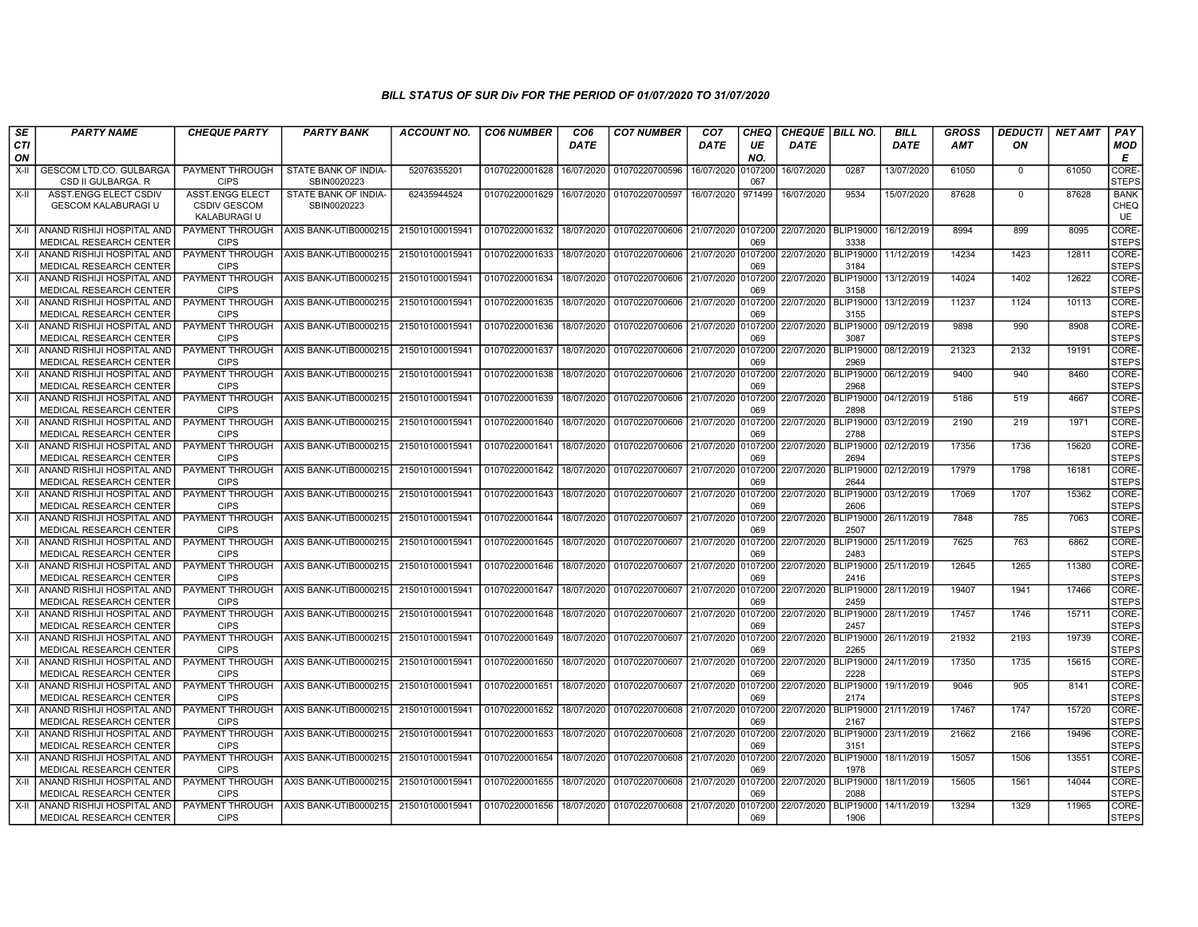## BILL STATUS OF SUR Div FOR THE PERIOD OF 01/07/2020 TO 31/07/2020

| SECTION | PARTY NAME | CHEQUE PARTY | PARTY BANK | ACCOUNT NO. | CO6 NUMBER | CO6 DATE | CO7 NUMBER | CO7 DATE | CHEQUE NO. | CHEQUE DATE | BILL NO. | BILL DATE | GROSS AMT | DEDUCTION | NET AMT | PAY MODE |
|---|---|---|---|---|---|---|---|---|---|---|---|---|---|---|---|---|
| X-II | GESCOM LTD.CO. GULBARGA CSD II GULBARGA. R | PAYMENT THROUGH CIPS | STATE BANK OF INDIA-SBIN0020223 | 52076355201 | 01070220001628 | 16/07/2020 | 01070220700596 | 16/07/2020 | 0107200067 | 16/07/2020 | 0287 | 13/07/2020 | 61050 | 0 | 61050 | CORE-STEPS |
| X-II | ASST.ENGG ELECT CSDIV GESCOM KALABURAGI U | ASST.ENGG ELECT CSDIV GESCOM KALABURAGI U | STATE BANK OF INDIA-SBIN0020223 | 62435944524 | 01070220001629 | 16/07/2020 | 01070220700597 | 16/07/2020 | 971499 | 16/07/2020 | 9534 | 15/07/2020 | 87628 | 0 | 87628 | BANK CHEQUE |
| X-II | ANAND RISHIJI HOSPITAL AND MEDICAL RESEARCH CENTER | PAYMENT THROUGH CIPS | AXIS BANK-UTIB0000215 | 215010100015941 | 01070220001632 | 18/07/2020 | 01070220700606 | 21/07/2020 | 0107200069 | 22/07/2020 | BLIP190003338 | 16/12/2019 | 8994 | 899 | 8095 | CORE-STEPS |
| X-II | ANAND RISHIJI HOSPITAL AND MEDICAL RESEARCH CENTER | PAYMENT THROUGH CIPS | AXIS BANK-UTIB0000215 | 215010100015941 | 01070220001633 | 18/07/2020 | 01070220700606 | 21/07/2020 | 0107200069 | 22/07/2020 | BLIP190003184 | 11/12/2019 | 14234 | 1423 | 12811 | CORE-STEPS |
| X-II | ANAND RISHIJI HOSPITAL AND MEDICAL RESEARCH CENTER | PAYMENT THROUGH CIPS | AXIS BANK-UTIB0000215 | 215010100015941 | 01070220001634 | 18/07/2020 | 01070220700606 | 21/07/2020 | 0107200069 | 22/07/2020 | BLIP190003158 | 13/12/2019 | 14024 | 1402 | 12622 | CORE-STEPS |
| X-II | ANAND RISHIJI HOSPITAL AND MEDICAL RESEARCH CENTER | PAYMENT THROUGH CIPS | AXIS BANK-UTIB0000215 | 215010100015941 | 01070220001635 | 18/07/2020 | 01070220700606 | 21/07/2020 | 0107200069 | 22/07/2020 | BLIP190003155 | 13/12/2019 | 11237 | 1124 | 10113 | CORE-STEPS |
| X-II | ANAND RISHIJI HOSPITAL AND MEDICAL RESEARCH CENTER | PAYMENT THROUGH CIPS | AXIS BANK-UTIB0000215 | 215010100015941 | 01070220001636 | 18/07/2020 | 01070220700606 | 21/07/2020 | 0107200069 | 22/07/2020 | BLIP190003087 | 09/12/2019 | 9898 | 990 | 8908 | CORE-STEPS |
| X-II | ANAND RISHIJI HOSPITAL AND MEDICAL RESEARCH CENTER | PAYMENT THROUGH CIPS | AXIS BANK-UTIB0000215 | 215010100015941 | 01070220001637 | 18/07/2020 | 01070220700606 | 21/07/2020 | 0107200069 | 22/07/2020 | BLIP190002969 | 08/12/2019 | 21323 | 2132 | 19191 | CORE-STEPS |
| X-II | ANAND RISHIJI HOSPITAL AND MEDICAL RESEARCH CENTER | PAYMENT THROUGH CIPS | AXIS BANK-UTIB0000215 | 215010100015941 | 01070220001638 | 18/07/2020 | 01070220700606 | 21/07/2020 | 0107200069 | 22/07/2020 | BLIP190002968 | 06/12/2019 | 9400 | 940 | 8460 | CORE-STEPS |
| X-II | ANAND RISHIJI HOSPITAL AND MEDICAL RESEARCH CENTER | PAYMENT THROUGH CIPS | AXIS BANK-UTIB0000215 | 215010100015941 | 01070220001639 | 18/07/2020 | 01070220700606 | 21/07/2020 | 0107200069 | 22/07/2020 | BLIP190002898 | 04/12/2019 | 5186 | 519 | 4667 | CORE-STEPS |
| X-II | ANAND RISHIJI HOSPITAL AND MEDICAL RESEARCH CENTER | PAYMENT THROUGH CIPS | AXIS BANK-UTIB0000215 | 215010100015941 | 01070220001640 | 18/07/2020 | 01070220700606 | 21/07/2020 | 0107200069 | 22/07/2020 | BLIP190002788 | 03/12/2019 | 2190 | 219 | 1971 | CORE-STEPS |
| X-II | ANAND RISHIJI HOSPITAL AND MEDICAL RESEARCH CENTER | PAYMENT THROUGH CIPS | AXIS BANK-UTIB0000215 | 215010100015941 | 01070220001641 | 18/07/2020 | 01070220700606 | 21/07/2020 | 0107200069 | 22/07/2020 | BLIP190002694 | 02/12/2019 | 17356 | 1736 | 15620 | CORE-STEPS |
| X-II | ANAND RISHIJI HOSPITAL AND MEDICAL RESEARCH CENTER | PAYMENT THROUGH CIPS | AXIS BANK-UTIB0000215 | 215010100015941 | 01070220001642 | 18/07/2020 | 01070220700607 | 21/07/2020 | 0107200069 | 22/07/2020 | BLIP190002644 | 02/12/2019 | 17979 | 1798 | 16181 | CORE-STEPS |
| X-II | ANAND RISHIJI HOSPITAL AND MEDICAL RESEARCH CENTER | PAYMENT THROUGH CIPS | AXIS BANK-UTIB0000215 | 215010100015941 | 01070220001643 | 18/07/2020 | 01070220700607 | 21/07/2020 | 0107200069 | 22/07/2020 | BLIP190002606 | 03/12/2019 | 17069 | 1707 | 15362 | CORE-STEPS |
| X-II | ANAND RISHIJI HOSPITAL AND MEDICAL RESEARCH CENTER | PAYMENT THROUGH CIPS | AXIS BANK-UTIB0000215 | 215010100015941 | 01070220001644 | 18/07/2020 | 01070220700607 | 21/07/2020 | 0107200069 | 22/07/2020 | BLIP190002507 | 26/11/2019 | 7848 | 785 | 7063 | CORE-STEPS |
| X-II | ANAND RISHIJI HOSPITAL AND MEDICAL RESEARCH CENTER | PAYMENT THROUGH CIPS | AXIS BANK-UTIB0000215 | 215010100015941 | 01070220001645 | 18/07/2020 | 01070220700607 | 21/07/2020 | 0107200069 | 22/07/2020 | BLIP190002483 | 25/11/2019 | 7625 | 763 | 6862 | CORE-STEPS |
| X-II | ANAND RISHIJI HOSPITAL AND MEDICAL RESEARCH CENTER | PAYMENT THROUGH CIPS | AXIS BANK-UTIB0000215 | 215010100015941 | 01070220001646 | 18/07/2020 | 01070220700607 | 21/07/2020 | 0107200069 | 22/07/2020 | BLIP190002416 | 25/11/2019 | 12645 | 1265 | 11380 | CORE-STEPS |
| X-II | ANAND RISHIJI HOSPITAL AND MEDICAL RESEARCH CENTER | PAYMENT THROUGH CIPS | AXIS BANK-UTIB0000215 | 215010100015941 | 01070220001647 | 18/07/2020 | 01070220700607 | 21/07/2020 | 0107200069 | 22/07/2020 | BLIP190002459 | 28/11/2019 | 19407 | 1941 | 17466 | CORE-STEPS |
| X-II | ANAND RISHIJI HOSPITAL AND MEDICAL RESEARCH CENTER | PAYMENT THROUGH CIPS | AXIS BANK-UTIB0000215 | 215010100015941 | 01070220001648 | 18/07/2020 | 01070220700607 | 21/07/2020 | 0107200069 | 22/07/2020 | BLIP190002457 | 28/11/2019 | 17457 | 1746 | 15711 | CORE-STEPS |
| X-II | ANAND RISHIJI HOSPITAL AND MEDICAL RESEARCH CENTER | PAYMENT THROUGH CIPS | AXIS BANK-UTIB0000215 | 215010100015941 | 01070220001649 | 18/07/2020 | 01070220700607 | 21/07/2020 | 0107200069 | 22/07/2020 | BLIP190002265 | 26/11/2019 | 21932 | 2193 | 19739 | CORE-STEPS |
| X-II | ANAND RISHIJI HOSPITAL AND MEDICAL RESEARCH CENTER | PAYMENT THROUGH CIPS | AXIS BANK-UTIB0000215 | 215010100015941 | 01070220001650 | 18/07/2020 | 01070220700607 | 21/07/2020 | 0107200069 | 22/07/2020 | BLIP190002228 | 24/11/2019 | 17350 | 1735 | 15615 | CORE-STEPS |
| X-II | ANAND RISHIJI HOSPITAL AND MEDICAL RESEARCH CENTER | PAYMENT THROUGH CIPS | AXIS BANK-UTIB0000215 | 215010100015941 | 01070220001651 | 18/07/2020 | 01070220700607 | 21/07/2020 | 0107200069 | 22/07/2020 | BLIP190002174 | 19/11/2019 | 9046 | 905 | 8141 | CORE-STEPS |
| X-II | ANAND RISHIJI HOSPITAL AND MEDICAL RESEARCH CENTER | PAYMENT THROUGH CIPS | AXIS BANK-UTIB0000215 | 215010100015941 | 01070220001652 | 18/07/2020 | 01070220700608 | 21/07/2020 | 0107200069 | 22/07/2020 | BLIP190002167 | 21/11/2019 | 17467 | 1747 | 15720 | CORE-STEPS |
| X-II | ANAND RISHIJI HOSPITAL AND MEDICAL RESEARCH CENTER | PAYMENT THROUGH CIPS | AXIS BANK-UTIB0000215 | 215010100015941 | 01070220001653 | 18/07/2020 | 01070220700608 | 21/07/2020 | 0107200069 | 22/07/2020 | BLIP190003151 | 23/11/2019 | 21662 | 2166 | 19496 | CORE-STEPS |
| X-II | ANAND RISHIJI HOSPITAL AND MEDICAL RESEARCH CENTER | PAYMENT THROUGH CIPS | AXIS BANK-UTIB0000215 | 215010100015941 | 01070220001654 | 18/07/2020 | 01070220700608 | 21/07/2020 | 0107200069 | 22/07/2020 | BLIP190001978 | 18/11/2019 | 15057 | 1506 | 13551 | CORE-STEPS |
| X-II | ANAND RISHIJI HOSPITAL AND MEDICAL RESEARCH CENTER | PAYMENT THROUGH CIPS | AXIS BANK-UTIB0000215 | 215010100015941 | 01070220001655 | 18/07/2020 | 01070220700608 | 21/07/2020 | 0107200069 | 22/07/2020 | BLIP190002088 | 18/11/2019 | 15605 | 1561 | 14044 | CORE-STEPS |
| X-II | ANAND RISHIJI HOSPITAL AND MEDICAL RESEARCH CENTER | PAYMENT THROUGH CIPS | AXIS BANK-UTIB0000215 | 215010100015941 | 01070220001656 | 18/07/2020 | 01070220700608 | 21/07/2020 | 0107200069 | 22/07/2020 | BLIP190001906 | 14/11/2019 | 13294 | 1329 | 11965 | CORE-STEPS |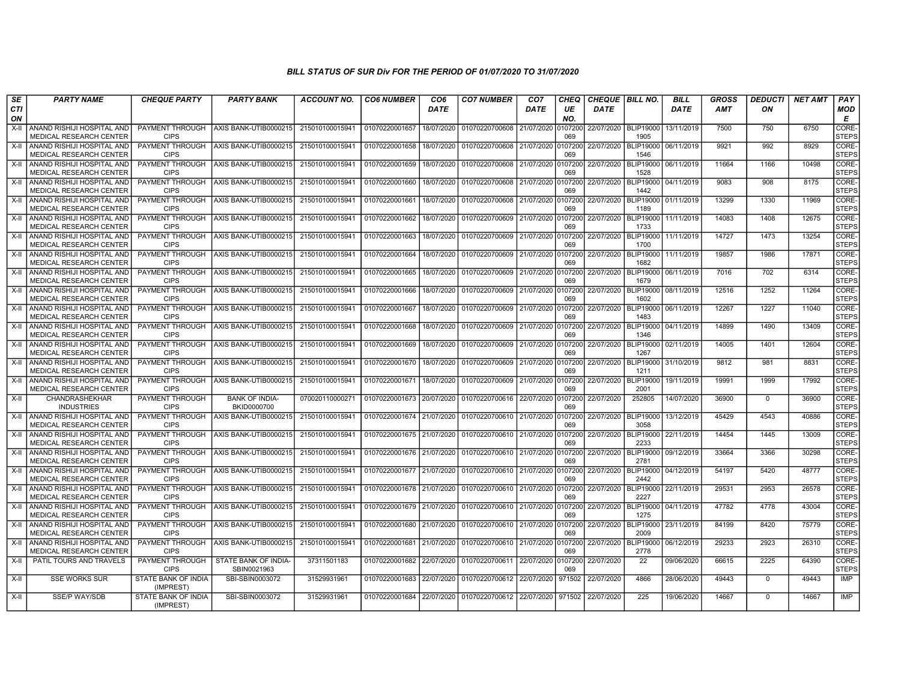## BILL STATUS OF SUR Div FOR THE PERIOD OF 01/07/2020 TO 31/07/2020

| SECTION | PARTY NAME | CHEQUE PARTY | PARTY BANK | ACCOUNT NO. | CO6 NUMBER | CO6 DATE | CO7 NUMBER | CO7 DATE | CHEQUE NO. | CHEQUE DATE | BILL NO. | BILL DATE | GROSS AMT | DEDUCTION | NET AMT | PAY MODE |
|---|---|---|---|---|---|---|---|---|---|---|---|---|---|---|---|---|
| X-II | ANAND RISHIJI HOSPITAL AND MEDICAL RESEARCH CENTER | PAYMENT THROUGH CIPS | AXIS BANK-UTIB0000215 | 215010100015941 | 01070220001657 | 18/07/2020 | 01070220700608 | 21/07/2020 | 0107200069 | 22/07/2020 | BLIP190001905 | 13/11/2019 | 7500 | 750 | 6750 | CORE-STEPS |
| X-II | ANAND RISHIJI HOSPITAL AND MEDICAL RESEARCH CENTER | PAYMENT THROUGH CIPS | AXIS BANK-UTIB0000215 | 215010100015941 | 01070220001658 | 18/07/2020 | 01070220700608 | 21/07/2020 | 0107200069 | 22/07/2020 | BLIP190001546 | 06/11/2019 | 9921 | 992 | 8929 | CORE-STEPS |
| X-II | ANAND RISHIJI HOSPITAL AND MEDICAL RESEARCH CENTER | PAYMENT THROUGH CIPS | AXIS BANK-UTIB0000215 | 215010100015941 | 01070220001659 | 18/07/2020 | 01070220700608 | 21/07/2020 | 0107200069 | 22/07/2020 | BLIP190001528 | 06/11/2019 | 11664 | 1166 | 10498 | CORE-STEPS |
| X-II | ANAND RISHIJI HOSPITAL AND MEDICAL RESEARCH CENTER | PAYMENT THROUGH CIPS | AXIS BANK-UTIB0000215 | 215010100015941 | 01070220001660 | 18/07/2020 | 01070220700608 | 21/07/2020 | 0107200069 | 22/07/2020 | BLIP190001442 | 04/11/2019 | 9083 | 908 | 8175 | CORE-STEPS |
| X-II | ANAND RISHIJI HOSPITAL AND MEDICAL RESEARCH CENTER | PAYMENT THROUGH CIPS | AXIS BANK-UTIB0000215 | 215010100015941 | 01070220001661 | 18/07/2020 | 01070220700608 | 21/07/2020 | 0107200069 | 22/07/2020 | BLIP190001189 | 01/11/2019 | 13299 | 1330 | 11969 | CORE-STEPS |
| X-II | ANAND RISHIJI HOSPITAL AND MEDICAL RESEARCH CENTER | PAYMENT THROUGH CIPS | AXIS BANK-UTIB0000215 | 215010100015941 | 01070220001662 | 18/07/2020 | 01070220700609 | 21/07/2020 | 0107200069 | 22/07/2020 | BLIP190001733 | 11/11/2019 | 14083 | 1408 | 12675 | CORE-STEPS |
| X-II | ANAND RISHIJI HOSPITAL AND MEDICAL RESEARCH CENTER | PAYMENT THROUGH CIPS | AXIS BANK-UTIB0000215 | 215010100015941 | 01070220001663 | 18/07/2020 | 01070220700609 | 21/07/2020 | 0107200069 | 22/07/2020 | BLIP190001700 | 11/11/2019 | 14727 | 1473 | 13254 | CORE-STEPS |
| X-II | ANAND RISHIJI HOSPITAL AND MEDICAL RESEARCH CENTER | PAYMENT THROUGH CIPS | AXIS BANK-UTIB0000215 | 215010100015941 | 01070220001664 | 18/07/2020 | 01070220700609 | 21/07/2020 | 0107200069 | 22/07/2020 | BLIP190001682 | 11/11/2019 | 19857 | 1986 | 17871 | CORE-STEPS |
| X-II | ANAND RISHIJI HOSPITAL AND MEDICAL RESEARCH CENTER | PAYMENT THROUGH CIPS | AXIS BANK-UTIB0000215 | 215010100015941 | 01070220001665 | 18/07/2020 | 01070220700609 | 21/07/2020 | 0107200069 | 22/07/2020 | BLIP190001679 | 06/11/2019 | 7016 | 702 | 6314 | CORE-STEPS |
| X-II | ANAND RISHIJI HOSPITAL AND MEDICAL RESEARCH CENTER | PAYMENT THROUGH CIPS | AXIS BANK-UTIB0000215 | 215010100015941 | 01070220001666 | 18/07/2020 | 01070220700609 | 21/07/2020 | 0107200069 | 22/07/2020 | BLIP190001602 | 08/11/2019 | 12516 | 1252 | 11264 | CORE-STEPS |
| X-II | ANAND RISHIJI HOSPITAL AND MEDICAL RESEARCH CENTER | PAYMENT THROUGH CIPS | AXIS BANK-UTIB0000215 | 215010100015941 | 01070220001667 | 18/07/2020 | 01070220700609 | 21/07/2020 | 0107200069 | 22/07/2020 | BLIP190001483 | 06/11/2019 | 12267 | 1227 | 11040 | CORE-STEPS |
| X-II | ANAND RISHIJI HOSPITAL AND MEDICAL RESEARCH CENTER | PAYMENT THROUGH CIPS | AXIS BANK-UTIB0000215 | 215010100015941 | 01070220001668 | 18/07/2020 | 01070220700609 | 21/07/2020 | 0107200069 | 22/07/2020 | BLIP190001346 | 04/11/2019 | 14899 | 1490 | 13409 | CORE-STEPS |
| X-II | ANAND RISHIJI HOSPITAL AND MEDICAL RESEARCH CENTER | PAYMENT THROUGH CIPS | AXIS BANK-UTIB0000215 | 215010100015941 | 01070220001669 | 18/07/2020 | 01070220700609 | 21/07/2020 | 0107200069 | 22/07/2020 | BLIP190001267 | 02/11/2019 | 14005 | 1401 | 12604 | CORE-STEPS |
| X-II | ANAND RISHIJI HOSPITAL AND MEDICAL RESEARCH CENTER | PAYMENT THROUGH CIPS | AXIS BANK-UTIB0000215 | 215010100015941 | 01070220001670 | 18/07/2020 | 01070220700609 | 21/07/2020 | 0107200069 | 22/07/2020 | BLIP190001211 | 31/10/2019 | 9812 | 981 | 8831 | CORE-STEPS |
| X-II | ANAND RISHIJI HOSPITAL AND MEDICAL RESEARCH CENTER | PAYMENT THROUGH CIPS | AXIS BANK-UTIB0000215 | 215010100015941 | 01070220001671 | 18/07/2020 | 01070220700609 | 21/07/2020 | 0107200069 | 22/07/2020 | BLIP190002001 | 19/11/2019 | 19991 | 1999 | 17992 | CORE-STEPS |
| X-II | CHANDRASHEKHAR INDUSTRIES | PAYMENT THROUGH CIPS | BANK OF INDIA-BKID0000700 | 070020110000271 | 01070220001673 | 20/07/2020 | 01070220700616 | 22/07/2020 | 0107200069 | 22/07/2020 | 252805 | 14/07/2020 | 36900 | 0 | 36900 | CORE-STEPS |
| X-II | ANAND RISHIJI HOSPITAL AND MEDICAL RESEARCH CENTER | PAYMENT THROUGH CIPS | AXIS BANK-UTIB0000215 | 215010100015941 | 01070220001674 | 21/07/2020 | 01070220700610 | 21/07/2020 | 0107200069 | 22/07/2020 | BLIP190003058 | 13/12/2019 | 45429 | 4543 | 40886 | CORE-STEPS |
| X-II | ANAND RISHIJI HOSPITAL AND MEDICAL RESEARCH CENTER | PAYMENT THROUGH CIPS | AXIS BANK-UTIB0000215 | 215010100015941 | 01070220001675 | 21/07/2020 | 01070220700610 | 21/07/2020 | 0107200069 | 22/07/2020 | BLIP190002233 | 22/11/2019 | 14454 | 1445 | 13009 | CORE-STEPS |
| X-II | ANAND RISHIJI HOSPITAL AND MEDICAL RESEARCH CENTER | PAYMENT THROUGH CIPS | AXIS BANK-UTIB0000215 | 215010100015941 | 01070220001676 | 21/07/2020 | 01070220700610 | 21/07/2020 | 0107200069 | 22/07/2020 | BLIP190002781 | 09/12/2019 | 33664 | 3366 | 30298 | CORE-STEPS |
| X-II | ANAND RISHIJI HOSPITAL AND MEDICAL RESEARCH CENTER | PAYMENT THROUGH CIPS | AXIS BANK-UTIB0000215 | 215010100015941 | 01070220001677 | 21/07/2020 | 01070220700610 | 21/07/2020 | 0107200069 | 22/07/2020 | BLIP190002442 | 04/12/2019 | 54197 | 5420 | 48777 | CORE-STEPS |
| X-II | ANAND RISHIJI HOSPITAL AND MEDICAL RESEARCH CENTER | PAYMENT THROUGH CIPS | AXIS BANK-UTIB0000215 | 215010100015941 | 01070220001678 | 21/07/2020 | 01070220700610 | 21/07/2020 | 0107200069 | 22/07/2020 | BLIP190002227 | 22/11/2019 | 29531 | 2953 | 26578 | CORE-STEPS |
| X-II | ANAND RISHIJI HOSPITAL AND MEDICAL RESEARCH CENTER | PAYMENT THROUGH CIPS | AXIS BANK-UTIB0000215 | 215010100015941 | 01070220001679 | 21/07/2020 | 01070220700610 | 21/07/2020 | 0107200069 | 22/07/2020 | BLIP190001275 | 04/11/2019 | 47782 | 4778 | 43004 | CORE-STEPS |
| X-II | ANAND RISHIJI HOSPITAL AND MEDICAL RESEARCH CENTER | PAYMENT THROUGH CIPS | AXIS BANK-UTIB0000215 | 215010100015941 | 01070220001680 | 21/07/2020 | 01070220700610 | 21/07/2020 | 0107200069 | 22/07/2020 | BLIP190002009 | 23/11/2019 | 84199 | 8420 | 75779 | CORE-STEPS |
| X-II | ANAND RISHIJI HOSPITAL AND MEDICAL RESEARCH CENTER | PAYMENT THROUGH CIPS | AXIS BANK-UTIB0000215 | 215010100015941 | 01070220001681 | 21/07/2020 | 01070220700610 | 21/07/2020 | 0107200069 | 22/07/2020 | BLIP190002778 | 06/12/2019 | 29233 | 2923 | 26310 | CORE-STEPS |
| X-II | PATIL TOURS AND TRAVELS | PAYMENT THROUGH CIPS | STATE BANK OF INDIA-SBIN0021963 | 37311501183 | 01070220001682 | 22/07/2020 | 01070220700611 | 22/07/2020 | 0107200069 | 22/07/2020 | 22 | 09/06/2020 | 66615 | 2225 | 64390 | CORE-STEPS |
| X-II | SSE WORKS SUR | STATE BANK OF INDIA (IMPREST) | SBI-SBIN0003072 | 31529931961 | 01070220001683 | 22/07/2020 | 01070220700612 | 22/07/2020 | 971502 | 22/07/2020 | 4866 | 28/06/2020 | 49443 | 0 | 49443 | IMP |
| X-II | SSE/P WAY/SDB | STATE BANK OF INDIA (IMPREST) | SBI-SBIN0003072 | 31529931961 | 01070220001684 | 22/07/2020 | 01070220700612 | 22/07/2020 | 971502 | 22/07/2020 | 225 | 19/06/2020 | 14667 | 0 | 14667 | IMP |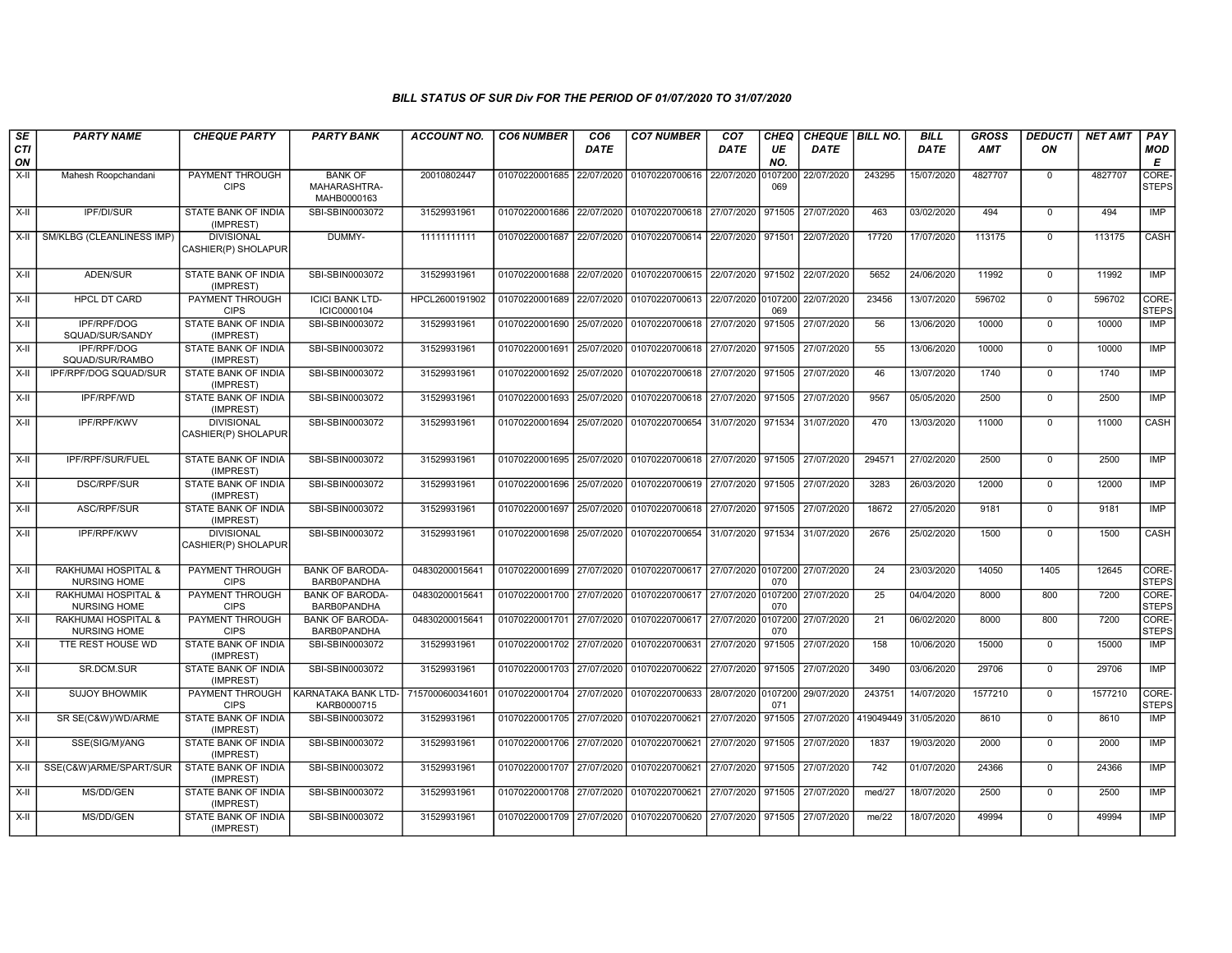# BILL STATUS OF SUR Div FOR THE PERIOD OF 01/07/2020 TO 31/07/2020

| SECTION | PARTY NAME | CHEQUE PARTY | PARTY BANK | ACCOUNT NO. | CO6 NUMBER | CO6 DATE | CO7 NUMBER | CO7 DATE | CHEQUE NO. | CHEQUE DATE | BILL NO. | BILL DATE | GROSS AMT | DEDUCTION | NET AMT | PAY MODE |
|---|---|---|---|---|---|---|---|---|---|---|---|---|---|---|---|---|
| X-II | Mahesh Roopchandani | PAYMENT THROUGH CIPS | BANK OF MAHARASHTRA-MAHB0000163 | 20010802447 | 01070220001685 | 22/07/2020 | 01070220700616 | 22/07/2020 | 0107200069 | 22/07/2020 | 243295 | 15/07/2020 | 4827707 | 0 | 4827707 | CORE-STEPS |
| X-II | IPF/DI/SUR | STATE BANK OF INDIA (IMPREST) | SBI-SBIN0003072 | 31529931961 | 01070220001686 | 22/07/2020 | 01070220700618 | 27/07/2020 | 971505 | 27/07/2020 | 463 | 03/02/2020 | 494 | 0 | 494 | IMP |
| X-II | SM/KLBG (CLEANLINESS IMP) | DIVISIONAL CASHIER(P) SHOLAPUR | DUMMY- | 11111111111 | 01070220001687 | 22/07/2020 | 01070220700614 | 22/07/2020 | 971501 | 22/07/2020 | 17720 | 17/07/2020 | 113175 | 0 | 113175 | CASH |
| X-II | ADEN/SUR | STATE BANK OF INDIA (IMPREST) | SBI-SBIN0003072 | 31529931961 | 01070220001688 | 22/07/2020 | 01070220700615 | 22/07/2020 | 971502 | 22/07/2020 | 5652 | 24/06/2020 | 11992 | 0 | 11992 | IMP |
| X-II | HPCL DT CARD | PAYMENT THROUGH CIPS | ICICI BANK LTD-ICIC0000104 | HPCL2600191902 | 01070220001689 | 22/07/2020 | 01070220700613 | 22/07/2020 | 0107200069 | 22/07/2020 | 23456 | 13/07/2020 | 596702 | 0 | 596702 | CORE-STEPS |
| X-II | IPF/RPF/DOG SQUAD/SUR/SANDY | STATE BANK OF INDIA (IMPREST) | SBI-SBIN0003072 | 31529931961 | 01070220001690 | 25/07/2020 | 01070220700618 | 27/07/2020 | 971505 | 27/07/2020 | 56 | 13/06/2020 | 10000 | 0 | 10000 | IMP |
| X-II | IPF/RPF/DOG SQUAD/SUR/RAMBO | STATE BANK OF INDIA (IMPREST) | SBI-SBIN0003072 | 31529931961 | 01070220001691 | 25/07/2020 | 01070220700618 | 27/07/2020 | 971505 | 27/07/2020 | 55 | 13/06/2020 | 10000 | 0 | 10000 | IMP |
| X-II | IPF/RPF/DOG SQUAD/SUR | STATE BANK OF INDIA (IMPREST) | SBI-SBIN0003072 | 31529931961 | 01070220001692 | 25/07/2020 | 01070220700618 | 27/07/2020 | 971505 | 27/07/2020 | 46 | 13/07/2020 | 1740 | 0 | 1740 | IMP |
| X-II | IPF/RPF/WD | STATE BANK OF INDIA (IMPREST) | SBI-SBIN0003072 | 31529931961 | 01070220001693 | 25/07/2020 | 01070220700618 | 27/07/2020 | 971505 | 27/07/2020 | 9567 | 05/05/2020 | 2500 | 0 | 2500 | IMP |
| X-II | IPF/RPF/KWV | DIVISIONAL CASHIER(P) SHOLAPUR | SBI-SBIN0003072 | 31529931961 | 01070220001694 | 25/07/2020 | 01070220700654 | 31/07/2020 | 971534 | 31/07/2020 | 470 | 13/03/2020 | 11000 | 0 | 11000 | CASH |
| X-II | IPF/RPF/SUR/FUEL | STATE BANK OF INDIA (IMPREST) | SBI-SBIN0003072 | 31529931961 | 01070220001695 | 25/07/2020 | 01070220700618 | 27/07/2020 | 971505 | 27/07/2020 | 294571 | 27/02/2020 | 2500 | 0 | 2500 | IMP |
| X-II | DSC/RPF/SUR | STATE BANK OF INDIA (IMPREST) | SBI-SBIN0003072 | 31529931961 | 01070220001696 | 25/07/2020 | 01070220700619 | 27/07/2020 | 971505 | 27/07/2020 | 3283 | 26/03/2020 | 12000 | 0 | 12000 | IMP |
| X-II | ASC/RPF/SUR | STATE BANK OF INDIA (IMPREST) | SBI-SBIN0003072 | 31529931961 | 01070220001697 | 25/07/2020 | 01070220700618 | 27/07/2020 | 971505 | 27/07/2020 | 18672 | 27/05/2020 | 9181 | 0 | 9181 | IMP |
| X-II | IPF/RPF/KWV | DIVISIONAL CASHIER(P) SHOLAPUR | SBI-SBIN0003072 | 31529931961 | 01070220001698 | 25/07/2020 | 01070220700654 | 31/07/2020 | 971534 | 31/07/2020 | 2676 | 25/02/2020 | 1500 | 0 | 1500 | CASH |
| X-II | RAKHUMAI HOSPITAL & NURSING HOME | PAYMENT THROUGH CIPS | BANK OF BARODA-BARB0PANDHA | 04830200015641 | 01070220001699 | 27/07/2020 | 01070220700617 | 27/07/2020 | 0107200070 | 27/07/2020 | 24 | 23/03/2020 | 14050 | 1405 | 12645 | CORE-STEPS |
| X-II | RAKHUMAI HOSPITAL & NURSING HOME | PAYMENT THROUGH CIPS | BANK OF BARODA-BARB0PANDHA | 04830200015641 | 01070220001700 | 27/07/2020 | 01070220700617 | 27/07/2020 | 0107200070 | 27/07/2020 | 25 | 04/04/2020 | 8000 | 800 | 7200 | CORE-STEPS |
| X-II | RAKHUMAI HOSPITAL & NURSING HOME | PAYMENT THROUGH CIPS | BANK OF BARODA-BARB0PANDHA | 04830200015641 | 01070220001701 | 27/07/2020 | 01070220700617 | 27/07/2020 | 0107200070 | 27/07/2020 | 21 | 06/02/2020 | 8000 | 800 | 7200 | CORE-STEPS |
| X-II | TTE REST HOUSE WD | STATE BANK OF INDIA (IMPREST) | SBI-SBIN0003072 | 31529931961 | 01070220001702 | 27/07/2020 | 01070220700631 | 27/07/2020 | 971505 | 27/07/2020 | 158 | 10/06/2020 | 15000 | 0 | 15000 | IMP |
| X-II | SR.DCM.SUR | STATE BANK OF INDIA (IMPREST) | SBI-SBIN0003072 | 31529931961 | 01070220001703 | 27/07/2020 | 01070220700622 | 27/07/2020 | 971505 | 27/07/2020 | 3490 | 03/06/2020 | 29706 | 0 | 29706 | IMP |
| X-II | SUJOY BHOWMIK | PAYMENT THROUGH CIPS | KARNATAKA BANK LTD-KARB0000715 | 7157000600341601 | 01070220001704 | 27/07/2020 | 01070220700633 | 28/07/2020 | 0107200071 | 29/07/2020 | 243751 | 14/07/2020 | 1577210 | 0 | 1577210 | CORE-STEPS |
| X-II | SR SE(C&W)/WD/ARME | STATE BANK OF INDIA (IMPREST) | SBI-SBIN0003072 | 31529931961 | 01070220001705 | 27/07/2020 | 01070220700621 | 27/07/2020 | 971505 | 27/07/2020 | 419049449 | 31/05/2020 | 8610 | 0 | 8610 | IMP |
| X-II | SSE(SIG/M)/ANG | STATE BANK OF INDIA (IMPREST) | SBI-SBIN0003072 | 31529931961 | 01070220001706 | 27/07/2020 | 01070220700621 | 27/07/2020 | 971505 | 27/07/2020 | 1837 | 19/03/2020 | 2000 | 0 | 2000 | IMP |
| X-II | SSE(C&W)ARME/SPART/SUR | STATE BANK OF INDIA (IMPREST) | SBI-SBIN0003072 | 31529931961 | 01070220001707 | 27/07/2020 | 01070220700621 | 27/07/2020 | 971505 | 27/07/2020 | 742 | 01/07/2020 | 24366 | 0 | 24366 | IMP |
| X-II | MS/DD/GEN | STATE BANK OF INDIA (IMPREST) | SBI-SBIN0003072 | 31529931961 | 01070220001708 | 27/07/2020 | 01070220700621 | 27/07/2020 | 971505 | 27/07/2020 | med/27 | 18/07/2020 | 2500 | 0 | 2500 | IMP |
| X-II | MS/DD/GEN | STATE BANK OF INDIA (IMPREST) | SBI-SBIN0003072 | 31529931961 | 01070220001709 | 27/07/2020 | 01070220700620 | 27/07/2020 | 971505 | 27/07/2020 | me/22 | 18/07/2020 | 49994 | 0 | 49994 | IMP |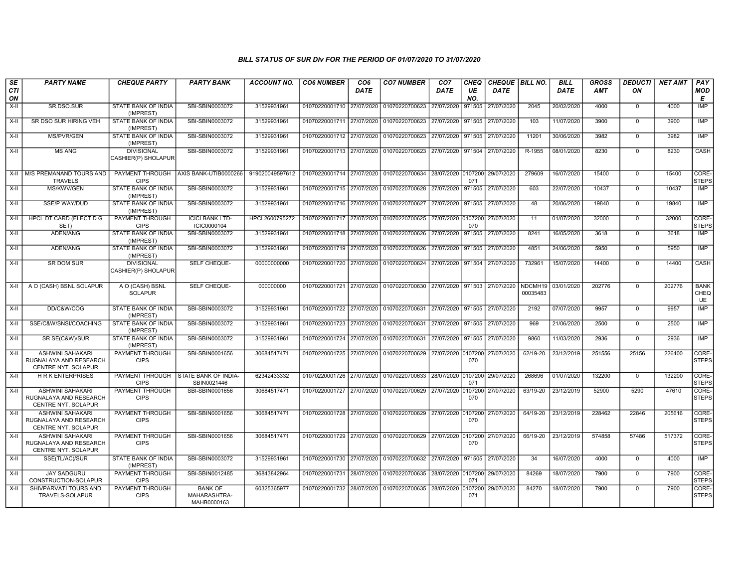### BILL STATUS OF SUR Div FOR THE PERIOD OF 01/07/2020 TO 31/07/2020

| SECTION | PARTY NAME | CHEQUE PARTY | PARTY BANK | ACCOUNT NO. | CO6 NUMBER | CO6 DATE | CO7 NUMBER | CO7 DATE | CHEQUE NO. | CHEQUE DATE | BILL NO. | BILL DATE | GROSS AMT | DEDUCTION | NET AMT | PAY MODE |
|---|---|---|---|---|---|---|---|---|---|---|---|---|---|---|---|---|
| X-II | SR.DSO.SUR | STATE BANK OF INDIA (IMPREST) | SBI-SBIN0003072 | 31529931961 | 01070220001710 | 27/07/2020 | 01070220700623 | 27/07/2020 | 971505 | 27/07/2020 | 2045 | 20/02/2020 | 4000 | 0 | 4000 | IMP |
| X-II | SR DSO SUR HIRING VEH | STATE BANK OF INDIA (IMPREST) | SBI-SBIN0003072 | 31529931961 | 01070220001711 | 27/07/2020 | 01070220700623 | 27/07/2020 | 971505 | 27/07/2020 | 103 | 11/07/2020 | 3900 | 0 | 3900 | IMP |
| X-II | MS/PVR/GEN | STATE BANK OF INDIA (IMPREST) | SBI-SBIN0003072 | 31529931961 | 01070220001712 | 27/07/2020 | 01070220700623 | 27/07/2020 | 971505 | 27/07/2020 | 11201 | 30/06/2020 | 3982 | 0 | 3982 | IMP |
| X-II | MS ANG | DIVISIONAL CASHIER(P) SHOLAPUR | SBI-SBIN0003072 | 31529931961 | 01070220001713 | 27/07/2020 | 01070220700623 | 27/07/2020 | 971504 | 27/07/2020 | R-1955 | 08/01/2020 | 8230 | 0 | 8230 | CASH |
| X-II | M/S PREMANAND TOURS AND TRAVELS | PAYMENT THROUGH CIPS | AXIS BANK-UTIB0000266 | 919020049597612 | 01070220001714 | 27/07/2020 | 01070220700634 | 28/07/2020 | 0107200071 | 29/07/2020 | 279609 | 16/07/2020 | 15400 | 0 | 15400 | CORE-STEPS |
| X-II | MS/KWV/GEN | STATE BANK OF INDIA (IMPREST) | SBI-SBIN0003072 | 31529931961 | 01070220001715 | 27/07/2020 | 01070220700628 | 27/07/2020 | 971505 | 27/07/2020 | 603 | 22/07/2020 | 10437 | 0 | 10437 | IMP |
| X-II | SSE/P WAY/DUD | STATE BANK OF INDIA (IMPREST) | SBI-SBIN0003072 | 31529931961 | 01070220001716 | 27/07/2020 | 01070220700627 | 27/07/2020 | 971505 | 27/07/2020 | 48 | 20/06/2020 | 19840 | 0 | 19840 | IMP |
| X-II | HPCL DT CARD (ELECT D G SET) | PAYMENT THROUGH CIPS | ICICI BANK LTD-ICIC0000104 | HPCL2600795272 | 01070220001717 | 27/07/2020 | 01070220700625 | 27/07/2020 | 0107200070 | 27/07/2020 | 11 | 01/07/2020 | 32000 | 0 | 32000 | CORE-STEPS |
| X-II | ADEN/ANG | STATE BANK OF INDIA (IMPREST) | SBI-SBIN0003072 | 31529931961 | 01070220001718 | 27/07/2020 | 01070220700626 | 27/07/2020 | 971505 | 27/07/2020 | 8241 | 16/05/2020 | 3618 | 0 | 3618 | IMP |
| X-II | ADEN/ANG | STATE BANK OF INDIA (IMPREST) | SBI-SBIN0003072 | 31529931961 | 01070220001719 | 27/07/2020 | 01070220700626 | 27/07/2020 | 971505 | 27/07/2020 | 4851 | 24/06/2020 | 5950 | 0 | 5950 | IMP |
| X-II | SR DOM SUR | DIVISIONAL CASHIER(P) SHOLAPUR | SELF CHEQUE- | 00000000000 | 01070220001720 | 27/07/2020 | 01070220700624 | 27/07/2020 | 971504 | 27/07/2020 | 732961 | 15/07/2020 | 14400 | 0 | 14400 | CASH |
| X-II | A O (CASH) BSNL SOLAPUR | A O (CASH) BSNL SOLAPUR | SELF CHEQUE- | 000000000 | 01070220001721 | 27/07/2020 | 01070220700630 | 27/07/2020 | 971503 | 27/07/2020 | NDCMH1900035483 | 03/01/2020 | 202776 | 0 | 202776 | BANK CHEQUE |
| X-II | DD/C&W/COG | STATE BANK OF INDIA (IMPREST) | SBI-SBIN0003072 | 31529931961 | 01070220001722 | 27/07/2020 | 01070220700631 | 27/07/2020 | 971505 | 27/07/2020 | 2192 | 07/07/2020 | 9957 | 0 | 9957 | IMP |
| X-II | SSE/C&W/SNSI/COACHING | STATE BANK OF INDIA (IMPREST) | SBI-SBIN0003072 | 31529931961 | 01070220001723 | 27/07/2020 | 01070220700631 | 27/07/2020 | 971505 | 27/07/2020 | 969 | 21/06/2020 | 2500 | 0 | 2500 | IMP |
| X-II | SR SE(C&W)/SUR | STATE BANK OF INDIA (IMPREST) | SBI-SBIN0003072 | 31529931961 | 01070220001724 | 27/07/2020 | 01070220700631 | 27/07/2020 | 971505 | 27/07/2020 | 9860 | 11/03/2020 | 2936 | 0 | 2936 | IMP |
| X-II | ASHWINI SAHAKARI RUGNALAYA AND RESEARCH CENTRE NYT. SOLAPUR | PAYMENT THROUGH CIPS | SBI-SBIN0001656 | 30684517471 | 01070220001725 | 27/07/2020 | 01070220700629 | 27/07/2020 | 0107200070 | 27/07/2020 | 62/19-20 | 23/12/2019 | 251556 | 25156 | 226400 | CORE-STEPS |
| X-II | H R K ENTERPRISES | PAYMENT THROUGH CIPS | STATE BANK OF INDIA-SBIN0021446 | 62342433332 | 01070220001726 | 27/07/2020 | 01070220700633 | 28/07/2020 | 0107200071 | 29/07/2020 | 268696 | 01/07/2020 | 132200 | 0 | 132200 | CORE-STEPS |
| X-II | ASHWINI SAHAKARI RUGNALAYA AND RESEARCH CENTRE NYT. SOLAPUR | PAYMENT THROUGH CIPS | SBI-SBIN0001656 | 30684517471 | 01070220001727 | 27/07/2020 | 01070220700629 | 27/07/2020 | 0107200070 | 27/07/2020 | 63/19-20 | 23/12/2019 | 52900 | 5290 | 47610 | CORE-STEPS |
| X-II | ASHWINI SAHAKARI RUGNALAYA AND RESEARCH CENTRE NYT. SOLAPUR | PAYMENT THROUGH CIPS | SBI-SBIN0001656 | 30684517471 | 01070220001728 | 27/07/2020 | 01070220700629 | 27/07/2020 | 0107200070 | 27/07/2020 | 64/19-20 | 23/12/2019 | 228462 | 22846 | 205616 | CORE-STEPS |
| X-II | ASHWINI SAHAKARI RUGNALAYA AND RESEARCH CENTRE NYT. SOLAPUR | PAYMENT THROUGH CIPS | SBI-SBIN0001656 | 30684517471 | 01070220001729 | 27/07/2020 | 01070220700629 | 27/07/2020 | 0107200070 | 27/07/2020 | 66/19-20 | 23/12/2019 | 574858 | 57486 | 517372 | CORE-STEPS |
| X-II | SSE(TL/AC)/SUR | STATE BANK OF INDIA (IMPREST) | SBI-SBIN0003072 | 31529931961 | 01070220001730 | 27/07/2020 | 01070220700632 | 27/07/2020 | 971505 | 27/07/2020 | 34 | 16/07/2020 | 4000 | 0 | 4000 | IMP |
| X-II | JAY SADGURU CONSTRUCTION-SOLAPUR | PAYMENT THROUGH CIPS | SBI-SBIN0012485 | 36843842964 | 01070220001731 | 28/07/2020 | 01070220700635 | 28/07/2020 | 0107200071 | 29/07/2020 | 84269 | 18/07/2020 | 7900 | 0 | 7900 | CORE-STEPS |
| X-II | SHIVPARVATI TOURS AND TRAVELS-SOLAPUR | PAYMENT THROUGH CIPS | BANK OF MAHARASHTRA-MAHB0000163 | 60325365977 | 01070220001732 | 28/07/2020 | 01070220700635 | 28/07/2020 | 0107200071 | 29/07/2020 | 84270 | 18/07/2020 | 7900 | 0 | 7900 | CORE-STEPS |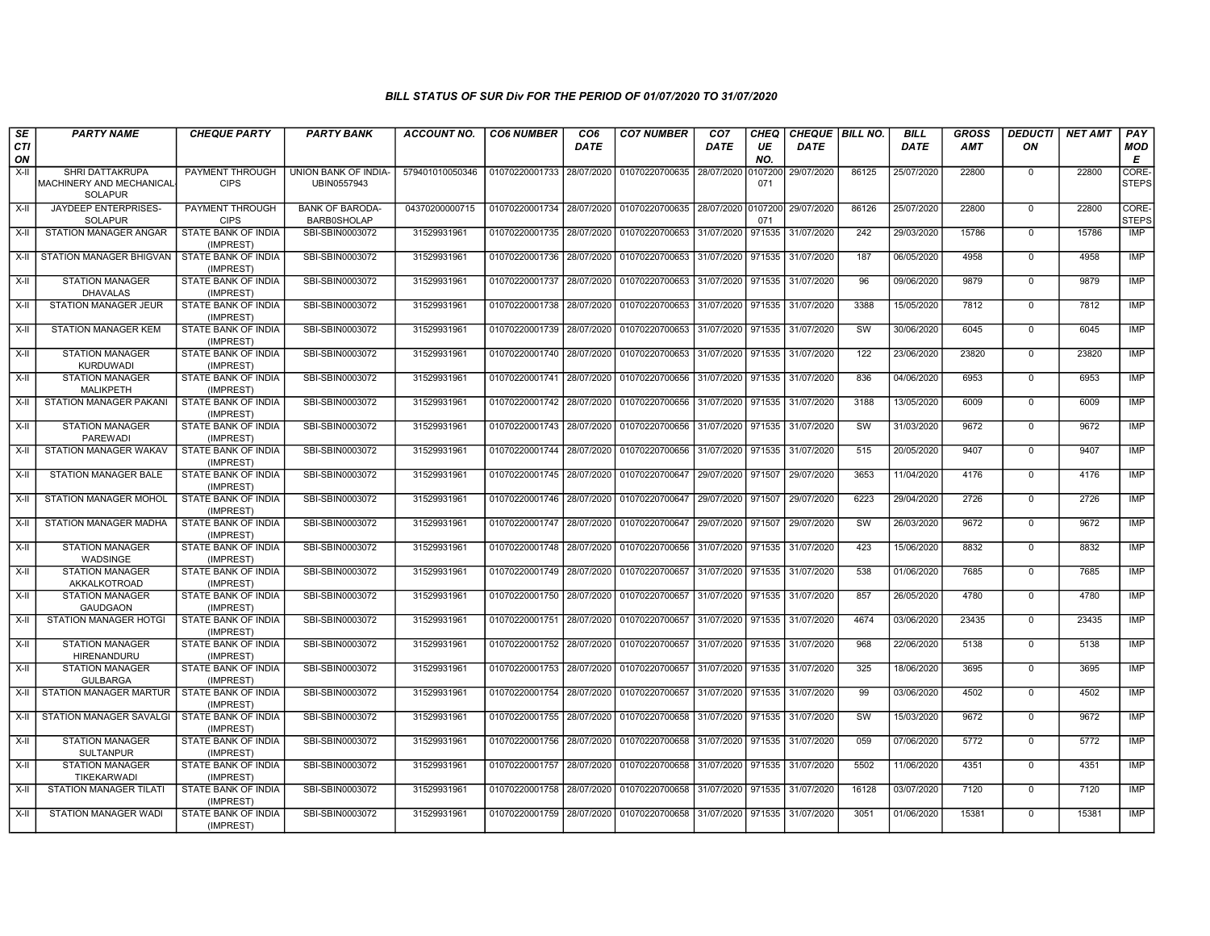### BILL STATUS OF SUR Div FOR THE PERIOD OF 01/07/2020 TO 31/07/2020

| SECTION | PARTY NAME | CHEQUE PARTY | PARTY BANK | ACCOUNT NO. | CO6 NUMBER | CO6 DATE | CO7 NUMBER | CO7 DATE | CHEQUE NO. | CHEQUE DATE | BILL NO. | BILL DATE | GROSS AMT | DEDUCTION | NET AMT | PAY MODE |
|---|---|---|---|---|---|---|---|---|---|---|---|---|---|---|---|---|
| X-II | SHRI DATTAKRUPA MACHINERY AND MECHANICAL-SOLAPUR | PAYMENT THROUGH CIPS | UNION BANK OF INDIA-UBIN0557943 | 579401010050346 | 01070220001733 | 28/07/2020 | 01070220700635 | 28/07/2020 | 0107200071 | 29/07/2020 | 86125 | 25/07/2020 | 22800 | 0 | 22800 | CORE-STEPS |
| X-II | JAYDEEP ENTERPRISES-SOLAPUR | PAYMENT THROUGH CIPS | BANK OF BARODA-BARB0SHOLAP | 04370200000715 | 01070220001734 | 28/07/2020 | 01070220700635 | 28/07/2020 | 0107200071 | 29/07/2020 | 86126 | 25/07/2020 | 22800 | 0 | 22800 | CORE-STEPS |
| X-II | STATION MANAGER ANGAR | STATE BANK OF INDIA (IMPREST) | SBI-SBIN0003072 | 31529931961 | 01070220001735 | 28/07/2020 | 01070220700653 | 31/07/2020 | 971535 | 31/07/2020 | 242 | 29/03/2020 | 15786 | 0 | 15786 | IMP |
| X-II | STATION MANAGER BHIGVAN | STATE BANK OF INDIA (IMPREST) | SBI-SBIN0003072 | 31529931961 | 01070220001736 | 28/07/2020 | 01070220700653 | 31/07/2020 | 971535 | 31/07/2020 | 187 | 06/05/2020 | 4958 | 0 | 4958 | IMP |
| X-II | STATION MANAGER DHAVALAS | STATE BANK OF INDIA (IMPREST) | SBI-SBIN0003072 | 31529931961 | 01070220001737 | 28/07/2020 | 01070220700653 | 31/07/2020 | 971535 | 31/07/2020 | 96 | 09/06/2020 | 9879 | 0 | 9879 | IMP |
| X-II | STATION MANAGER JEUR | STATE BANK OF INDIA (IMPREST) | SBI-SBIN0003072 | 31529931961 | 01070220001738 | 28/07/2020 | 01070220700653 | 31/07/2020 | 971535 | 31/07/2020 | 3388 | 15/05/2020 | 7812 | 0 | 7812 | IMP |
| X-II | STATION MANAGER KEM | STATE BANK OF INDIA (IMPREST) | SBI-SBIN0003072 | 31529931961 | 01070220001739 | 28/07/2020 | 01070220700653 | 31/07/2020 | 971535 | 31/07/2020 | SW | 30/06/2020 | 6045 | 0 | 6045 | IMP |
| X-II | STATION MANAGER KURDUWADI | STATE BANK OF INDIA (IMPREST) | SBI-SBIN0003072 | 31529931961 | 01070220001740 | 28/07/2020 | 01070220700653 | 31/07/2020 | 971535 | 31/07/2020 | 122 | 23/06/2020 | 23820 | 0 | 23820 | IMP |
| X-II | STATION MANAGER MALIKPETH | STATE BANK OF INDIA (IMPREST) | SBI-SBIN0003072 | 31529931961 | 01070220001741 | 28/07/2020 | 01070220700656 | 31/07/2020 | 971535 | 31/07/2020 | 836 | 04/06/2020 | 6953 | 0 | 6953 | IMP |
| X-II | STATION MANAGER PAKANI | STATE BANK OF INDIA (IMPREST) | SBI-SBIN0003072 | 31529931961 | 01070220001742 | 28/07/2020 | 01070220700656 | 31/07/2020 | 971535 | 31/07/2020 | 3188 | 13/05/2020 | 6009 | 0 | 6009 | IMP |
| X-II | STATION MANAGER PAREWADI | STATE BANK OF INDIA (IMPREST) | SBI-SBIN0003072 | 31529931961 | 01070220001743 | 28/07/2020 | 01070220700656 | 31/07/2020 | 971535 | 31/07/2020 | SW | 31/03/2020 | 9672 | 0 | 9672 | IMP |
| X-II | STATION MANAGER WAKAV | STATE BANK OF INDIA (IMPREST) | SBI-SBIN0003072 | 31529931961 | 01070220001744 | 28/07/2020 | 01070220700656 | 31/07/2020 | 971535 | 31/07/2020 | 515 | 20/05/2020 | 9407 | 0 | 9407 | IMP |
| X-II | STATION MANAGER BALE | STATE BANK OF INDIA (IMPREST) | SBI-SBIN0003072 | 31529931961 | 01070220001745 | 28/07/2020 | 01070220700647 | 29/07/2020 | 971507 | 29/07/2020 | 3653 | 11/04/2020 | 4176 | 0 | 4176 | IMP |
| X-II | STATION MANAGER MOHOL | STATE BANK OF INDIA (IMPREST) | SBI-SBIN0003072 | 31529931961 | 01070220001746 | 28/07/2020 | 01070220700647 | 29/07/2020 | 971507 | 29/07/2020 | 6223 | 29/04/2020 | 2726 | 0 | 2726 | IMP |
| X-II | STATION MANAGER MADHA | STATE BANK OF INDIA (IMPREST) | SBI-SBIN0003072 | 31529931961 | 01070220001747 | 28/07/2020 | 01070220700647 | 29/07/2020 | 971507 | 29/07/2020 | SW | 26/03/2020 | 9672 | 0 | 9672 | IMP |
| X-II | STATION MANAGER WADSINGE | STATE BANK OF INDIA (IMPREST) | SBI-SBIN0003072 | 31529931961 | 01070220001748 | 28/07/2020 | 01070220700656 | 31/07/2020 | 971535 | 31/07/2020 | 423 | 15/06/2020 | 8832 | 0 | 8832 | IMP |
| X-II | STATION MANAGER AKKALKOTROAD | STATE BANK OF INDIA (IMPREST) | SBI-SBIN0003072 | 31529931961 | 01070220001749 | 28/07/2020 | 01070220700657 | 31/07/2020 | 971535 | 31/07/2020 | 538 | 01/06/2020 | 7685 | 0 | 7685 | IMP |
| X-II | STATION MANAGER GAUDGAON | STATE BANK OF INDIA (IMPREST) | SBI-SBIN0003072 | 31529931961 | 01070220001750 | 28/07/2020 | 01070220700657 | 31/07/2020 | 971535 | 31/07/2020 | 857 | 26/05/2020 | 4780 | 0 | 4780 | IMP |
| X-II | STATION MANAGER HOTGI | STATE BANK OF INDIA (IMPREST) | SBI-SBIN0003072 | 31529931961 | 01070220001751 | 28/07/2020 | 01070220700657 | 31/07/2020 | 971535 | 31/07/2020 | 4674 | 03/06/2020 | 23435 | 0 | 23435 | IMP |
| X-II | STATION MANAGER HIRENANDURU | STATE BANK OF INDIA (IMPREST) | SBI-SBIN0003072 | 31529931961 | 01070220001752 | 28/07/2020 | 01070220700657 | 31/07/2020 | 971535 | 31/07/2020 | 968 | 22/06/2020 | 5138 | 0 | 5138 | IMP |
| X-II | STATION MANAGER GULBARGA | STATE BANK OF INDIA (IMPREST) | SBI-SBIN0003072 | 31529931961 | 01070220001753 | 28/07/2020 | 01070220700657 | 31/07/2020 | 971535 | 31/07/2020 | 325 | 18/06/2020 | 3695 | 0 | 3695 | IMP |
| X-II | STATION MANAGER MARTUR | STATE BANK OF INDIA (IMPREST) | SBI-SBIN0003072 | 31529931961 | 01070220001754 | 28/07/2020 | 01070220700657 | 31/07/2020 | 971535 | 31/07/2020 | 99 | 03/06/2020 | 4502 | 0 | 4502 | IMP |
| X-II | STATION MANAGER SAVALGI | STATE BANK OF INDIA (IMPREST) | SBI-SBIN0003072 | 31529931961 | 01070220001755 | 28/07/2020 | 01070220700658 | 31/07/2020 | 971535 | 31/07/2020 | SW | 15/03/2020 | 9672 | 0 | 9672 | IMP |
| X-II | STATION MANAGER SULTANPUR | STATE BANK OF INDIA (IMPREST) | SBI-SBIN0003072 | 31529931961 | 01070220001756 | 28/07/2020 | 01070220700658 | 31/07/2020 | 971535 | 31/07/2020 | 059 | 07/06/2020 | 5772 | 0 | 5772 | IMP |
| X-II | STATION MANAGER TIKEKARWADI | STATE BANK OF INDIA (IMPREST) | SBI-SBIN0003072 | 31529931961 | 01070220001757 | 28/07/2020 | 01070220700658 | 31/07/2020 | 971535 | 31/07/2020 | 5502 | 11/06/2020 | 4351 | 0 | 4351 | IMP |
| X-II | STATION MANAGER TILATI | STATE BANK OF INDIA (IMPREST) | SBI-SBIN0003072 | 31529931961 | 01070220001758 | 28/07/2020 | 01070220700658 | 31/07/2020 | 971535 | 31/07/2020 | 16128 | 03/07/2020 | 7120 | 0 | 7120 | IMP |
| X-II | STATION MANAGER WADI | STATE BANK OF INDIA (IMPREST) | SBI-SBIN0003072 | 31529931961 | 01070220001759 | 28/07/2020 | 01070220700658 | 31/07/2020 | 971535 | 31/07/2020 | 3051 | 01/06/2020 | 15381 | 0 | 15381 | IMP |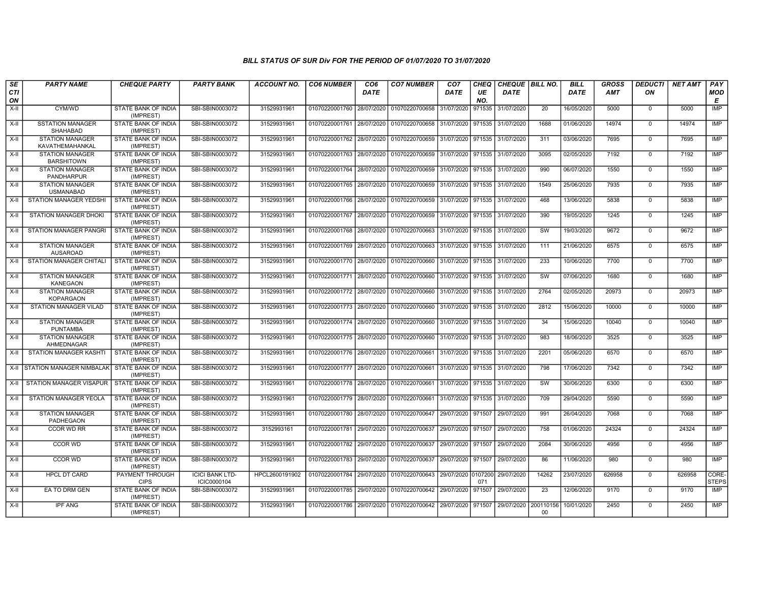### BILL STATUS OF SUR Div FOR THE PERIOD OF 01/07/2020 TO 31/07/2020

| SECTION | PARTY NAME | CHEQUE PARTY | PARTY BANK | ACCOUNT NO. | CO6 NUMBER | CO6 DATE | CO7 NUMBER | CO7 DATE | CHEQUE NO. | CHEQUE DATE | BILL NO. | BILL DATE | GROSS AMT | DEDUCTION | NET AMT | PAY MODE |
|---|---|---|---|---|---|---|---|---|---|---|---|---|---|---|---|---|
| X-II | CYM/WD | STATE BANK OF INDIA (IMPREST) | SBI-SBIN0003072 | 31529931961 | 01070220001760 | 28/07/2020 | 01070220700658 | 31/07/2020 | 971535 | 31/07/2020 | 20 | 16/05/2020 | 5000 | 0 | 5000 | IMP |
| X-II | SSTATION MANAGER SHAHABAD | STATE BANK OF INDIA (IMPREST) | SBI-SBIN0003072 | 31529931961 | 01070220001761 | 28/07/2020 | 01070220700658 | 31/07/2020 | 971535 | 31/07/2020 | 1688 | 01/06/2020 | 14974 | 0 | 14974 | IMP |
| X-II | STATION MANAGER KAVATHEMAHANKAL | STATE BANK OF INDIA (IMPREST) | SBI-SBIN0003072 | 31529931961 | 01070220001762 | 28/07/2020 | 01070220700659 | 31/07/2020 | 971535 | 31/07/2020 | 311 | 03/06/2020 | 7695 | 0 | 7695 | IMP |
| X-II | STATION MANAGER BARSHITOWN | STATE BANK OF INDIA (IMPREST) | SBI-SBIN0003072 | 31529931961 | 01070220001763 | 28/07/2020 | 01070220700659 | 31/07/2020 | 971535 | 31/07/2020 | 3095 | 02/05/2020 | 7192 | 0 | 7192 | IMP |
| X-II | STATION MANAGER PANDHARPUR | STATE BANK OF INDIA (IMPREST) | SBI-SBIN0003072 | 31529931961 | 01070220001764 | 28/07/2020 | 01070220700659 | 31/07/2020 | 971535 | 31/07/2020 | 990 | 06/07/2020 | 1550 | 0 | 1550 | IMP |
| X-II | STATION MANAGER USMANABAD | STATE BANK OF INDIA (IMPREST) | SBI-SBIN0003072 | 31529931961 | 01070220001765 | 28/07/2020 | 01070220700659 | 31/07/2020 | 971535 | 31/07/2020 | 1549 | 25/06/2020 | 7935 | 0 | 7935 | IMP |
| X-II | STATION MANAGER YEDSHI | STATE BANK OF INDIA (IMPREST) | SBI-SBIN0003072 | 31529931961 | 01070220001766 | 28/07/2020 | 01070220700659 | 31/07/2020 | 971535 | 31/07/2020 | 468 | 13/06/2020 | 5838 | 0 | 5838 | IMP |
| X-II | STATION MANAGER DHOKI | STATE BANK OF INDIA (IMPREST) | SBI-SBIN0003072 | 31529931961 | 01070220001767 | 28/07/2020 | 01070220700659 | 31/07/2020 | 971535 | 31/07/2020 | 390 | 19/05/2020 | 1245 | 0 | 1245 | IMP |
| X-II | STATION MANAGER PANGRI | STATE BANK OF INDIA (IMPREST) | SBI-SBIN0003072 | 31529931961 | 01070220001768 | 28/07/2020 | 01070220700663 | 31/07/2020 | 971535 | 31/07/2020 | SW | 19/03/2020 | 9672 | 0 | 9672 | IMP |
| X-II | STATION MANAGER AUSAROAD | STATE BANK OF INDIA (IMPREST) | SBI-SBIN0003072 | 31529931961 | 01070220001769 | 28/07/2020 | 01070220700663 | 31/07/2020 | 971535 | 31/07/2020 | 111 | 21/06/2020 | 6575 | 0 | 6575 | IMP |
| X-II | STATION MANAGER CHITALI | STATE BANK OF INDIA (IMPREST) | SBI-SBIN0003072 | 31529931961 | 01070220001770 | 28/07/2020 | 01070220700660 | 31/07/2020 | 971535 | 31/07/2020 | 233 | 10/06/2020 | 7700 | 0 | 7700 | IMP |
| X-II | STATION MANAGER KANEGAON | STATE BANK OF INDIA (IMPREST) | SBI-SBIN0003072 | 31529931961 | 01070220001771 | 28/07/2020 | 01070220700660 | 31/07/2020 | 971535 | 31/07/2020 | SW | 07/06/2020 | 1680 | 0 | 1680 | IMP |
| X-II | STATION MANAGER KOPARGAON | STATE BANK OF INDIA (IMPREST) | SBI-SBIN0003072 | 31529931961 | 01070220001772 | 28/07/2020 | 01070220700660 | 31/07/2020 | 971535 | 31/07/2020 | 2764 | 02/05/2020 | 20973 | 0 | 20973 | IMP |
| X-II | STATION MANAGER VILAD | STATE BANK OF INDIA (IMPREST) | SBI-SBIN0003072 | 31529931961 | 01070220001773 | 28/07/2020 | 01070220700660 | 31/07/2020 | 971535 | 31/07/2020 | 2812 | 15/06/2020 | 10000 | 0 | 10000 | IMP |
| X-II | STATION MANAGER PUNTAMBA | STATE BANK OF INDIA (IMPREST) | SBI-SBIN0003072 | 31529931961 | 01070220001774 | 28/07/2020 | 01070220700660 | 31/07/2020 | 971535 | 31/07/2020 | 34 | 15/06/2020 | 10040 | 0 | 10040 | IMP |
| X-II | STATION MANAGER AHMEDNAGAR | STATE BANK OF INDIA (IMPREST) | SBI-SBIN0003072 | 31529931961 | 01070220001775 | 28/07/2020 | 01070220700660 | 31/07/2020 | 971535 | 31/07/2020 | 983 | 18/06/2020 | 3525 | 0 | 3525 | IMP |
| X-II | STATION MANAGER KASHTI | STATE BANK OF INDIA (IMPREST) | SBI-SBIN0003072 | 31529931961 | 01070220001776 | 28/07/2020 | 01070220700661 | 31/07/2020 | 971535 | 31/07/2020 | 2201 | 05/06/2020 | 6570 | 0 | 6570 | IMP |
| X-II | STATION MANAGER NIMBALAK | STATE BANK OF INDIA (IMPREST) | SBI-SBIN0003072 | 31529931961 | 01070220001777 | 28/07/2020 | 01070220700661 | 31/07/2020 | 971535 | 31/07/2020 | 798 | 17/06/2020 | 7342 | 0 | 7342 | IMP |
| X-II | STATION MANAGER VISAPUR | STATE BANK OF INDIA (IMPREST) | SBI-SBIN0003072 | 31529931961 | 01070220001778 | 28/07/2020 | 01070220700661 | 31/07/2020 | 971535 | 31/07/2020 | SW | 30/06/2020 | 6300 | 0 | 6300 | IMP |
| X-II | STATION MANAGER YEOLA | STATE BANK OF INDIA (IMPREST) | SBI-SBIN0003072 | 31529931961 | 01070220001779 | 28/07/2020 | 01070220700661 | 31/07/2020 | 971535 | 31/07/2020 | 709 | 29/04/2020 | 5590 | 0 | 5590 | IMP |
| X-II | STATION MANAGER PADHEGAON | STATE BANK OF INDIA (IMPREST) | SBI-SBIN0003072 | 31529931961 | 01070220001780 | 28/07/2020 | 01070220700647 | 29/07/2020 | 971507 | 29/07/2020 | 991 | 26/04/2020 | 7068 | 0 | 7068 | IMP |
| X-II | CCOR WD RR | STATE BANK OF INDIA (IMPREST) | SBI-SBIN0003072 | 3152993161 | 01070220001781 | 29/07/2020 | 01070220700637 | 29/07/2020 | 971507 | 29/07/2020 | 758 | 01/06/2020 | 24324 | 0 | 24324 | IMP |
| X-II | CCOR WD | STATE BANK OF INDIA (IMPREST) | SBI-SBIN0003072 | 31529931961 | 01070220001782 | 29/07/2020 | 01070220700637 | 29/07/2020 | 971507 | 29/07/2020 | 2084 | 30/06/2020 | 4956 | 0 | 4956 | IMP |
| X-II | CCOR WD | STATE BANK OF INDIA (IMPREST) | SBI-SBIN0003072 | 31529931961 | 01070220001783 | 29/07/2020 | 01070220700637 | 29/07/2020 | 971507 | 29/07/2020 | 86 | 11/06/2020 | 980 | 0 | 980 | IMP |
| X-II | HPCL DT CARD | PAYMENT THROUGH CIPS | ICICI BANK LTD-ICIC0000104 | HPCL2600191902 | 01070220001784 | 29/07/2020 | 01070220700643 | 29/07/2020 | 0107200071 | 29/07/2020 | 14262 | 23/07/2020 | 626958 | 0 | 626958 | CORE-STEPS |
| X-II | EA TO DRM GEN | STATE BANK OF INDIA (IMPREST) | SBI-SBIN0003072 | 31529931961 | 01070220001785 | 29/07/2020 | 01070220700642 | 29/07/2020 | 971507 | 29/07/2020 | 23 | 12/06/2020 | 9170 | 0 | 9170 | IMP |
| X-II | IPF ANG | STATE BANK OF INDIA (IMPREST) | SBI-SBIN0003072 | 31529931961 | 01070220001786 | 29/07/2020 | 01070220700642 | 29/07/2020 | 971507 | 29/07/2020 | 20011015600 | 10/01/2020 | 2450 | 0 | 2450 | IMP |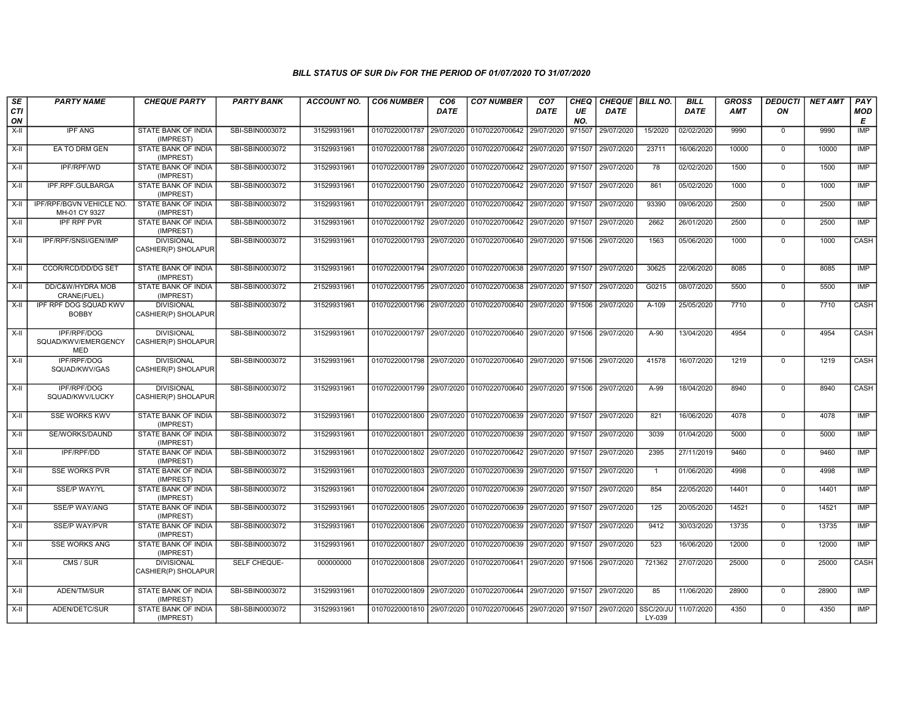# BILL STATUS OF SUR Div FOR THE PERIOD OF 01/07/2020 TO 31/07/2020

| SECTION | PARTY NAME | CHEQUE PARTY | PARTY BANK | ACCOUNT NO. | CO6 NUMBER | CO6 DATE | CO7 NUMBER | CO7 DATE | CHEQUE NO. | CHEQUE DATE | BILL NO. | BILL DATE | GROSS AMT | DEDUCTION | NET AMT | PAY MODE |
|---|---|---|---|---|---|---|---|---|---|---|---|---|---|---|---|---|
| X-II | IPF ANG | STATE BANK OF INDIA (IMPREST) | SBI-SBIN0003072 | 31529931961 | 01070220001787 | 29/07/2020 | 01070220700642 | 29/07/2020 | 971507 | 29/07/2020 | 15/2020 | 02/02/2020 | 9990 | 0 | 9990 | IMP |
| X-II | EA TO DRM GEN | STATE BANK OF INDIA (IMPREST) | SBI-SBIN0003072 | 31529931961 | 01070220001788 | 29/07/2020 | 01070220700642 | 29/07/2020 | 971507 | 29/07/2020 | 23711 | 16/06/2020 | 10000 | 0 | 10000 | IMP |
| X-II | IPF/RPF/WD | STATE BANK OF INDIA (IMPREST) | SBI-SBIN0003072 | 31529931961 | 01070220001789 | 29/07/2020 | 01070220700642 | 29/07/2020 | 971507 | 29/07/2020 | 78 | 02/02/2020 | 1500 | 0 | 1500 | IMP |
| X-II | IPF.RPF.GULBARGA | STATE BANK OF INDIA (IMPREST) | SBI-SBIN0003072 | 31529931961 | 01070220001790 | 29/07/2020 | 01070220700642 | 29/07/2020 | 971507 | 29/07/2020 | 861 | 05/02/2020 | 1000 | 0 | 1000 | IMP |
| X-II | IPF/RPF/BGVN VEHICLE NO. MH-01 CY 9327 | STATE BANK OF INDIA (IMPREST) | SBI-SBIN0003072 | 31529931961 | 01070220001791 | 29/07/2020 | 01070220700642 | 29/07/2020 | 971507 | 29/07/2020 | 93390 | 09/06/2020 | 2500 | 0 | 2500 | IMP |
| X-II | IPF RPF PVR | STATE BANK OF INDIA (IMPREST) | SBI-SBIN0003072 | 31529931961 | 01070220001792 | 29/07/2020 | 01070220700642 | 29/07/2020 | 971507 | 29/07/2020 | 2662 | 26/01/2020 | 2500 | 0 | 2500 | IMP |
| X-II | IPF/RPF/SNSI/GEN/IMP | DIVISIONAL CASHIER(P) SHOLAPUR | SBI-SBIN0003072 | 31529931961 | 01070220001793 | 29/07/2020 | 01070220700640 | 29/07/2020 | 971506 | 29/07/2020 | 1563 | 05/06/2020 | 1000 | 0 | 1000 | CASH |
| X-II | CCOR/RCD/DD/DG SET | STATE BANK OF INDIA (IMPREST) | SBI-SBIN0003072 | 31529931961 | 01070220001794 | 29/07/2020 | 01070220700638 | 29/07/2020 | 971507 | 29/07/2020 | 30625 | 22/06/2020 | 8085 | 0 | 8085 | IMP |
| X-II | DD/C&W/HYDRA MOB CRANE(FUEL) | STATE BANK OF INDIA (IMPREST) | SBI-SBIN0003072 | 21529931961 | 01070220001795 | 29/07/2020 | 01070220700638 | 29/07/2020 | 971507 | 29/07/2020 | G0215 | 08/07/2020 | 5500 | 0 | 5500 | IMP |
| X-II | IPF RPF DOG SQUAD KWV BOBBY | DIVISIONAL CASHIER(P) SHOLAPUR | SBI-SBIN0003072 | 31529931961 | 01070220001796 | 29/07/2020 | 01070220700640 | 29/07/2020 | 971506 | 29/07/2020 | A-109 | 25/05/2020 | 7710 | 0 | 7710 | CASH |
| X-II | IPF/RPF/DOG SQUAD/KWV/EMERGENCY MED | DIVISIONAL CASHIER(P) SHOLAPUR | SBI-SBIN0003072 | 31529931961 | 01070220001797 | 29/07/2020 | 01070220700640 | 29/07/2020 | 971506 | 29/07/2020 | A-90 | 13/04/2020 | 4954 | 0 | 4954 | CASH |
| X-II | IPF/RPF/DOG SQUAD/KWV/GAS | DIVISIONAL CASHIER(P) SHOLAPUR | SBI-SBIN0003072 | 31529931961 | 01070220001798 | 29/07/2020 | 01070220700640 | 29/07/2020 | 971506 | 29/07/2020 | 41578 | 16/07/2020 | 1219 | 0 | 1219 | CASH |
| X-II | IPF/RPF/DOG SQUAD/KWV/LUCKY | DIVISIONAL CASHIER(P) SHOLAPUR | SBI-SBIN0003072 | 31529931961 | 01070220001799 | 29/07/2020 | 01070220700640 | 29/07/2020 | 971506 | 29/07/2020 | A-99 | 18/04/2020 | 8940 | 0 | 8940 | CASH |
| X-II | SSE WORKS KWV | STATE BANK OF INDIA (IMPREST) | SBI-SBIN0003072 | 31529931961 | 01070220001800 | 29/07/2020 | 01070220700639 | 29/07/2020 | 971507 | 29/07/2020 | 821 | 16/06/2020 | 4078 | 0 | 4078 | IMP |
| X-II | SE/WORKS/DAUND | STATE BANK OF INDIA (IMPREST) | SBI-SBIN0003072 | 31529931961 | 01070220001801 | 29/07/2020 | 01070220700639 | 29/07/2020 | 971507 | 29/07/2020 | 3039 | 01/04/2020 | 5000 | 0 | 5000 | IMP |
| X-II | IPF/RPF/DD | STATE BANK OF INDIA (IMPREST) | SBI-SBIN0003072 | 31529931961 | 01070220001802 | 29/07/2020 | 01070220700642 | 29/07/2020 | 971507 | 29/07/2020 | 2395 | 27/11/2019 | 9460 | 0 | 9460 | IMP |
| X-II | SSE WORKS PVR | STATE BANK OF INDIA (IMPREST) | SBI-SBIN0003072 | 31529931961 | 01070220001803 | 29/07/2020 | 01070220700639 | 29/07/2020 | 971507 | 29/07/2020 | 1 | 01/06/2020 | 4998 | 0 | 4998 | IMP |
| X-II | SSE/P WAY/YL | STATE BANK OF INDIA (IMPREST) | SBI-SBIN0003072 | 31529931961 | 01070220001804 | 29/07/2020 | 01070220700639 | 29/07/2020 | 971507 | 29/07/2020 | 854 | 22/05/2020 | 14401 | 0 | 14401 | IMP |
| X-II | SSE/P WAY/ANG | STATE BANK OF INDIA (IMPREST) | SBI-SBIN0003072 | 31529931961 | 01070220001805 | 29/07/2020 | 01070220700639 | 29/07/2020 | 971507 | 29/07/2020 | 125 | 20/05/2020 | 14521 | 0 | 14521 | IMP |
| X-II | SSE/P WAY/PVR | STATE BANK OF INDIA (IMPREST) | SBI-SBIN0003072 | 31529931961 | 01070220001806 | 29/07/2020 | 01070220700639 | 29/07/2020 | 971507 | 29/07/2020 | 9412 | 30/03/2020 | 13735 | 0 | 13735 | IMP |
| X-II | SSE WORKS ANG | STATE BANK OF INDIA (IMPREST) | SBI-SBIN0003072 | 31529931961 | 01070220001807 | 29/07/2020 | 01070220700639 | 29/07/2020 | 971507 | 29/07/2020 | 523 | 16/06/2020 | 12000 | 0 | 12000 | IMP |
| X-II | CMS / SUR | DIVISIONAL CASHIER(P) SHOLAPUR | SELF CHEQUE- | 000000000 | 01070220001808 | 29/07/2020 | 01070220700641 | 29/07/2020 | 971506 | 29/07/2020 | 721362 | 27/07/2020 | 25000 | 0 | 25000 | CASH |
| X-II | ADEN/TM/SUR | STATE BANK OF INDIA (IMPREST) | SBI-SBIN0003072 | 31529931961 | 01070220001809 | 29/07/2020 | 01070220700644 | 29/07/2020 | 971507 | 29/07/2020 | 85 | 11/06/2020 | 28900 | 0 | 28900 | IMP |
| X-II | ADEN/DETC/SUR | STATE BANK OF INDIA (IMPREST) | SBI-SBIN0003072 | 31529931961 | 01070220001810 | 29/07/2020 | 01070220700645 | 29/07/2020 | 971507 | 29/07/2020 | SSC/20/JULY-039 | 11/07/2020 | 4350 | 0 | 4350 | IMP |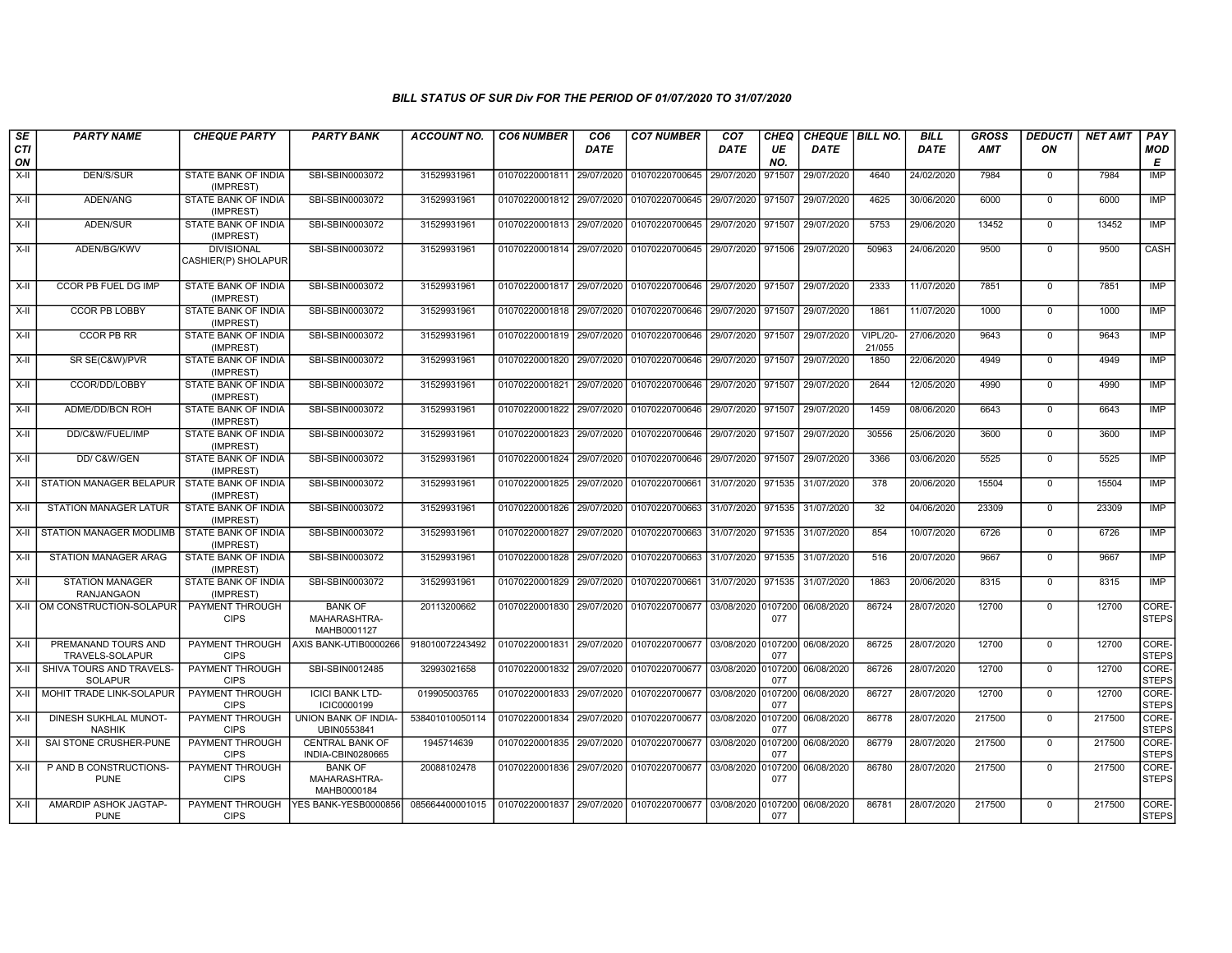*BILL STATUS OF SUR Div FOR THE PERIOD OF 01/07/2020 TO 31/07/2020*

| SECTION | PARTY NAME | CHEQUE PARTY | PARTY BANK | ACCOUNT NO. | CO6 NUMBER | CO6 DATE | CO7 NUMBER | CO7 DATE | CHEQUE NO. | CHEQUE DATE | BILL NO. | BILL DATE | GROSS AMT | DEDUCTION | NET AMT | PAY MODE |
|---|---|---|---|---|---|---|---|---|---|---|---|---|---|---|---|---|
| X-II | DEN/S/SUR | STATE BANK OF INDIA (IMPREST) | SBI-SBIN0003072 | 31529931961 | 01070220001811 | 29/07/2020 | 01070220700645 | 29/07/2020 | 971507 | 29/07/2020 | 4640 | 24/02/2020 | 7984 | 0 | 7984 | IMP |
| X-II | ADEN/ANG | STATE BANK OF INDIA (IMPREST) | SBI-SBIN0003072 | 31529931961 | 01070220001812 | 29/07/2020 | 01070220700645 | 29/07/2020 | 971507 | 29/07/2020 | 4625 | 30/06/2020 | 6000 | 0 | 6000 | IMP |
| X-II | ADEN/SUR | STATE BANK OF INDIA (IMPREST) | SBI-SBIN0003072 | 31529931961 | 01070220001813 | 29/07/2020 | 01070220700645 | 29/07/2020 | 971507 | 29/07/2020 | 5753 | 29/06/2020 | 13452 | 0 | 13452 | IMP |
| X-II | ADEN/BG/KWV | DIVISIONAL CASHIER(P) SHOLAPUR | SBI-SBIN0003072 | 31529931961 | 01070220001814 | 29/07/2020 | 01070220700645 | 29/07/2020 | 971506 | 29/07/2020 | 50963 | 24/06/2020 | 9500 | 0 | 9500 | CASH |
| X-II | CCOR PB FUEL DG IMP | STATE BANK OF INDIA (IMPREST) | SBI-SBIN0003072 | 31529931961 | 01070220001817 | 29/07/2020 | 01070220700646 | 29/07/2020 | 971507 | 29/07/2020 | 2333 | 11/07/2020 | 7851 | 0 | 7851 | IMP |
| X-II | CCOR PB LOBBY | STATE BANK OF INDIA (IMPREST) | SBI-SBIN0003072 | 31529931961 | 01070220001818 | 29/07/2020 | 01070220700646 | 29/07/2020 | 971507 | 29/07/2020 | 1861 | 11/07/2020 | 1000 | 0 | 1000 | IMP |
| X-II | CCOR PB RR | STATE BANK OF INDIA (IMPREST) | SBI-SBIN0003072 | 31529931961 | 01070220001819 | 29/07/2020 | 01070220700646 | 29/07/2020 | 971507 | 29/07/2020 | VIPL/20-21/055 | 27/06/2020 | 9643 | 0 | 9643 | IMP |
| X-II | SR SE(C&W)/PVR | STATE BANK OF INDIA (IMPREST) | SBI-SBIN0003072 | 31529931961 | 01070220001820 | 29/07/2020 | 01070220700646 | 29/07/2020 | 971507 | 29/07/2020 | 1850 | 22/06/2020 | 4949 | 0 | 4949 | IMP |
| X-II | CCOR/DD/LOBBY | STATE BANK OF INDIA (IMPREST) | SBI-SBIN0003072 | 31529931961 | 01070220001821 | 29/07/2020 | 01070220700646 | 29/07/2020 | 971507 | 29/07/2020 | 2644 | 12/05/2020 | 4990 | 0 | 4990 | IMP |
| X-II | ADME/DD/BCN ROH | STATE BANK OF INDIA (IMPREST) | SBI-SBIN0003072 | 31529931961 | 01070220001822 | 29/07/2020 | 01070220700646 | 29/07/2020 | 971507 | 29/07/2020 | 1459 | 08/06/2020 | 6643 | 0 | 6643 | IMP |
| X-II | DD/C&W/FUEL/IMP | STATE BANK OF INDIA (IMPREST) | SBI-SBIN0003072 | 31529931961 | 01070220001823 | 29/07/2020 | 01070220700646 | 29/07/2020 | 971507 | 29/07/2020 | 30556 | 25/06/2020 | 3600 | 0 | 3600 | IMP |
| X-II | DD/ C&W/GEN | STATE BANK OF INDIA (IMPREST) | SBI-SBIN0003072 | 31529931961 | 01070220001824 | 29/07/2020 | 01070220700646 | 29/07/2020 | 971507 | 29/07/2020 | 3366 | 03/06/2020 | 5525 | 0 | 5525 | IMP |
| X-II | STATION MANAGER BELAPUR | STATE BANK OF INDIA (IMPREST) | SBI-SBIN0003072 | 31529931961 | 01070220001825 | 29/07/2020 | 01070220700661 | 31/07/2020 | 971535 | 31/07/2020 | 378 | 20/06/2020 | 15504 | 0 | 15504 | IMP |
| X-II | STATION MANAGER LATUR | STATE BANK OF INDIA (IMPREST) | SBI-SBIN0003072 | 31529931961 | 01070220001826 | 29/07/2020 | 01070220700663 | 31/07/2020 | 971535 | 31/07/2020 | 32 | 04/06/2020 | 23309 | 0 | 23309 | IMP |
| X-II | STATION MANAGER MODLIMB | STATE BANK OF INDIA (IMPREST) | SBI-SBIN0003072 | 31529931961 | 01070220001827 | 29/07/2020 | 01070220700663 | 31/07/2020 | 971535 | 31/07/2020 | 854 | 10/07/2020 | 6726 | 0 | 6726 | IMP |
| X-II | STATION MANAGER ARAG | STATE BANK OF INDIA (IMPREST) | SBI-SBIN0003072 | 31529931961 | 01070220001828 | 29/07/2020 | 01070220700663 | 31/07/2020 | 971535 | 31/07/2020 | 516 | 20/07/2020 | 9667 | 0 | 9667 | IMP |
| X-II | STATION MANAGER RANJANGAON | STATE BANK OF INDIA (IMPREST) | SBI-SBIN0003072 | 31529931961 | 01070220001829 | 29/07/2020 | 01070220700661 | 31/07/2020 | 971535 | 31/07/2020 | 1863 | 20/06/2020 | 8315 | 0 | 8315 | IMP |
| X-II | OM CONSTRUCTION-SOLAPUR | PAYMENT THROUGH CIPS | BANK OF MAHARASHTRA-MAHB0001127 | 20113200662 | 01070220001830 | 29/07/2020 | 01070220700677 | 03/08/2020 | 0107200077 | 06/08/2020 | 86724 | 28/07/2020 | 12700 | 0 | 12700 | CORE-STEPS |
| X-II | PREMANAND TOURS AND TRAVELS-SOLAPUR | PAYMENT THROUGH CIPS | AXIS BANK-UTIB0000266 | 918010072243492 | 01070220001831 | 29/07/2020 | 01070220700677 | 03/08/2020 | 0107200077 | 06/08/2020 | 86725 | 28/07/2020 | 12700 | 0 | 12700 | CORE-STEPS |
| X-II | SHIVA TOURS AND TRAVELS-SOLAPUR | PAYMENT THROUGH CIPS | SBI-SBIN0012485 | 32993021658 | 01070220001832 | 29/07/2020 | 01070220700677 | 03/08/2020 | 0107200077 | 06/08/2020 | 86726 | 28/07/2020 | 12700 | 0 | 12700 | CORE-STEPS |
| X-II | MOHIT TRADE LINK-SOLAPUR | PAYMENT THROUGH CIPS | ICICI BANK LTD-ICIC0000199 | 019905003765 | 01070220001833 | 29/07/2020 | 01070220700677 | 03/08/2020 | 0107200077 | 06/08/2020 | 86727 | 28/07/2020 | 12700 | 0 | 12700 | CORE-STEPS |
| X-II | DINESH SUKHLAL MUNOT-NASHIK | PAYMENT THROUGH CIPS | UNION BANK OF INDIA-UBIN0553841 | 538401010050114 | 01070220001834 | 29/07/2020 | 01070220700677 | 03/08/2020 | 0107200077 | 06/08/2020 | 86778 | 28/07/2020 | 217500 | 0 | 217500 | CORE-STEPS |
| X-II | SAI STONE CRUSHER-PUNE | PAYMENT THROUGH CIPS | CENTRAL BANK OF INDIA-CBIN0280665 | 1945714639 | 01070220001835 | 29/07/2020 | 01070220700677 | 03/08/2020 | 0107200077 | 06/08/2020 | 86779 | 28/07/2020 | 217500 | 0 | 217500 | CORE-STEPS |
| X-II | P AND B CONSTRUCTIONS-PUNE | PAYMENT THROUGH CIPS | BANK OF MAHARASHTRA-MAHB0000184 | 20088102478 | 01070220001836 | 29/07/2020 | 01070220700677 | 03/08/2020 | 0107200077 | 06/08/2020 | 86780 | 28/07/2020 | 217500 | 0 | 217500 | CORE-STEPS |
| X-II | AMARDIP ASHOK JAGTAP-PUNE | PAYMENT THROUGH CIPS | YES BANK-YESB0000856 | 085664400001015 | 01070220001837 | 29/07/2020 | 01070220700677 | 03/08/2020 | 0107200077 | 06/08/2020 | 86781 | 28/07/2020 | 217500 | 0 | 217500 | CORE-STEPS |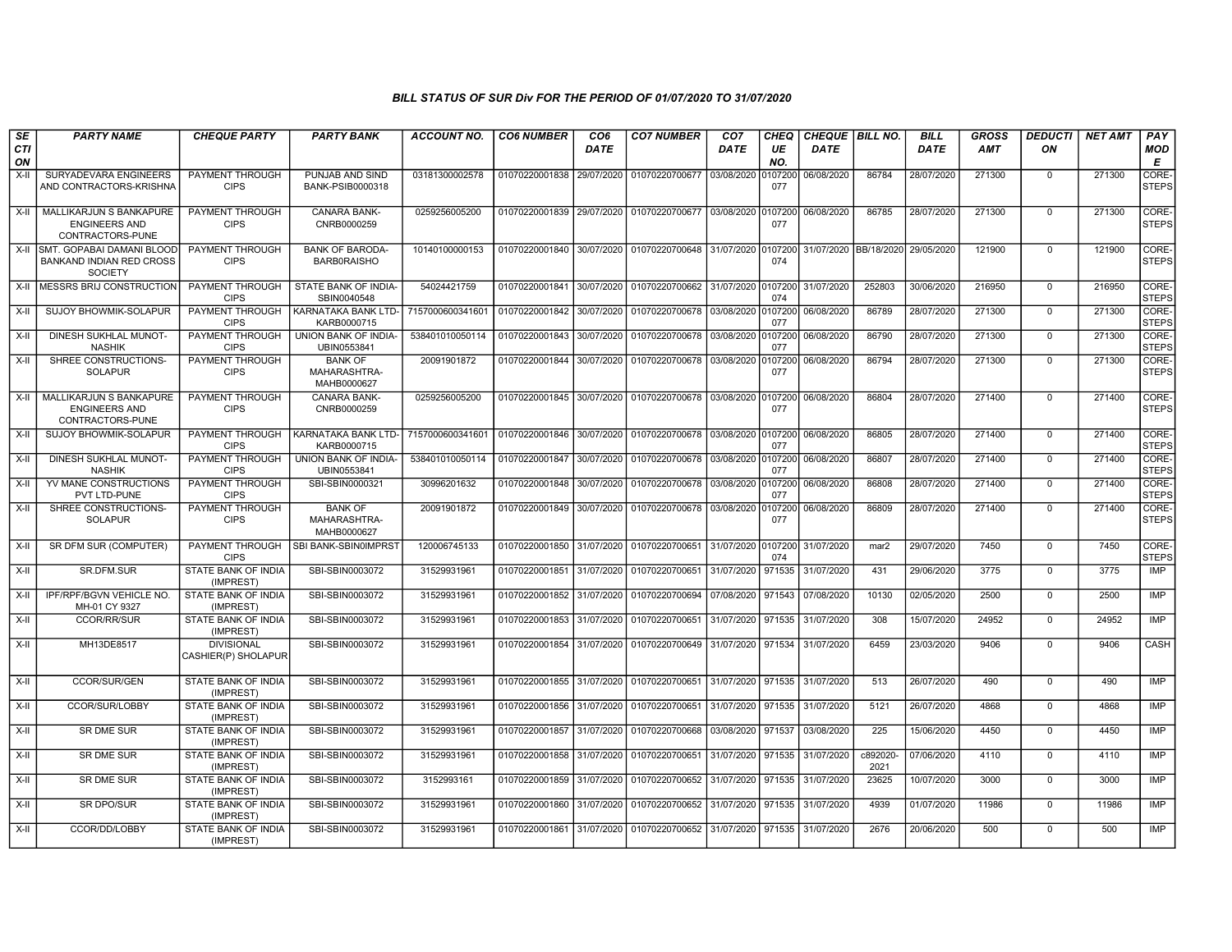# BILL STATUS OF SUR Div FOR THE PERIOD OF 01/07/2020 TO 31/07/2020

| SECTION | PARTY NAME | CHEQUE PARTY | PARTY BANK | ACCOUNT NO. | CO6 NUMBER | CO6 DATE | CO7 NUMBER | CO7 DATE | CHEQUE NO. | CHEQUE DATE | BILL NO. | BILL DATE | GROSS AMT | DEDUCTION | NET AMT | PAY MODE |
|---|---|---|---|---|---|---|---|---|---|---|---|---|---|---|---|---|
| X-II | SURYADEVARA ENGINEERS AND CONTRACTORS-KRISHNA | PAYMENT THROUGH CIPS | PUNJAB AND SIND BANK-PSIB0000318 | 03181300002578 | 01070220001838 | 29/07/2020 | 01070220700677 | 03/08/2020 | 0107200077 | 06/08/2020 | 86784 | 28/07/2020 | 271300 | 0 | 271300 | CORE-STEPS |
| X-II | MALLIKARJUN S BANKAPURE ENGINEERS AND CONTRACTORS-PUNE | PAYMENT THROUGH CIPS | CANARA BANK-CNRB0000259 | 0259256005200 | 01070220001839 | 29/07/2020 | 01070220700677 | 03/08/2020 | 0107200077 | 06/08/2020 | 86785 | 28/07/2020 | 271300 | 0 | 271300 | CORE-STEPS |
| X-II | SMT. GOPABAI DAMANI BLOOD BANKAND INDIAN RED CROSS SOCIETY | PAYMENT THROUGH CIPS | BANK OF BARODA-BARB0RAISHO | 10140100000153 | 01070220001840 | 30/07/2020 | 01070220700648 | 31/07/2020 | 0107200074 | 31/07/2020 | BB/18/2020 | 29/05/2020 | 121900 | 0 | 121900 | CORE-STEPS |
| X-II | MESSRS BRIJ CONSTRUCTION | PAYMENT THROUGH CIPS | STATE BANK OF INDIA-SBIN0040548 | 54024421759 | 01070220001841 | 30/07/2020 | 01070220700662 | 31/07/2020 | 0107200074 | 31/07/2020 | 252803 | 30/06/2020 | 216950 | 0 | 216950 | CORE-STEPS |
| X-II | SUJOY BHOWMIK-SOLAPUR | PAYMENT THROUGH CIPS | KARNATAKA BANK LTD-KARB0000715 | 7157000600341601 | 01070220001842 | 30/07/2020 | 01070220700678 | 03/08/2020 | 0107200077 | 06/08/2020 | 86789 | 28/07/2020 | 271300 | 0 | 271300 | CORE-STEPS |
| X-II | DINESH SUKHLAL MUNOT-NASHIK | PAYMENT THROUGH CIPS | UNION BANK OF INDIA-UBIN0553841 | 538401010050114 | 01070220001843 | 30/07/2020 | 01070220700678 | 03/08/2020 | 0107200077 | 06/08/2020 | 86790 | 28/07/2020 | 271300 | 0 | 271300 | CORE-STEPS |
| X-II | SHREE CONSTRUCTIONS-SOLAPUR | PAYMENT THROUGH CIPS | BANK OF MAHARASHTRA-MAHB0000627 | 20091901872 | 01070220001844 | 30/07/2020 | 01070220700678 | 03/08/2020 | 0107200077 | 06/08/2020 | 86794 | 28/07/2020 | 271300 | 0 | 271300 | CORE-STEPS |
| X-II | MALLIKARJUN S BANKAPURE ENGINEERS AND CONTRACTORS-PUNE | PAYMENT THROUGH CIPS | CANARA BANK-CNRB0000259 | 0259256005200 | 01070220001845 | 30/07/2020 | 01070220700678 | 03/08/2020 | 0107200077 | 06/08/2020 | 86804 | 28/07/2020 | 271400 | 0 | 271400 | CORE-STEPS |
| X-II | SUJOY BHOWMIK-SOLAPUR | PAYMENT THROUGH CIPS | KARNATAKA BANK LTD-KARB0000715 | 7157000600341601 | 01070220001846 | 30/07/2020 | 01070220700678 | 03/08/2020 | 0107200077 | 06/08/2020 | 86805 | 28/07/2020 | 271400 | 0 | 271400 | CORE-STEPS |
| X-II | DINESH SUKHLAL MUNOT-NASHIK | PAYMENT THROUGH CIPS | UNION BANK OF INDIA-UBIN0553841 | 538401010050114 | 01070220001847 | 30/07/2020 | 01070220700678 | 03/08/2020 | 0107200077 | 06/08/2020 | 86807 | 28/07/2020 | 271400 | 0 | 271400 | CORE-STEPS |
| X-II | YV MANE CONSTRUCTIONS PVT LTD-PUNE | PAYMENT THROUGH CIPS | SBI-SBIN0000321 | 30996201632 | 01070220001848 | 30/07/2020 | 01070220700678 | 03/08/2020 | 0107200077 | 06/08/2020 | 86808 | 28/07/2020 | 271400 | 0 | 271400 | CORE-STEPS |
| X-II | SHREE CONSTRUCTIONS-SOLAPUR | PAYMENT THROUGH CIPS | BANK OF MAHARASHTRA-MAHB0000627 | 20091901872 | 01070220001849 | 30/07/2020 | 01070220700678 | 03/08/2020 | 0107200077 | 06/08/2020 | 86809 | 28/07/2020 | 271400 | 0 | 271400 | CORE-STEPS |
| X-II | SR DFM SUR (COMPUTER) | PAYMENT THROUGH CIPS | SBI BANK-SBIN0IMPRST | 120006745133 | 01070220001850 | 31/07/2020 | 01070220700651 | 31/07/2020 | 0107200074 | 31/07/2020 | mar2 | 29/07/2020 | 7450 | 0 | 7450 | CORE-STEPS |
| X-II | SR.DFM.SUR | STATE BANK OF INDIA (IMPREST) | SBI-SBIN0003072 | 31529931961 | 01070220001851 | 31/07/2020 | 01070220700651 | 31/07/2020 | 971535 | 31/07/2020 | 431 | 29/06/2020 | 3775 | 0 | 3775 | IMP |
| X-II | IPF/RPF/BGVN VEHICLE NO. MH-01 CY 9327 | STATE BANK OF INDIA (IMPREST) | SBI-SBIN0003072 | 31529931961 | 01070220001852 | 31/07/2020 | 01070220700694 | 07/08/2020 | 971543 | 07/08/2020 | 10130 | 02/05/2020 | 2500 | 0 | 2500 | IMP |
| X-II | CCOR/RR/SUR | STATE BANK OF INDIA (IMPREST) | SBI-SBIN0003072 | 31529931961 | 01070220001853 | 31/07/2020 | 01070220700651 | 31/07/2020 | 971535 | 31/07/2020 | 308 | 15/07/2020 | 24952 | 0 | 24952 | IMP |
| X-II | MH13DE8517 | DIVISIONAL CASHIER(P) SHOLAPUR | SBI-SBIN0003072 | 31529931961 | 01070220001854 | 31/07/2020 | 01070220700649 | 31/07/2020 | 971534 | 31/07/2020 | 6459 | 23/03/2020 | 9406 | 0 | 9406 | CASH |
| X-II | CCOR/SUR/GEN | STATE BANK OF INDIA (IMPREST) | SBI-SBIN0003072 | 31529931961 | 01070220001855 | 31/07/2020 | 01070220700651 | 31/07/2020 | 971535 | 31/07/2020 | 513 | 26/07/2020 | 490 | 0 | 490 | IMP |
| X-II | CCOR/SUR/LOBBY | STATE BANK OF INDIA (IMPREST) | SBI-SBIN0003072 | 31529931961 | 01070220001856 | 31/07/2020 | 01070220700651 | 31/07/2020 | 971535 | 31/07/2020 | 5121 | 26/07/2020 | 4868 | 0 | 4868 | IMP |
| X-II | SR DME SUR | STATE BANK OF INDIA (IMPREST) | SBI-SBIN0003072 | 31529931961 | 01070220001857 | 31/07/2020 | 01070220700668 | 03/08/2020 | 971537 | 03/08/2020 | 225 | 15/06/2020 | 4450 | 0 | 4450 | IMP |
| X-II | SR DME SUR | STATE BANK OF INDIA (IMPREST) | SBI-SBIN0003072 | 31529931961 | 01070220001858 | 31/07/2020 | 01070220700651 | 31/07/2020 | 971535 | 31/07/2020 | c892020-2021 | 07/06/2020 | 4110 | 0 | 4110 | IMP |
| X-II | SR DME SUR | STATE BANK OF INDIA (IMPREST) | SBI-SBIN0003072 | 3152993161 | 01070220001859 | 31/07/2020 | 01070220700652 | 31/07/2020 | 971535 | 31/07/2020 | 23625 | 10/07/2020 | 3000 | 0 | 3000 | IMP |
| X-II | SR DPO/SUR | STATE BANK OF INDIA (IMPREST) | SBI-SBIN0003072 | 31529931961 | 01070220001860 | 31/07/2020 | 01070220700652 | 31/07/2020 | 971535 | 31/07/2020 | 4939 | 01/07/2020 | 11986 | 0 | 11986 | IMP |
| X-II | CCOR/DD/LOBBY | STATE BANK OF INDIA (IMPREST) | SBI-SBIN0003072 | 31529931961 | 01070220001861 | 31/07/2020 | 01070220700652 | 31/07/2020 | 971535 | 31/07/2020 | 2676 | 20/06/2020 | 500 | 0 | 500 | IMP |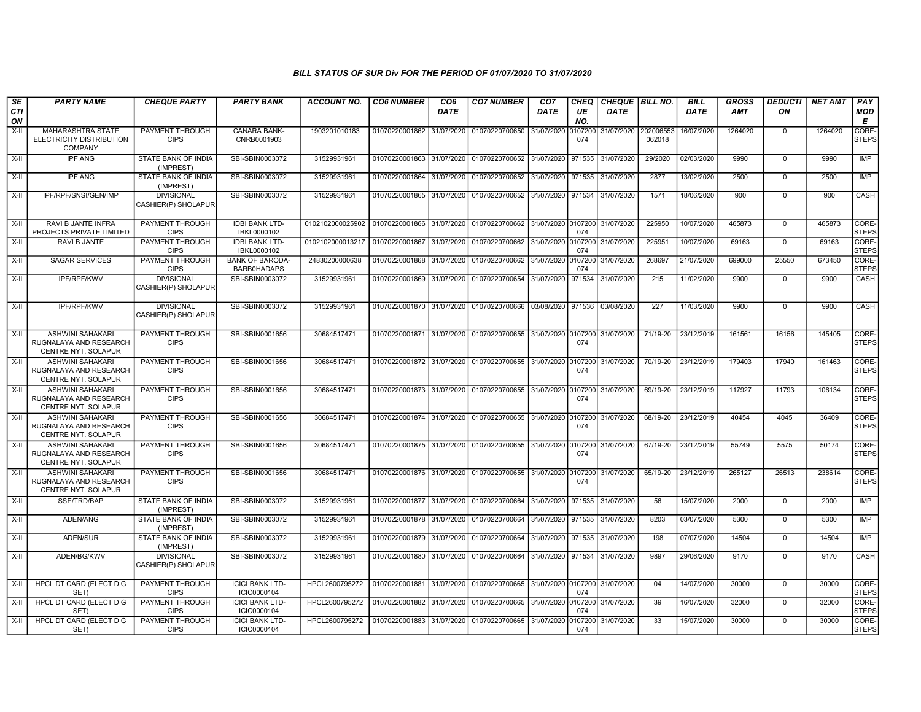## BILL STATUS OF SUR Div FOR THE PERIOD OF 01/07/2020 TO 31/07/2020

| SECTION | PARTY NAME | CHEQUE PARTY | PARTY BANK | ACCOUNT NO. | CO6 NUMBER | CO6 DATE | CO7 NUMBER | CO7 DATE | CHEQUE NO. | CHEQUE DATE | BILL NO. | BILL DATE | GROSS AMT | DEDUCTION | NET AMT | PAY MODE |
|---|---|---|---|---|---|---|---|---|---|---|---|---|---|---|---|---|
| X-II | MAHARASHTRA STATE ELECTRICITY DISTRIBUTION COMPANY | PAYMENT THROUGH CIPS | CANARA BANK-CNRB0001903 | 1903201010183 | 01070220001862 | 31/07/2020 | 01070220700650 | 31/07/2020 | 0107200074 | 31/07/2020 | 202006553062018 | 16/07/2020 | 1264020 | 0 | 1264020 | CORE-STEPS |
| X-II | IPF ANG | STATE BANK OF INDIA (IMPREST) | SBI-SBIN0003072 | 31529931961 | 01070220001863 | 31/07/2020 | 01070220700652 | 31/07/2020 | 971535 | 31/07/2020 | 29/2020 | 02/03/2020 | 9990 | 0 | 9990 | IMP |
| X-II | IPF ANG | STATE BANK OF INDIA (IMPREST) | SBI-SBIN0003072 | 31529931961 | 01070220001864 | 31/07/2020 | 01070220700652 | 31/07/2020 | 971535 | 31/07/2020 | 2877 | 13/02/2020 | 2500 | 0 | 2500 | IMP |
| X-II | IPF/RPF/SNSI/GEN/IMP | DIVISIONAL CASHIER(P) SHOLAPUR | SBI-SBIN0003072 | 31529931961 | 01070220001865 | 31/07/2020 | 01070220700652 | 31/07/2020 | 971534 | 31/07/2020 | 1571 | 18/06/2020 | 900 | 0 | 900 | CASH |
| X-II | RAVI B JANTE INFRA PROJECTS PRIVATE LIMITED | PAYMENT THROUGH CIPS | IDBI BANK LTD-IBKL0000102 | 0102102000025902 | 01070220001866 | 31/07/2020 | 01070220700662 | 31/07/2020 | 0107200074 | 31/07/2020 | 225950 | 10/07/2020 | 465873 | 0 | 465873 | CORE-STEPS |
| X-II | RAVI B JANTE | PAYMENT THROUGH CIPS | IDBI BANK LTD-IBKL0000102 | 0102102000013217 | 01070220001867 | 31/07/2020 | 01070220700662 | 31/07/2020 | 0107200074 | 31/07/2020 | 225951 | 10/07/2020 | 69163 | 0 | 69163 | CORE-STEPS |
| X-II | SAGAR SERVICES | PAYMENT THROUGH CIPS | BANK OF BARODA-BARB0HADAPS | 24830200000638 | 01070220001868 | 31/07/2020 | 01070220700662 | 31/07/2020 | 0107200074 | 31/07/2020 | 268697 | 21/07/2020 | 699000 | 25550 | 673450 | CORE-STEPS |
| X-II | IPF/RPF/KWV | DIVISIONAL CASHIER(P) SHOLAPUR | SBI-SBIN0003072 | 31529931961 | 01070220001869 | 31/07/2020 | 01070220700654 | 31/07/2020 | 971534 | 31/07/2020 | 215 | 11/02/2020 | 9900 | 0 | 9900 | CASH |
| X-II | IPF/RPF/KWV | DIVISIONAL CASHIER(P) SHOLAPUR | SBI-SBIN0003072 | 31529931961 | 01070220001870 | 31/07/2020 | 01070220700666 | 03/08/2020 | 971536 | 03/08/2020 | 227 | 11/03/2020 | 9900 | 0 | 9900 | CASH |
| X-II | ASHWINI SAHAKARI RUGNALAYA AND RESEARCH CENTRE NYT. SOLAPUR | PAYMENT THROUGH CIPS | SBI-SBIN0001656 | 30684517471 | 01070220001871 | 31/07/2020 | 01070220700655 | 31/07/2020 | 0107200074 | 31/07/2020 | 71/19-20 | 23/12/2019 | 161561 | 16156 | 145405 | CORE-STEPS |
| X-II | ASHWINI SAHAKARI RUGNALAYA AND RESEARCH CENTRE NYT. SOLAPUR | PAYMENT THROUGH CIPS | SBI-SBIN0001656 | 30684517471 | 01070220001872 | 31/07/2020 | 01070220700655 | 31/07/2020 | 0107200074 | 31/07/2020 | 70/19-20 | 23/12/2019 | 179403 | 17940 | 161463 | CORE-STEPS |
| X-II | ASHWINI SAHAKARI RUGNALAYA AND RESEARCH CENTRE NYT. SOLAPUR | PAYMENT THROUGH CIPS | SBI-SBIN0001656 | 30684517471 | 01070220001873 | 31/07/2020 | 01070220700655 | 31/07/2020 | 0107200074 | 31/07/2020 | 69/19-20 | 23/12/2019 | 117927 | 11793 | 106134 | CORE-STEPS |
| X-II | ASHWINI SAHAKARI RUGNALAYA AND RESEARCH CENTRE NYT. SOLAPUR | PAYMENT THROUGH CIPS | SBI-SBIN0001656 | 30684517471 | 01070220001874 | 31/07/2020 | 01070220700655 | 31/07/2020 | 0107200074 | 31/07/2020 | 68/19-20 | 23/12/2019 | 40454 | 4045 | 36409 | CORE-STEPS |
| X-II | ASHWINI SAHAKARI RUGNALAYA AND RESEARCH CENTRE NYT. SOLAPUR | PAYMENT THROUGH CIPS | SBI-SBIN0001656 | 30684517471 | 01070220001875 | 31/07/2020 | 01070220700655 | 31/07/2020 | 0107200074 | 31/07/2020 | 67/19-20 | 23/12/2019 | 55749 | 5575 | 50174 | CORE-STEPS |
| X-II | ASHWINI SAHAKARI RUGNALAYA AND RESEARCH CENTRE NYT. SOLAPUR | PAYMENT THROUGH CIPS | SBI-SBIN0001656 | 30684517471 | 01070220001876 | 31/07/2020 | 01070220700655 | 31/07/2020 | 0107200074 | 31/07/2020 | 65/19-20 | 23/12/2019 | 265127 | 26513 | 238614 | CORE-STEPS |
| X-II | SSE/TRD/BAP | STATE BANK OF INDIA (IMPREST) | SBI-SBIN0003072 | 31529931961 | 01070220001877 | 31/07/2020 | 01070220700664 | 31/07/2020 | 971535 | 31/07/2020 | 56 | 15/07/2020 | 2000 | 0 | 2000 | IMP |
| X-II | ADEN/ANG | STATE BANK OF INDIA (IMPREST) | SBI-SBIN0003072 | 31529931961 | 01070220001878 | 31/07/2020 | 01070220700664 | 31/07/2020 | 971535 | 31/07/2020 | 8203 | 03/07/2020 | 5300 | 0 | 5300 | IMP |
| X-II | ADEN/SUR | STATE BANK OF INDIA (IMPREST) | SBI-SBIN0003072 | 31529931961 | 01070220001879 | 31/07/2020 | 01070220700664 | 31/07/2020 | 971535 | 31/07/2020 | 198 | 07/07/2020 | 14504 | 0 | 14504 | IMP |
| X-II | ADEN/BG/KWV | DIVISIONAL CASHIER(P) SHOLAPUR | SBI-SBIN0003072 | 31529931961 | 01070220001880 | 31/07/2020 | 01070220700664 | 31/07/2020 | 971534 | 31/07/2020 | 9897 | 29/06/2020 | 9170 | 0 | 9170 | CASH |
| X-II | HPCL DT CARD (ELECT D G SET) | PAYMENT THROUGH CIPS | ICICI BANK LTD-ICIC0000104 | HPCL2600795272 | 01070220001881 | 31/07/2020 | 01070220700665 | 31/07/2020 | 0107200074 | 31/07/2020 | 04 | 14/07/2020 | 30000 | 0 | 30000 | CORE-STEPS |
| X-II | HPCL DT CARD (ELECT D G SET) | PAYMENT THROUGH CIPS | ICICI BANK LTD-ICIC0000104 | HPCL2600795272 | 01070220001882 | 31/07/2020 | 01070220700665 | 31/07/2020 | 0107200074 | 31/07/2020 | 39 | 16/07/2020 | 32000 | 0 | 32000 | CORE-STEPS |
| X-II | HPCL DT CARD (ELECT D G SET) | PAYMENT THROUGH CIPS | ICICI BANK LTD-ICIC0000104 | HPCL2600795272 | 01070220001883 | 31/07/2020 | 01070220700665 | 31/07/2020 | 0107200074 | 31/07/2020 | 33 | 15/07/2020 | 30000 | 0 | 30000 | CORE-STEPS |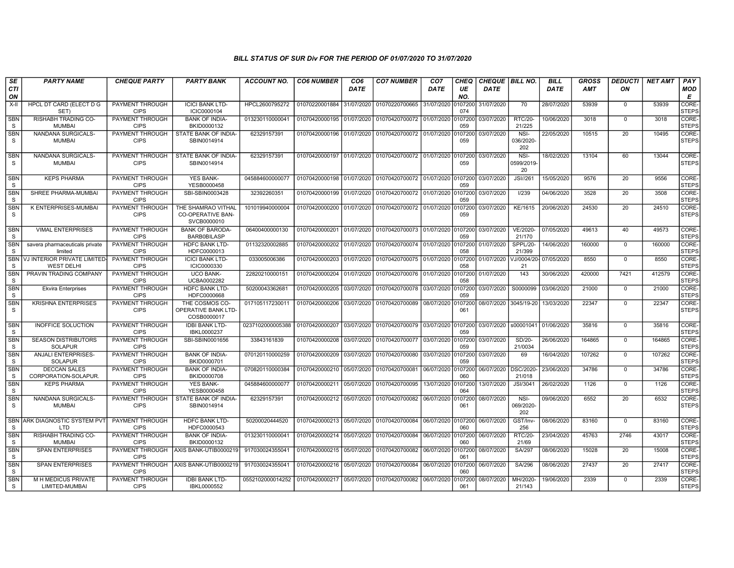*BILL STATUS OF SUR Div FOR THE PERIOD OF 01/07/2020 TO 31/07/2020*

| SECTION | PARTY NAME | CHEQUE PARTY | PARTY BANK | ACCOUNT NO. | CO6 NUMBER | CO6 DATE | CO7 NUMBER | CO7 DATE | CHEQUE NO. | CHEQUE DATE | BILL NO. | BILL DATE | GROSS AMT | DEDUCTION | NET AMT | PAY MODE |
|---|---|---|---|---|---|---|---|---|---|---|---|---|---|---|---|---|
| X-II | HPCL DT CARD (ELECT D G SET) | PAYMENT THROUGH CIPS | ICICI BANK LTD-ICIC0000104 | HPCL2600795272 | 01070220001884 | 31/07/2020 | 01070220700665 | 31/07/2020 | 0107200074 | 31/07/2020 | 70 | 28/07/2020 | 53939 | 0 | 53939 | CORE-STEPS |
| SBNS | RISHABH TRADING CO-MUMBAI | PAYMENT THROUGH CIPS | BANK OF INDIA-BKID0000132 | 013230110000041 | 01070420000195 | 01/07/2020 | 01070420700072 | 01/07/2020 | 0107200059 | 03/07/2020 | RTC/20-21/225 | 10/06/2020 | 3018 | 0 | 3018 | CORE-STEPS |
| SBNS | NANDANA SURGICALS-MUMBAI | PAYMENT THROUGH CIPS | STATE BANK OF INDIA-SBIN0014914 | 62329157391 | 01070420000196 | 01/07/2020 | 01070420700072 | 01/07/2020 | 0107200059 | 03/07/2020 | NSI-036/2020-202 | 22/05/2020 | 10515 | 20 | 10495 | CORE-STEPS |
| SBNS | NANDANA SURGICALS-MUMBAI | PAYMENT THROUGH CIPS | STATE BANK OF INDIA-SBIN0014914 | 62329157391 | 01070420000197 | 01/07/2020 | 01070420700072 | 01/07/2020 | 0107200059 | 03/07/2020 | NSI-0599/2019-20 | 18/02/2020 | 13104 | 60 | 13044 | CORE-STEPS |
| SBNS | KEPS PHARMA | PAYMENT THROUGH CIPS | YES BANK-YESB0000458 | 045884600000077 | 01070420000198 | 01/07/2020 | 01070420700072 | 01/07/2020 | 0107200059 | 03/07/2020 | JSI//261 | 15/05/2020 | 9576 | 20 | 9556 | CORE-STEPS |
| SBNS | SHREE PHARMA-MUMBAI | PAYMENT THROUGH CIPS | SBI-SBIN0003428 | 32392260351 | 01070420000199 | 01/07/2020 | 01070420700072 | 01/07/2020 | 0107200059 | 03/07/2020 | I/239 | 04/06/2020 | 3528 | 20 | 3508 | CORE-STEPS |
| SBNS | K ENTERPRISES-MUMBAI | PAYMENT THROUGH CIPS | THE SHAMRAO VITHAL CO-OPERATIVE BAN-SVCB0000010 | 101019940000004 | 01070420000200 | 01/07/2020 | 01070420700072 | 01/07/2020 | 0107200059 | 03/07/2020 | KE/1615 | 20/06/2020 | 24530 | 20 | 24510 | CORE-STEPS |
| SBNS | VIMAL ENTERPRISES | PAYMENT THROUGH CIPS | BANK OF BARODA-BARB0BILASP | 06400400000130 | 01070420000201 | 01/07/2020 | 01070420700073 | 01/07/2020 | 0107200059 | 03/07/2020 | VE/2020-21/170 | 07/05/2020 | 49613 | 40 | 49573 | CORE-STEPS |
| SBNS | savera pharmaceuticals private limited | PAYMENT THROUGH CIPS | HDFC BANK LTD-HDFC0000013 | 01132320002885 | 01070420000202 | 01/07/2020 | 01070420700074 | 01/07/2020 | 0107200058 | 01/07/2020 | SPPL/20-21/399 | 14/06/2020 | 160000 | 0 | 160000 | CORE-STEPS |
| SBNS | VJ INTERIOR PRIVATE LIMITED-WEST DELHI | PAYMENT THROUGH CIPS | ICICI BANK LTD-ICIC0000330 | 033005006386 | 01070420000203 | 01/07/2020 | 01070420700075 | 01/07/2020 | 0107200058 | 01/07/2020 | VJ/0004/20-21 | 07/05/2020 | 8550 | 0 | 8550 | CORE-STEPS |
| SBNS | PRAVIN TRADING COMPANY | PAYMENT THROUGH CIPS | UCO BANK-UCBA0002282 | 22820210000151 | 01070420000204 | 01/07/2020 | 01070420700076 | 01/07/2020 | 0107200058 | 01/07/2020 | 143 | 30/06/2020 | 420000 | 7421 | 412579 | CORE-STEPS |
| SBNS | Ekvira Enterprises | PAYMENT THROUGH CIPS | HDFC BANK LTD-HDFC0000668 | 50200043362681 | 01070420000205 | 03/07/2020 | 01070420700078 | 03/07/2020 | 0107200059 | 03/07/2020 | S0000099 | 03/06/2020 | 21000 | 0 | 21000 | CORE-STEPS |
| SBNS | KRISHNA ENTERPRISES | PAYMENT THROUGH CIPS | THE COSMOS CO-OPERATIVE BANK LTD-COSB0000017 | 017105117230011 | 01070420000206 | 03/07/2020 | 01070420700089 | 08/07/2020 | 0107200061 | 08/07/2020 | 3045/19-20 | 13/03/2020 | 22347 | 0 | 22347 | CORE-STEPS |
| SBNS | INOFFICE SOLUCTION | PAYMENT THROUGH CIPS | IDBI BANK LTD-IBKL0000237 | 0237102000005388 | 01070420000207 | 03/07/2020 | 01070420700079 | 03/07/2020 | 0107200059 | 03/07/2020 | s00001041 | 01/06/2020 | 35816 | 0 | 35816 | CORE-STEPS |
| SBNS | SEASON DISTRIBUTORS SOLAPUR | PAYMENT THROUGH CIPS | SBI-SBIN0001656 | 33843161839 | 01070420000208 | 03/07/2020 | 01070420700077 | 03/07/2020 | 0107200059 | 03/07/2020 | SD/20-21/0034 | 26/06/2020 | 164865 | 0 | 164865 | CORE-STEPS |
| SBNS | ANJALI ENTERPRISES-SOLAPUR | PAYMENT THROUGH CIPS | BANK OF INDIA-BKID0000701 | 070120110000259 | 01070420000209 | 03/07/2020 | 01070420700080 | 03/07/2020 | 0107200059 | 03/07/2020 | 69 | 16/04/2020 | 107262 | 0 | 107262 | CORE-STEPS |
| SBNS | DECCAN SALES CORPORATION-SOLAPUR. | PAYMENT THROUGH CIPS | BANK OF INDIA-BKID0000708 | 070820110000384 | 01070420000210 | 05/07/2020 | 01070420700081 | 06/07/2020 | 0107200060 | 06/07/2020 | DSC/2020-21/018 | 23/06/2020 | 34786 | 0 | 34786 | CORE-STEPS |
| SBNS | KEPS PHARMA | PAYMENT THROUGH CIPS | YES BANK-YESB0000458 | 045884600000077 | 01070420000211 | 05/07/2020 | 01070420700095 | 13/07/2020 | 0107200064 | 13/07/2020 | JSI/3041 | 26/02/2020 | 1126 | 0 | 1126 | CORE-STEPS |
| SBNS | NANDANA SURGICALS-MUMBAI | PAYMENT THROUGH CIPS | STATE BANK OF INDIA-SBIN0014914 | 62329157391 | 01070420000212 | 05/07/2020 | 01070420700082 | 06/07/2020 | 0107200061 | 08/07/2020 | NSI-069/2020-202 | 09/06/2020 | 6552 | 20 | 6532 | CORE-STEPS |
| SBNS | ARK DIAGNOSTIC SYSTEM PVT LTD | PAYMENT THROUGH CIPS | HDFC BANK LTD-HDFC0000543 | 50200020444520 | 01070420000213 | 05/07/2020 | 01070420700084 | 06/07/2020 | 0107200060 | 06/07/2020 | GST/Inv-256 | 08/06/2020 | 83160 | 0 | 83160 | CORE-STEPS |
| SBNS | RISHABH TRADING CO-MUMBAI | PAYMENT THROUGH CIPS | BANK OF INDIA-BKID0000132 | 013230110000041 | 01070420000214 | 05/07/2020 | 01070420700084 | 06/07/2020 | 0107200060 | 06/07/2020 | RTC/20-21/69 | 23/04/2020 | 45763 | 2746 | 43017 | CORE-STEPS |
| SBNS | SPAN ENTERPRISES | PAYMENT THROUGH CIPS | AXIS BANK-UTIB0000219 | 917030024355041 | 01070420000215 | 05/07/2020 | 01070420700082 | 06/07/2020 | 0107200061 | 08/07/2020 | SA/297 | 08/06/2020 | 15028 | 20 | 15008 | CORE-STEPS |
| SBNS | SPAN ENTERPRISES | PAYMENT THROUGH CIPS | AXIS BANK-UTIB0000219 | 917030024355041 | 01070420000216 | 05/07/2020 | 01070420700084 | 06/07/2020 | 0107200060 | 06/07/2020 | SA/296 | 08/06/2020 | 27437 | 20 | 27417 | CORE-STEPS |
| SBNS | M H MEDICUS PRIVATE LIMITED-MUMBAI | PAYMENT THROUGH CIPS | IDBI BANK LTD-IBKL0000552 | 0552102000014252 | 01070420000217 | 05/07/2020 | 01070420700082 | 06/07/2020 | 0107200061 | 08/07/2020 | MH/2020-21/143 | 19/06/2020 | 2339 | 0 | 2339 | CORE-STEPS |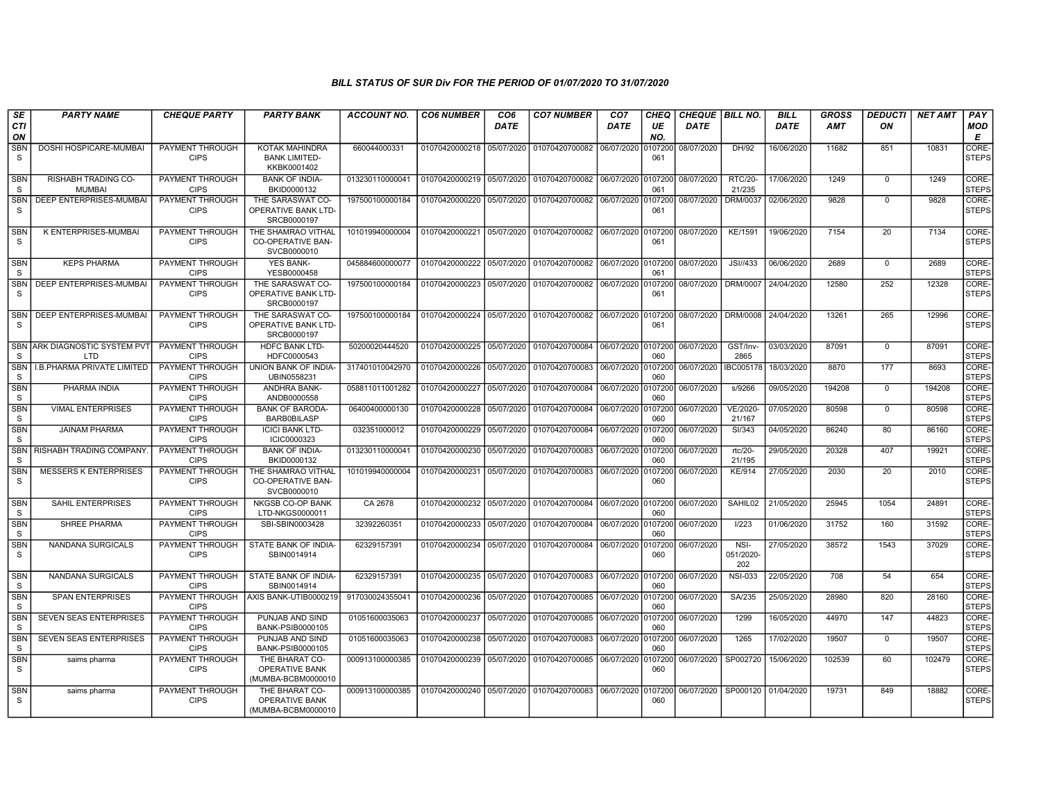# BILL STATUS OF SUR Div FOR THE PERIOD OF 01/07/2020 TO 31/07/2020

| SECTION | PARTY NAME | CHEQUE PARTY | PARTY BANK | ACCOUNT NO. | CO6 NUMBER | CO6 DATE | CO7 NUMBER | CO7 DATE | CHEQUE NO. | CHEQUE DATE | BILL NO. | BILL DATE | GROSS AMT | DEDUCTION | NET AMT | PAY MODE |
|---|---|---|---|---|---|---|---|---|---|---|---|---|---|---|---|---|
| SBNS | DOSHI HOSPICARE-MUMBAI | PAYMENT THROUGH CIPS | KOTAK MAHINDRA BANK LIMITED-KKBK0001402 | 660044000331 | 01070420000218 | 05/07/2020 | 01070420700082 | 06/07/2020 | 0107200061 | 08/07/2020 | DH/92 | 16/06/2020 | 11682 | 851 | 10831 | CORE-STEPS |
| SBNS | RISHABH TRADING CO-MUMBAI | PAYMENT THROUGH CIPS | BANK OF INDIA-BKID0000132 | 013230110000041 | 01070420000219 | 05/07/2020 | 01070420700082 | 06/07/2020 | 0107200061 | 08/07/2020 | RTC/20-21/235 | 17/06/2020 | 1249 | 0 | 1249 | CORE-STEPS |
| SBNS | DEEP ENTERPRISES-MUMBAI | PAYMENT THROUGH CIPS | THE SARASWAT CO-OPERATIVE BANK LTD-SRCB0000197 | 197500100000184 | 01070420000220 | 05/07/2020 | 01070420700082 | 06/07/2020 | 0107200061 | 08/07/2020 | DRM/0037 | 02/06/2020 | 9828 | 0 | 9828 | CORE-STEPS |
| SBNS | K ENTERPRISES-MUMBAI | PAYMENT THROUGH CIPS | THE SHAMRAO VITHAL CO-OPERATIVE BAN-SVCB0000010 | 101019940000004 | 01070420000221 | 05/07/2020 | 01070420700082 | 06/07/2020 | 0107200061 | 08/07/2020 | KE/1591 | 19/06/2020 | 7154 | 20 | 7134 | CORE-STEPS |
| SBNS | KEPS PHARMA | PAYMENT THROUGH CIPS | YES BANK-YESB0000458 | 045884600000077 | 01070420000222 | 05/07/2020 | 01070420700082 | 06/07/2020 | 0107200061 | 08/07/2020 | JSI//433 | 06/06/2020 | 2689 | 0 | 2689 | CORE-STEPS |
| SBNS | DEEP ENTERPRISES-MUMBAI | PAYMENT THROUGH CIPS | THE SARASWAT CO-OPERATIVE BANK LTD-SRCB0000197 | 197500100000184 | 01070420000223 | 05/07/2020 | 01070420700082 | 06/07/2020 | 0107200061 | 08/07/2020 | DRM/0007 | 24/04/2020 | 12580 | 252 | 12328 | CORE-STEPS |
| SBNS | DEEP ENTERPRISES-MUMBAI | PAYMENT THROUGH CIPS | THE SARASWAT CO-OPERATIVE BANK LTD-SRCB0000197 | 197500100000184 | 01070420000224 | 05/07/2020 | 01070420700082 | 06/07/2020 | 0107200061 | 08/07/2020 | DRM/0008 | 24/04/2020 | 13261 | 265 | 12996 | CORE-STEPS |
| SBNS | ARK DIAGNOSTIC SYSTEM PVT LTD | PAYMENT THROUGH CIPS | HDFC BANK LTD-HDFC0000543 | 50200020444520 | 01070420000225 | 05/07/2020 | 01070420700084 | 06/07/2020 | 0107200060 | 06/07/2020 | GST/Inv-2865 | 03/03/2020 | 87091 | 0 | 87091 | CORE-STEPS |
| SBNS | I.B.PHARMA PRIVATE LIMITED | PAYMENT THROUGH CIPS | UNION BANK OF INDIA-UBIN0558231 | 317401010042970 | 01070420000226 | 05/07/2020 | 01070420700083 | 06/07/2020 | 0107200060 | 06/07/2020 | IBC005178 | 18/03/2020 | 8870 | 177 | 8693 | CORE-STEPS |
| SBNS | PHARMA INDIA | PAYMENT THROUGH CIPS | ANDHRA BANK-ANDB0000558 | 058811011001282 | 01070420000227 | 05/07/2020 | 01070420700084 | 06/07/2020 | 0107200060 | 06/07/2020 | s/9266 | 09/05/2020 | 194208 | 0 | 194208 | CORE-STEPS |
| SBNS | VIMAL ENTERPRISES | PAYMENT THROUGH CIPS | BANK OF BARODA-BARB0BILASP | 06400400000130 | 01070420000228 | 05/07/2020 | 01070420700084 | 06/07/2020 | 0107200060 | 06/07/2020 | VE/2020-21/167 | 07/05/2020 | 80598 | 0 | 80598 | CORE-STEPS |
| SBNS | JAINAM PHARMA | PAYMENT THROUGH CIPS | ICICI BANK LTD-ICIC0000323 | 032351000012 | 01070420000229 | 05/07/2020 | 01070420700084 | 06/07/2020 | 0107200060 | 06/07/2020 | SI/343 | 04/05/2020 | 86240 | 80 | 86160 | CORE-STEPS |
| SBNS | RISHABH TRADING COMPANY. | PAYMENT THROUGH CIPS | BANK OF INDIA-BKID0000132 | 013230110000041 | 01070420000230 | 05/07/2020 | 01070420700083 | 06/07/2020 | 0107200060 | 06/07/2020 | rtc/20-21/195 | 29/05/2020 | 20328 | 407 | 19921 | CORE-STEPS |
| SBNS | MESSERS K ENTERPRISES | PAYMENT THROUGH CIPS | THE SHAMRAO VITHAL CO-OPERATIVE BAN-SVCB0000010 | 101019940000004 | 01070420000231 | 05/07/2020 | 01070420700083 | 06/07/2020 | 0107200060 | 06/07/2020 | KE/914 | 27/05/2020 | 2030 | 20 | 2010 | CORE-STEPS |
| SBNS | SAHIL ENTERPRISES | PAYMENT THROUGH CIPS | NKGSB CO-OP BANK LTD-NKGS0000011 | CA 2678 | 01070420000232 | 05/07/2020 | 01070420700084 | 06/07/2020 | 0107200060 | 06/07/2020 | SAHIL02 | 21/05/2020 | 25945 | 1054 | 24891 | CORE-STEPS |
| SBNS | SHREE PHARMA | PAYMENT THROUGH CIPS | SBI-SBIN0003428 | 32392260351 | 01070420000233 | 05/07/2020 | 01070420700084 | 06/07/2020 | 0107200060 | 06/07/2020 | I/223 | 01/06/2020 | 31752 | 160 | 31592 | CORE-STEPS |
| SBNS | NANDANA SURGICALS | PAYMENT THROUGH CIPS | STATE BANK OF INDIA-SBIN0014914 | 62329157391 | 01070420000234 | 05/07/2020 | 01070420700084 | 06/07/2020 | 0107200060 | 06/07/2020 | NSI-051/2020-202 | 27/05/2020 | 38572 | 1543 | 37029 | CORE-STEPS |
| SBNS | NANDANA SURGICALS | PAYMENT THROUGH CIPS | STATE BANK OF INDIA-SBIN0014914 | 62329157391 | 01070420000235 | 05/07/2020 | 01070420700083 | 06/07/2020 | 0107200060 | 06/07/2020 | NSI-033 | 22/05/2020 | 708 | 54 | 654 | CORE-STEPS |
| SBNS | SPAN ENTERPRISES | PAYMENT THROUGH CIPS | AXIS BANK-UTIB0000219 | 917030024355041 | 01070420000236 | 05/07/2020 | 01070420700085 | 06/07/2020 | 0107200060 | 06/07/2020 | SA/235 | 25/05/2020 | 28980 | 820 | 28160 | CORE-STEPS |
| SBNS | SEVEN SEAS ENTERPRISES | PAYMENT THROUGH CIPS | PUNJAB AND SIND BANK-PSIB0000105 | 01051600035063 | 01070420000237 | 05/07/2020 | 01070420700085 | 06/07/2020 | 0107200060 | 06/07/2020 | 1299 | 16/05/2020 | 44970 | 147 | 44823 | CORE-STEPS |
| SBNS | SEVEN SEAS ENTERPRISES | PAYMENT THROUGH CIPS | PUNJAB AND SIND BANK-PSIB0000105 | 01051600035063 | 01070420000238 | 05/07/2020 | 01070420700083 | 06/07/2020 | 0107200060 | 06/07/2020 | 1265 | 17/02/2020 | 19507 | 0 | 19507 | CORE-STEPS |
| SBNS | saims pharma | PAYMENT THROUGH CIPS | THE BHARAT CO-OPERATIVE BANK (MUMBA-BCBM0000010 | 000913100000385 | 01070420000239 | 05/07/2020 | 01070420700085 | 06/07/2020 | 0107200060 | 06/07/2020 | SP002720 | 15/06/2020 | 102539 | 60 | 102479 | CORE-STEPS |
| SBNS | saims pharma | PAYMENT THROUGH CIPS | THE BHARAT CO-OPERATIVE BANK (MUMBA-BCBM0000010 | 000913100000385 | 01070420000240 | 05/07/2020 | 01070420700083 | 06/07/2020 | 0107200060 | 06/07/2020 | SP000120 | 01/04/2020 | 19731 | 849 | 18882 | CORE-STEPS |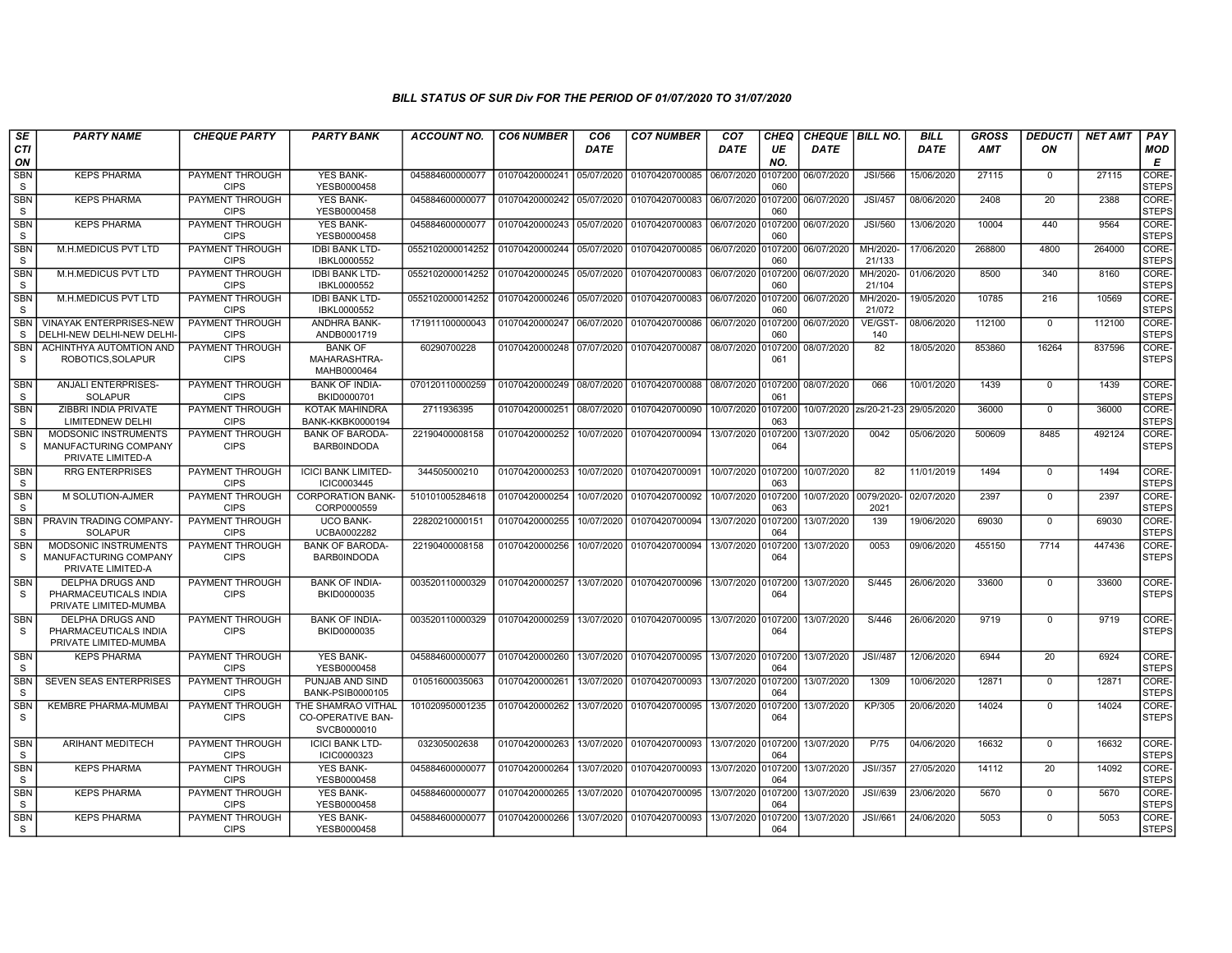## BILL STATUS OF SUR Div FOR THE PERIOD OF 01/07/2020 TO 31/07/2020

| SECTION | PARTY NAME | CHEQUE PARTY | PARTY BANK | ACCOUNT NO. | CO6 NUMBER | CO6 DATE | CO7 NUMBER | CO7 DATE | CHEQUE NO. | CHEQUE DATE | BILL NO. | BILL DATE | GROSS AMT | DEDUCTION | NET AMT | PAY MODE |
|---|---|---|---|---|---|---|---|---|---|---|---|---|---|---|---|---|
| SBNS | KEPS PHARMA | PAYMENT THROUGH CIPS | YES BANK-YESB0000458 | 045884600000077 | 01070420000241 | 05/07/2020 | 01070420700085 | 06/07/2020 | 0107200060 | 06/07/2020 | JSI/566 | 15/06/2020 | 27115 | 0 | 27115 | CORE-STEPS |
| SBNS | KEPS PHARMA | PAYMENT THROUGH CIPS | YES BANK-YESB0000458 | 045884600000077 | 01070420000242 | 05/07/2020 | 01070420700083 | 06/07/2020 | 0107200060 | 06/07/2020 | JSI/457 | 08/06/2020 | 2408 | 20 | 2388 | CORE-STEPS |
| SBNS | KEPS PHARMA | PAYMENT THROUGH CIPS | YES BANK-YESB0000458 | 045884600000077 | 01070420000243 | 05/07/2020 | 01070420700083 | 06/07/2020 | 0107200060 | 06/07/2020 | JSI/560 | 13/06/2020 | 10004 | 440 | 9564 | CORE-STEPS |
| SBNS | M.H.MEDICUS PVT LTD | PAYMENT THROUGH CIPS | IDBI BANK LTD-IBKL0000552 | 0552102000014252 | 01070420000244 | 05/07/2020 | 01070420700085 | 06/07/2020 | 0107200060 | 06/07/2020 | MH/2020-21/133 | 17/06/2020 | 268800 | 4800 | 264000 | CORE-STEPS |
| SBNS | M.H.MEDICUS PVT LTD | PAYMENT THROUGH CIPS | IDBI BANK LTD-IBKL0000552 | 0552102000014252 | 01070420000245 | 05/07/2020 | 01070420700083 | 06/07/2020 | 0107200060 | 06/07/2020 | MH/2020-21/104 | 01/06/2020 | 8500 | 340 | 8160 | CORE-STEPS |
| SBNS | M.H.MEDICUS PVT LTD | PAYMENT THROUGH CIPS | IDBI BANK LTD-IBKL0000552 | 0552102000014252 | 01070420000246 | 05/07/2020 | 01070420700083 | 06/07/2020 | 0107200060 | 06/07/2020 | MH/2020-21/072 | 19/05/2020 | 10785 | 216 | 10569 | CORE-STEPS |
| SBNS | VINAYAK ENTERPRISES-NEW DELHI-NEW DELHI-NEW DELHI- | PAYMENT THROUGH CIPS | ANDHRA BANK-ANDB0001719 | 171911100000043 | 01070420000247 | 06/07/2020 | 01070420700086 | 06/07/2020 | 0107200060 | 06/07/2020 | VE/GST-140 | 08/06/2020 | 112100 | 0 | 112100 | CORE-STEPS |
| SBNS | ACHINTHYA AUTOMTION AND ROBOTICS,SOLAPUR | PAYMENT THROUGH CIPS | BANK OF MAHARASHTRA-MAHB0000464 | 60290700228 | 01070420000248 | 07/07/2020 | 01070420700087 | 08/07/2020 | 0107200061 | 08/07/2020 | 82 | 18/05/2020 | 853860 | 16264 | 837596 | CORE-STEPS |
| SBNS | ANJALI ENTERPRISES-SOLAPUR | PAYMENT THROUGH CIPS | BANK OF INDIA-BKID0000701 | 070120110000259 | 01070420000249 | 08/07/2020 | 01070420700088 | 08/07/2020 | 0107200061 | 08/07/2020 | 066 | 10/01/2020 | 1439 | 0 | 1439 | CORE-STEPS |
| SBNS | ZIBBRI INDIA PRIVATE LIMITEDNEW DELHI | PAYMENT THROUGH CIPS | KOTAK MAHINDRA BANK-KKBK0000194 | 2711936395 | 01070420000251 | 08/07/2020 | 01070420700090 | 10/07/2020 | 0107200063 | 10/07/2020 | zs/20-21-23 | 29/05/2020 | 36000 | 0 | 36000 | CORE-STEPS |
| SBNS | MODSONIC INSTRUMENTS MANUFACTURING COMPANY PRIVATE LIMITED-A | PAYMENT THROUGH CIPS | BANK OF BARODA-BARB0INDODA | 22190400008158 | 01070420000252 | 10/07/2020 | 01070420700094 | 13/07/2020 | 0107200064 | 13/07/2020 | 0042 | 05/06/2020 | 500609 | 8485 | 492124 | CORE-STEPS |
| SBNS | RRG ENTERPRISES | PAYMENT THROUGH CIPS | ICICI BANK LIMITED-ICIC0003445 | 344505000210 | 01070420000253 | 10/07/2020 | 01070420700091 | 10/07/2020 | 0107200063 | 10/07/2020 | 82 | 11/01/2019 | 1494 | 0 | 1494 | CORE-STEPS |
| SBNS | M SOLUTION-AJMER | PAYMENT THROUGH CIPS | CORPORATION BANK-CORP0000559 | 510101005284618 | 01070420000254 | 10/07/2020 | 01070420700092 | 10/07/2020 | 0107200063 | 10/07/2020 | 0079/2020-2021 | 02/07/2020 | 2397 | 0 | 2397 | CORE-STEPS |
| SBNS | PRAVIN TRADING COMPANY-SOLAPUR | PAYMENT THROUGH CIPS | UCO BANK-UCBA0002282 | 22820210000151 | 01070420000255 | 10/07/2020 | 01070420700094 | 13/07/2020 | 0107200064 | 13/07/2020 | 139 | 19/06/2020 | 69030 | 0 | 69030 | CORE-STEPS |
| SBNS | MODSONIC INSTRUMENTS MANUFACTURING COMPANY PRIVATE LIMITED-A | PAYMENT THROUGH CIPS | BANK OF BARODA-BARB0INDODA | 22190400008158 | 01070420000256 | 10/07/2020 | 01070420700094 | 13/07/2020 | 0107200064 | 13/07/2020 | 0053 | 09/06/2020 | 455150 | 7714 | 447436 | CORE-STEPS |
| SBNS | DELPHA DRUGS AND PHARMACEUTICALS INDIA PRIVATE LIMITED-MUMBA | PAYMENT THROUGH CIPS | BANK OF INDIA-BKID0000035 | 003520110000329 | 01070420000257 | 13/07/2020 | 01070420700096 | 13/07/2020 | 0107200064 | 13/07/2020 | S/445 | 26/06/2020 | 33600 | 0 | 33600 | CORE-STEPS |
| SBNS | DELPHA DRUGS AND PHARMACEUTICALS INDIA PRIVATE LIMITED-MUMBA | PAYMENT THROUGH CIPS | BANK OF INDIA-BKID0000035 | 003520110000329 | 01070420000259 | 13/07/2020 | 01070420700095 | 13/07/2020 | 0107200064 | 13/07/2020 | S/446 | 26/06/2020 | 9719 | 0 | 9719 | CORE-STEPS |
| SBNS | KEPS PHARMA | PAYMENT THROUGH CIPS | YES BANK-YESB0000458 | 045884600000077 | 01070420000260 | 13/07/2020 | 01070420700095 | 13/07/2020 | 0107200064 | 13/07/2020 | JSI//487 | 12/06/2020 | 6944 | 20 | 6924 | CORE-STEPS |
| SBNS | SEVEN SEAS ENTERPRISES | PAYMENT THROUGH CIPS | PUNJAB AND SIND BANK-PSIB0000105 | 01051600035063 | 01070420000261 | 13/07/2020 | 01070420700093 | 13/07/2020 | 0107200064 | 13/07/2020 | 1309 | 10/06/2020 | 12871 | 0 | 12871 | CORE-STEPS |
| SBNS | KEMBRE PHARMA-MUMBAI | PAYMENT THROUGH CIPS | THE SHAMRAO VITHAL CO-OPERATIVE BAN-SVCB0000010 | 101020950001235 | 01070420000262 | 13/07/2020 | 01070420700095 | 13/07/2020 | 0107200064 | 13/07/2020 | KP/305 | 20/06/2020 | 14024 | 0 | 14024 | CORE-STEPS |
| SBNS | ARIHANT MEDITECH | PAYMENT THROUGH CIPS | ICICI BANK LTD-ICIC0000323 | 032305002638 | 01070420000263 | 13/07/2020 | 01070420700093 | 13/07/2020 | 0107200064 | 13/07/2020 | P/75 | 04/06/2020 | 16632 | 0 | 16632 | CORE-STEPS |
| SBNS | KEPS PHARMA | PAYMENT THROUGH CIPS | YES BANK-YESB0000458 | 045884600000077 | 01070420000264 | 13/07/2020 | 01070420700093 | 13/07/2020 | 0107200064 | 13/07/2020 | JSI//357 | 27/05/2020 | 14112 | 20 | 14092 | CORE-STEPS |
| SBNS | KEPS PHARMA | PAYMENT THROUGH CIPS | YES BANK-YESB0000458 | 045884600000077 | 01070420000265 | 13/07/2020 | 01070420700095 | 13/07/2020 | 0107200064 | 13/07/2020 | JSI//639 | 23/06/2020 | 5670 | 0 | 5670 | CORE-STEPS |
| SBNS | KEPS PHARMA | PAYMENT THROUGH CIPS | YES BANK-YESB0000458 | 045884600000077 | 01070420000266 | 13/07/2020 | 01070420700093 | 13/07/2020 | 0107200064 | 13/07/2020 | JSI//661 | 24/06/2020 | 5053 | 0 | 5053 | CORE-STEPS |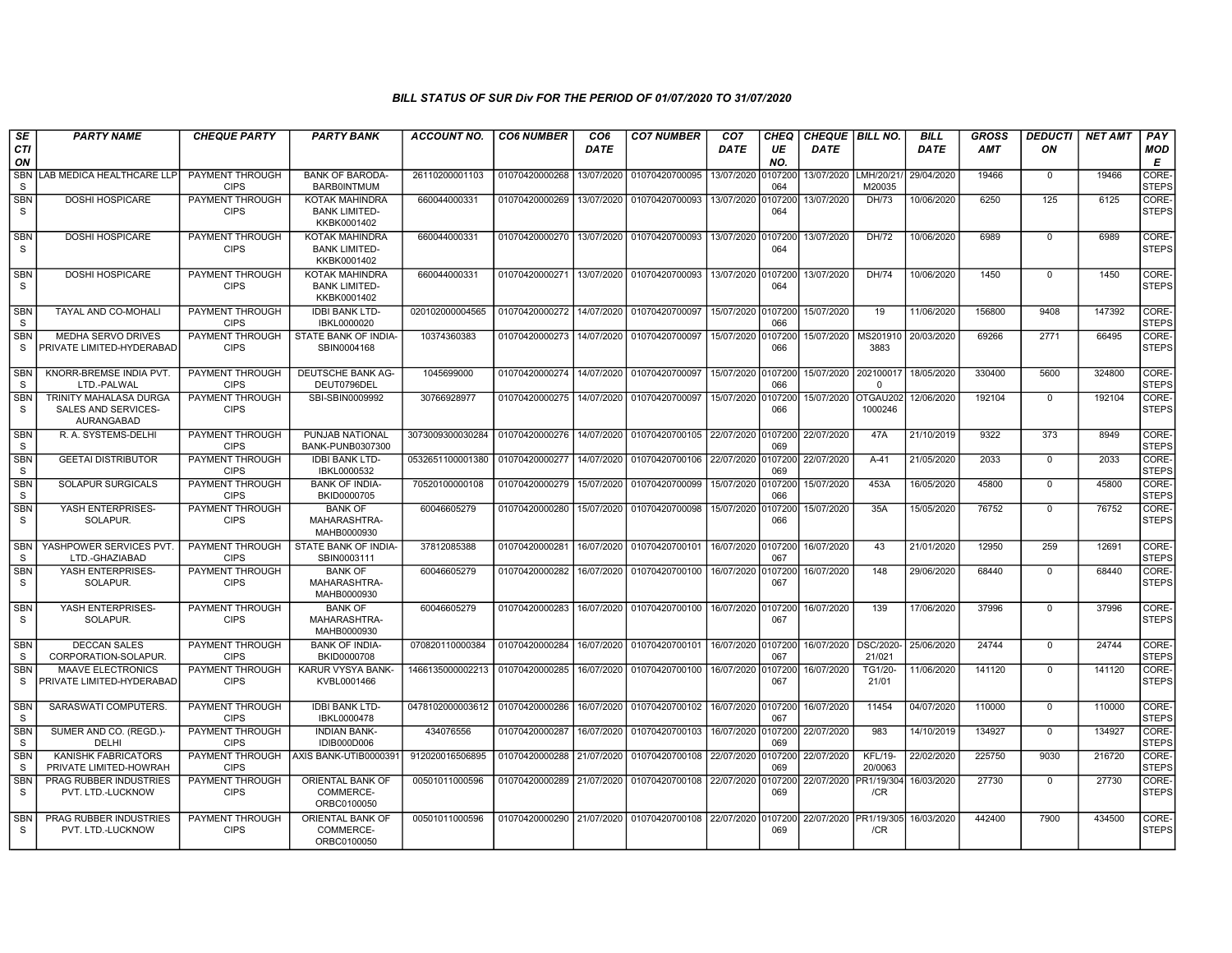### BILL STATUS OF SUR Div FOR THE PERIOD OF 01/07/2020 TO 31/07/2020

| SECTION | PARTY NAME | CHEQUE PARTY | PARTY BANK | ACCOUNT NO. | CO6 NUMBER | CO6 DATE | CO7 NUMBER | CO7 DATE | CHEQUE NO. | CHEQUE DATE | BILL NO. | BILL DATE | GROSS AMT | DEDUCTION | NET AMT | PAY MODE |
|---|---|---|---|---|---|---|---|---|---|---|---|---|---|---|---|---|
| SBNS | LAB MEDICA HEALTHCARE LLP | PAYMENT THROUGH CIPS | BANK OF BARODA-BARB0INTMUM | 26110200001103 | 01070420000268 | 13/07/2020 | 01070420700095 | 13/07/2020 | 0107200064 | 13/07/2020 | LMH/20/21/M20035 | 29/04/2020 | 19466 | 0 | 19466 | CORE-STEPS |
| SBNS | DOSHI HOSPICARE | PAYMENT THROUGH CIPS | KOTAK MAHINDRA BANK LIMITED-KKBK0001402 | 660044000331 | 01070420000269 | 13/07/2020 | 01070420700093 | 13/07/2020 | 0107200064 | 13/07/2020 | DH/73 | 10/06/2020 | 6250 | 125 | 6125 | CORE-STEPS |
| SBNS | DOSHI HOSPICARE | PAYMENT THROUGH CIPS | KOTAK MAHINDRA BANK LIMITED-KKBK0001402 | 660044000331 | 01070420000270 | 13/07/2020 | 01070420700093 | 13/07/2020 | 0107200064 | 13/07/2020 | DH/72 | 10/06/2020 | 6989 | 0 | 6989 | CORE-STEPS |
| SBNS | DOSHI HOSPICARE | PAYMENT THROUGH CIPS | KOTAK MAHINDRA BANK LIMITED-KKBK0001402 | 660044000331 | 01070420000271 | 13/07/2020 | 01070420700093 | 13/07/2020 | 0107200064 | 13/07/2020 | DH/74 | 10/06/2020 | 1450 | 0 | 1450 | CORE-STEPS |
| SBNS | TAYAL AND CO-MOHALI | PAYMENT THROUGH CIPS | IDBI BANK LTD-IBKL0000020 | 020102000004565 | 01070420000272 | 14/07/2020 | 01070420700097 | 15/07/2020 | 0107200066 | 15/07/2020 | 19 | 11/06/2020 | 156800 | 9408 | 147392 | CORE-STEPS |
| SBNS | MEDHA SERVO DRIVES PRIVATE LIMITED-HYDERABAD | PAYMENT THROUGH CIPS | STATE BANK OF INDIA-SBIN0004168 | 10374360383 | 01070420000273 | 14/07/2020 | 01070420700097 | 15/07/2020 | 0107200066 | 15/07/2020 | MS2019103883 | 20/03/2020 | 69266 | 2771 | 66495 | CORE-STEPS |
| SBNS | KNORR-BREMSE INDIA PVT. LTD.-PALWAL | PAYMENT THROUGH CIPS | DEUTSCHE BANK AG-DEUT0796DEL | 1045699000 | 01070420000274 | 14/07/2020 | 01070420700097 | 15/07/2020 | 0107200066 | 15/07/2020 | 2021000170 | 18/05/2020 | 330400 | 5600 | 324800 | CORE-STEPS |
| SBNS | TRINITY MAHALASA DURGA SALES AND SERVICES-AURANGABAD | PAYMENT THROUGH CIPS | SBI-SBIN0009992 | 30766928977 | 01070420000275 | 14/07/2020 | 01070420700097 | 15/07/2020 | 0107200066 | 15/07/2020 | OTGAU2021000246 | 12/06/2020 | 192104 | 0 | 192104 | CORE-STEPS |
| SBNS | R. A. SYSTEMS-DELHI | PAYMENT THROUGH CIPS | PUNJAB NATIONAL BANK-PUNB0307300 | 3073009300030284 | 01070420000276 | 14/07/2020 | 01070420700105 | 22/07/2020 | 0107200069 | 22/07/2020 | 47A | 21/10/2019 | 9322 | 373 | 8949 | CORE-STEPS |
| SBNS | GEETAI DISTRIBUTOR | PAYMENT THROUGH CIPS | IDBI BANK LTD-IBKL0000532 | 0532651100001380 | 01070420000277 | 14/07/2020 | 01070420700106 | 22/07/2020 | 0107200069 | 22/07/2020 | A-41 | 21/05/2020 | 2033 | 0 | 2033 | CORE-STEPS |
| SBNS | SOLAPUR SURGICALS | PAYMENT THROUGH CIPS | BANK OF INDIA-BKID0000705 | 70520100000108 | 01070420000279 | 15/07/2020 | 01070420700099 | 15/07/2020 | 0107200066 | 15/07/2020 | 453A | 16/05/2020 | 45800 | 0 | 45800 | CORE-STEPS |
| SBNS | YASH ENTERPRISES-SOLAPUR. | PAYMENT THROUGH CIPS | BANK OF MAHARASHTRA-MAHB0000930 | 60046605279 | 01070420000280 | 15/07/2020 | 01070420700098 | 15/07/2020 | 0107200066 | 15/07/2020 | 35A | 15/05/2020 | 76752 | 0 | 76752 | CORE-STEPS |
| SBNS | YASHPOWER SERVICES PVT. LTD.-GHAZIABAD | PAYMENT THROUGH CIPS | STATE BANK OF INDIA-SBIN0003111 | 37812085388 | 01070420000281 | 16/07/2020 | 01070420700101 | 16/07/2020 | 0107200067 | 16/07/2020 | 43 | 21/01/2020 | 12950 | 259 | 12691 | CORE-STEPS |
| SBNS | YASH ENTERPRISES-SOLAPUR. | PAYMENT THROUGH CIPS | BANK OF MAHARASHTRA-MAHB0000930 | 60046605279 | 01070420000282 | 16/07/2020 | 01070420700100 | 16/07/2020 | 0107200067 | 16/07/2020 | 148 | 29/06/2020 | 68440 | 0 | 68440 | CORE-STEPS |
| SBNS | YASH ENTERPRISES-SOLAPUR. | PAYMENT THROUGH CIPS | BANK OF MAHARASHTRA-MAHB0000930 | 60046605279 | 01070420000283 | 16/07/2020 | 01070420700100 | 16/07/2020 | 0107200067 | 16/07/2020 | 139 | 17/06/2020 | 37996 | 0 | 37996 | CORE-STEPS |
| SBNS | DECCAN SALES CORPORATION-SOLAPUR. | PAYMENT THROUGH CIPS | BANK OF INDIA-BKID0000708 | 070820110000384 | 01070420000284 | 16/07/2020 | 01070420700101 | 16/07/2020 | 0107200067 | 16/07/2020 | DSC/2020-21/021 | 25/06/2020 | 24744 | 0 | 24744 | CORE-STEPS |
| SBNS | MAAVE ELECTRONICS PRIVATE LIMITED-HYDERABAD | PAYMENT THROUGH CIPS | KARUR VYSYA BANK-KVBL0001466 | 1466135000002213 | 01070420000285 | 16/07/2020 | 01070420700100 | 16/07/2020 | 0107200067 | 16/07/2020 | TG1/20-21/01 | 11/06/2020 | 141120 | 0 | 141120 | CORE-STEPS |
| SBNS | SARASWATI COMPUTERS. | PAYMENT THROUGH CIPS | IDBI BANK LTD-IBKL0000478 | 0478102000003612 | 01070420000286 | 16/07/2020 | 01070420700102 | 16/07/2020 | 0107200067 | 16/07/2020 | 11454 | 04/07/2020 | 110000 | 0 | 110000 | CORE-STEPS |
| SBNS | SUMER AND CO. (REGD.)-DELHI | PAYMENT THROUGH CIPS | INDIAN BANK-IDIB000D006 | 434076556 | 01070420000287 | 16/07/2020 | 01070420700103 | 16/07/2020 | 0107200069 | 22/07/2020 | 983 | 14/10/2019 | 134927 | 0 | 134927 | CORE-STEPS |
| SBNS | KANISHK FABRICATORS PRIVATE LIMITED-HOWRAH | PAYMENT THROUGH CIPS | AXIS BANK-UTIB0000391 | 912020016506895 | 01070420000288 | 21/07/2020 | 01070420700108 | 22/07/2020 | 0107200069 | 22/07/2020 | KFL/19-20/0063 | 22/02/2020 | 225750 | 9030 | 216720 | CORE-STEPS |
| SBNS | PRAG RUBBER INDUSTRIES PVT. LTD.-LUCKNOW | PAYMENT THROUGH CIPS | ORIENTAL BANK OF COMMERCE-ORBC0100050 | 00501011000596 | 01070420000289 | 21/07/2020 | 01070420700108 | 22/07/2020 | 0107200069 | 22/07/2020 | PR1/19/304/CR | 16/03/2020 | 27730 | 0 | 27730 | CORE-STEPS |
| SBNS | PRAG RUBBER INDUSTRIES PVT. LTD.-LUCKNOW | PAYMENT THROUGH CIPS | ORIENTAL BANK OF COMMERCE-ORBC0100050 | 00501011000596 | 01070420000290 | 21/07/2020 | 01070420700108 | 22/07/2020 | 0107200069 | 22/07/2020 | PR1/19/305/CR | 16/03/2020 | 442400 | 7900 | 434500 | CORE-STEPS |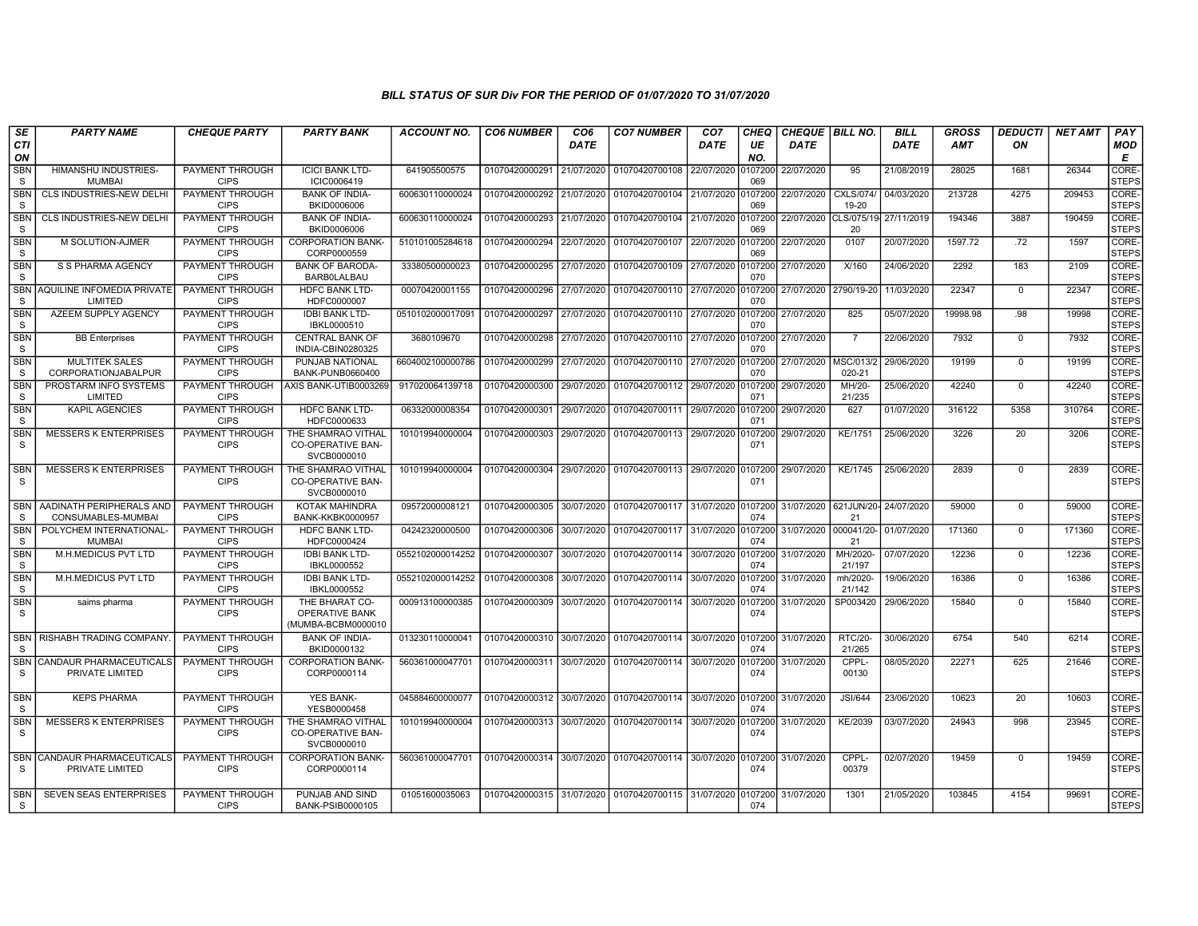# BILL STATUS OF SUR Div FOR THE PERIOD OF 01/07/2020 TO 31/07/2020

| SECTION | PARTY NAME | CHEQUE PARTY | PARTY BANK | ACCOUNT NO. | CO6 NUMBER | CO6 DATE | CO7 NUMBER | CO7 DATE | CHEQUE NO. | CHEQUE DATE | BILL NO. | BILL DATE | GROSS AMT | DEDUCTION | NET AMT | PAY MODE |
|---|---|---|---|---|---|---|---|---|---|---|---|---|---|---|---|---|
| SBNS | HIMANSHU INDUSTRIES-MUMBAI | PAYMENT THROUGH CIPS | ICICI BANK LTD-ICIC0006419 | 641905500575 | 01070420000291 | 21/07/2020 | 01070420700108 | 22/07/2020 | 0107200069 | 22/07/2020 | 95 | 21/08/2019 | 28025 | 1681 | 26344 | CORE-STEPS |
| SBNS | CLS INDUSTRIES-NEW DELHI | PAYMENT THROUGH CIPS | BANK OF INDIA-BKID0006006 | 600630110000024 | 01070420000292 | 21/07/2020 | 01070420700104 | 21/07/2020 | 0107200069 | 22/07/2020 | CXLS/074/19-20 | 04/03/2020 | 213728 | 4275 | 209453 | CORE-STEPS |
| SBNS | CLS INDUSTRIES-NEW DELHI | PAYMENT THROUGH CIPS | BANK OF INDIA-BKID0006006 | 600630110000024 | 01070420000293 | 21/07/2020 | 01070420700104 | 21/07/2020 | 0107200069 | 22/07/2020 | CLS/075/19-20 | 27/11/2019 | 194346 | 3887 | 190459 | CORE-STEPS |
| SBNS | M SOLUTION-AJMER | PAYMENT THROUGH CIPS | CORPORATION BANK-CORP0000559 | 510101005284618 | 01070420000294 | 22/07/2020 | 01070420700107 | 22/07/2020 | 0107200069 | 22/07/2020 | 0107 | 20/07/2020 | 1597.72 | .72 | 1597 | CORE-STEPS |
| SBNS | S S PHARMA AGENCY | PAYMENT THROUGH CIPS | BANK OF BARODA-BARB0LALBAU | 33380500000023 | 01070420000295 | 27/07/2020 | 01070420700109 | 27/07/2020 | 0107200070 | 27/07/2020 | X/160 | 24/06/2020 | 2292 | 183 | 2109 | CORE-STEPS |
| SBNS | AQUILINE INFOMEDIA PRIVATE LIMITED | PAYMENT THROUGH CIPS | HDFC BANK LTD-HDFC0000007 | 00070420001155 | 01070420000296 | 27/07/2020 | 01070420700110 | 27/07/2020 | 0107200070 | 27/07/2020 | 2790/19-20 | 11/03/2020 | 22347 | 0 | 22347 | CORE-STEPS |
| SBNS | AZEEM SUPPLY AGENCY | PAYMENT THROUGH CIPS | IDBI BANK LTD-IBKL0000510 | 0510102000017091 | 01070420000297 | 27/07/2020 | 01070420700110 | 27/07/2020 | 0107200070 | 27/07/2020 | 825 | 05/07/2020 | 19998.98 | .98 | 19998 | CORE-STEPS |
| SBNS | BB Enterprises | PAYMENT THROUGH CIPS | CENTRAL BANK OF INDIA-CBIN0280325 | 3680109670 | 01070420000298 | 27/07/2020 | 01070420700110 | 27/07/2020 | 0107200070 | 27/07/2020 | 7 | 22/06/2020 | 7932 | 0 | 7932 | CORE-STEPS |
| SBNS | MULTITEK SALES CORPORATIONJABALPUR | PAYMENT THROUGH CIPS | PUNJAB NATIONAL BANK-PUNB0660400 | 6604002100000786 | 01070420000299 | 27/07/2020 | 01070420700110 | 27/07/2020 | 0107200070 | 27/07/2020 | MSC/013/2020-21 | 29/06/2020 | 19199 | 0 | 19199 | CORE-STEPS |
| SBNS | PROSTARM INFO SYSTEMS LIMITED | PAYMENT THROUGH CIPS | AXIS BANK-UTIB0003269 | 917020064139718 | 01070420000300 | 29/07/2020 | 01070420700112 | 29/07/2020 | 0107200071 | 29/07/2020 | MH/20-21/235 | 25/06/2020 | 42240 | 0 | 42240 | CORE-STEPS |
| SBNS | KAPIL AGENCIES | PAYMENT THROUGH CIPS | HDFC BANK LTD-HDFC0000633 | 06332000008354 | 01070420000301 | 29/07/2020 | 01070420700111 | 29/07/2020 | 0107200071 | 29/07/2020 | 627 | 01/07/2020 | 316122 | 5358 | 310764 | CORE-STEPS |
| SBNS | MESSERS K ENTERPRISES | PAYMENT THROUGH CIPS | THE SHAMRAO VITHAL CO-OPERATIVE BAN-SVCB0000010 | 101019940000004 | 01070420000303 | 29/07/2020 | 01070420700113 | 29/07/2020 | 0107200071 | 29/07/2020 | KE/1751 | 25/06/2020 | 3226 | 20 | 3206 | CORE-STEPS |
| SBNS | MESSERS K ENTERPRISES | PAYMENT THROUGH CIPS | THE SHAMRAO VITHAL CO-OPERATIVE BAN-SVCB0000010 | 101019940000004 | 01070420000304 | 29/07/2020 | 01070420700113 | 29/07/2020 | 0107200071 | 29/07/2020 | KE/1745 | 25/06/2020 | 2839 | 0 | 2839 | CORE-STEPS |
| SBNS | AADINATH PERIPHERALS AND CONSUMABLES-MUMBAI | PAYMENT THROUGH CIPS | KOTAK MAHINDRA BANK-KKBK0000957 | 09572000008121 | 01070420000305 | 30/07/2020 | 01070420700117 | 31/07/2020 | 0107200074 | 31/07/2020 | 621JUN/20-21 | 24/07/2020 | 59000 | 0 | 59000 | CORE-STEPS |
| SBNS | POLYCHEM INTERNATIONAL-MUMBAI | PAYMENT THROUGH CIPS | HDFC BANK LTD-HDFC0000424 | 04242320000500 | 01070420000306 | 30/07/2020 | 01070420700117 | 31/07/2020 | 0107200074 | 31/07/2020 | 000041/20-21 | 01/07/2020 | 171360 | 0 | 171360 | CORE-STEPS |
| SBNS | M.H.MEDICUS PVT LTD | PAYMENT THROUGH CIPS | IDBI BANK LTD-IBKL0000552 | 0552102000014252 | 01070420000307 | 30/07/2020 | 01070420700114 | 30/07/2020 | 0107200074 | 31/07/2020 | MH/2020-21/197 | 07/07/2020 | 12236 | 0 | 12236 | CORE-STEPS |
| SBNS | M.H.MEDICUS PVT LTD | PAYMENT THROUGH CIPS | IDBI BANK LTD-IBKL0000552 | 0552102000014252 | 01070420000308 | 30/07/2020 | 01070420700114 | 30/07/2020 | 0107200074 | 31/07/2020 | mh/2020-21/142 | 19/06/2020 | 16386 | 0 | 16386 | CORE-STEPS |
| SBNS | saims pharma | PAYMENT THROUGH CIPS | THE BHARAT CO-OPERATIVE BANK (MUMBA-BCBM0000010 | 000913100000385 | 01070420000309 | 30/07/2020 | 01070420700114 | 30/07/2020 | 0107200074 | 31/07/2020 | SP003420 | 29/06/2020 | 15840 | 0 | 15840 | CORE-STEPS |
| SBNS | RISHABH TRADING COMPANY. | PAYMENT THROUGH CIPS | BANK OF INDIA-BKID0000132 | 013230110000041 | 01070420000310 | 30/07/2020 | 01070420700114 | 30/07/2020 | 0107200074 | 31/07/2020 | RTC/20-21/265 | 30/06/2020 | 6754 | 540 | 6214 | CORE-STEPS |
| SBNS | CANDAUR PHARMACEUTICALS PRIVATE LIMITED | PAYMENT THROUGH CIPS | CORPORATION BANK-CORP0000114 | 560361000047701 | 01070420000311 | 30/07/2020 | 01070420700114 | 30/07/2020 | 0107200074 | 31/07/2020 | CPPL-00130 | 08/05/2020 | 22271 | 625 | 21646 | CORE-STEPS |
| SBNS | KEPS PHARMA | PAYMENT THROUGH CIPS | YES BANK-YESB0000458 | 045884600000077 | 01070420000312 | 30/07/2020 | 01070420700114 | 30/07/2020 | 0107200074 | 31/07/2020 | JSI/644 | 23/06/2020 | 10623 | 20 | 10603 | CORE-STEPS |
| SBNS | MESSERS K ENTERPRISES | PAYMENT THROUGH CIPS | THE SHAMRAO VITHAL CO-OPERATIVE BAN-SVCB0000010 | 101019940000004 | 01070420000313 | 30/07/2020 | 01070420700114 | 30/07/2020 | 0107200074 | 31/07/2020 | KE/2039 | 03/07/2020 | 24943 | 998 | 23945 | CORE-STEPS |
| SBNS | CANDAUR PHARMACEUTICALS PRIVATE LIMITED | PAYMENT THROUGH CIPS | CORPORATION BANK-CORP0000114 | 560361000047701 | 01070420000314 | 30/07/2020 | 01070420700114 | 30/07/2020 | 0107200074 | 31/07/2020 | CPPL-00379 | 02/07/2020 | 19459 | 0 | 19459 | CORE-STEPS |
| SBNS | SEVEN SEAS ENTERPRISES | PAYMENT THROUGH CIPS | PUNJAB AND SIND BANK-PSIB0000105 | 01051600035063 | 01070420000315 | 31/07/2020 | 01070420700115 | 31/07/2020 | 0107200074 | 31/07/2020 | 1301 | 21/05/2020 | 103845 | 4154 | 99691 | CORE-STEPS |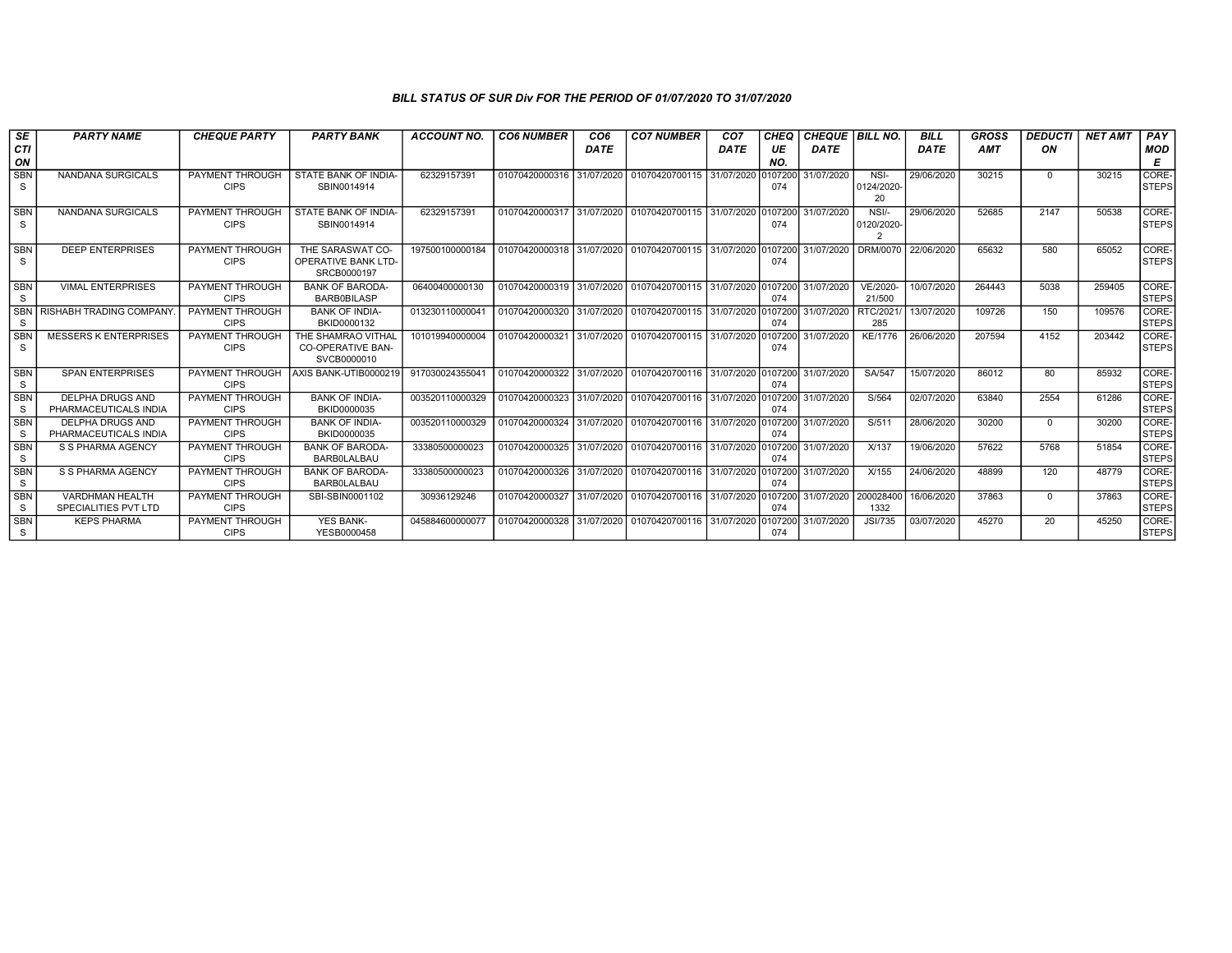### BILL STATUS OF SUR Div FOR THE PERIOD OF 01/07/2020 TO 31/07/2020

| SECTION | PARTY NAME | CHEQUE PARTY | PARTY BANK | ACCOUNT NO. | CO6 NUMBER | CO6 DATE | CO7 NUMBER | CO7 DATE | CHEQUE NO. | CHEQUE DATE | BILL NO. | BILL DATE | GROSS AMT | DEDUCTION | NET AMT | PAY MODE |
|---|---|---|---|---|---|---|---|---|---|---|---|---|---|---|---|---|
| SBNS | NANDANA SURGICALS | PAYMENT THROUGH CIPS | STATE BANK OF INDIA-SBIN0014914 | 62329157391 | 01070420000316 | 31/07/2020 | 01070420700115 | 31/07/2020 | 0107200074 | 31/07/2020 | NSI-0124/2020-20 | 29/06/2020 | 30215 | 0 | 30215 | CORE-STEPS |
| SBNS | NANDANA SURGICALS | PAYMENT THROUGH CIPS | STATE BANK OF INDIA-SBIN0014914 | 62329157391 | 01070420000317 | 31/07/2020 | 01070420700115 | 31/07/2020 | 0107200074 | 31/07/2020 | NSI/-0120/2020-2 | 29/06/2020 | 52685 | 2147 | 50538 | CORE-STEPS |
| SBNS | DEEP ENTERPRISES | PAYMENT THROUGH CIPS | THE SARASWAT CO-OPERATIVE BANK LTD-SRCB0000197 | 197500100000184 | 01070420000318 | 31/07/2020 | 01070420700115 | 31/07/2020 | 0107200074 | 31/07/2020 | DRM/0070 | 22/06/2020 | 65632 | 580 | 65052 | CORE-STEPS |
| SBNS | VIMAL ENTERPRISES | PAYMENT THROUGH CIPS | BANK OF BARODA-BARB0BILASP | 06400400000130 | 01070420000319 | 31/07/2020 | 01070420700115 | 31/07/2020 | 0107200074 | 31/07/2020 | VE/2020-21/500 | 10/07/2020 | 264443 | 5038 | 259405 | CORE-STEPS |
| SBNS | RISHABH TRADING COMPANY. | PAYMENT THROUGH CIPS | BANK OF INDIA-BKID0000132 | 013230110000041 | 01070420000320 | 31/07/2020 | 01070420700115 | 31/07/2020 | 0107200074 | 31/07/2020 | RTC/2021/285 | 13/07/2020 | 109726 | 150 | 109576 | CORE-STEPS |
| SBNS | MESSERS K ENTERPRISES | PAYMENT THROUGH CIPS | THE SHAMRAO VITHAL CO-OPERATIVE BAN-SVCB0000010 | 101019940000004 | 01070420000321 | 31/07/2020 | 01070420700115 | 31/07/2020 | 0107200074 | 31/07/2020 | KE/1776 | 26/06/2020 | 207594 | 4152 | 203442 | CORE-STEPS |
| SBNS | SPAN ENTERPRISES | PAYMENT THROUGH CIPS | AXIS BANK-UTIB0000219 | 917030024355041 | 01070420000322 | 31/07/2020 | 01070420700116 | 31/07/2020 | 0107200074 | 31/07/2020 | SA/547 | 15/07/2020 | 86012 | 80 | 85932 | CORE-STEPS |
| SBNS | DELPHA DRUGS AND PHARMACEUTICALS INDIA | PAYMENT THROUGH CIPS | BANK OF INDIA-BKID0000035 | 003520110000329 | 01070420000323 | 31/07/2020 | 01070420700116 | 31/07/2020 | 0107200074 | 31/07/2020 | S/564 | 02/07/2020 | 63840 | 2554 | 61286 | CORE-STEPS |
| SBNS | DELPHA DRUGS AND PHARMACEUTICALS INDIA | PAYMENT THROUGH CIPS | BANK OF INDIA-BKID0000035 | 003520110000329 | 01070420000324 | 31/07/2020 | 01070420700116 | 31/07/2020 | 0107200074 | 31/07/2020 | S/511 | 28/06/2020 | 30200 | 0 | 30200 | CORE-STEPS |
| SBNS | S S PHARMA AGENCY | PAYMENT THROUGH CIPS | BANK OF BARODA-BARB0LALBAU | 33380500000023 | 01070420000325 | 31/07/2020 | 01070420700116 | 31/07/2020 | 0107200074 | 31/07/2020 | X/137 | 19/06/2020 | 57622 | 5768 | 51854 | CORE-STEPS |
| SBNS | S S PHARMA AGENCY | PAYMENT THROUGH CIPS | BANK OF BARODA-BARB0LALBAU | 33380500000023 | 01070420000326 | 31/07/2020 | 01070420700116 | 31/07/2020 | 0107200074 | 31/07/2020 | X/155 | 24/06/2020 | 48899 | 120 | 48779 | CORE-STEPS |
| SBNS | VARDHMAN HEALTH SPECIALITIES PVT LTD | PAYMENT THROUGH CIPS | SBI-SBIN0001102 | 30936129246 | 01070420000327 | 31/07/2020 | 01070420700116 | 31/07/2020 | 0107200074 | 31/07/2020 | 2000284001332 | 16/06/2020 | 37863 | 0 | 37863 | CORE-STEPS |
| SBNS | KEPS PHARMA | PAYMENT THROUGH CIPS | YES BANK-YESB0000458 | 045884600000077 | 01070420000328 | 31/07/2020 | 01070420700116 | 31/07/2020 | 0107200074 | 31/07/2020 | JSI/735 | 03/07/2020 | 45270 | 20 | 45250 | CORE-STEPS |